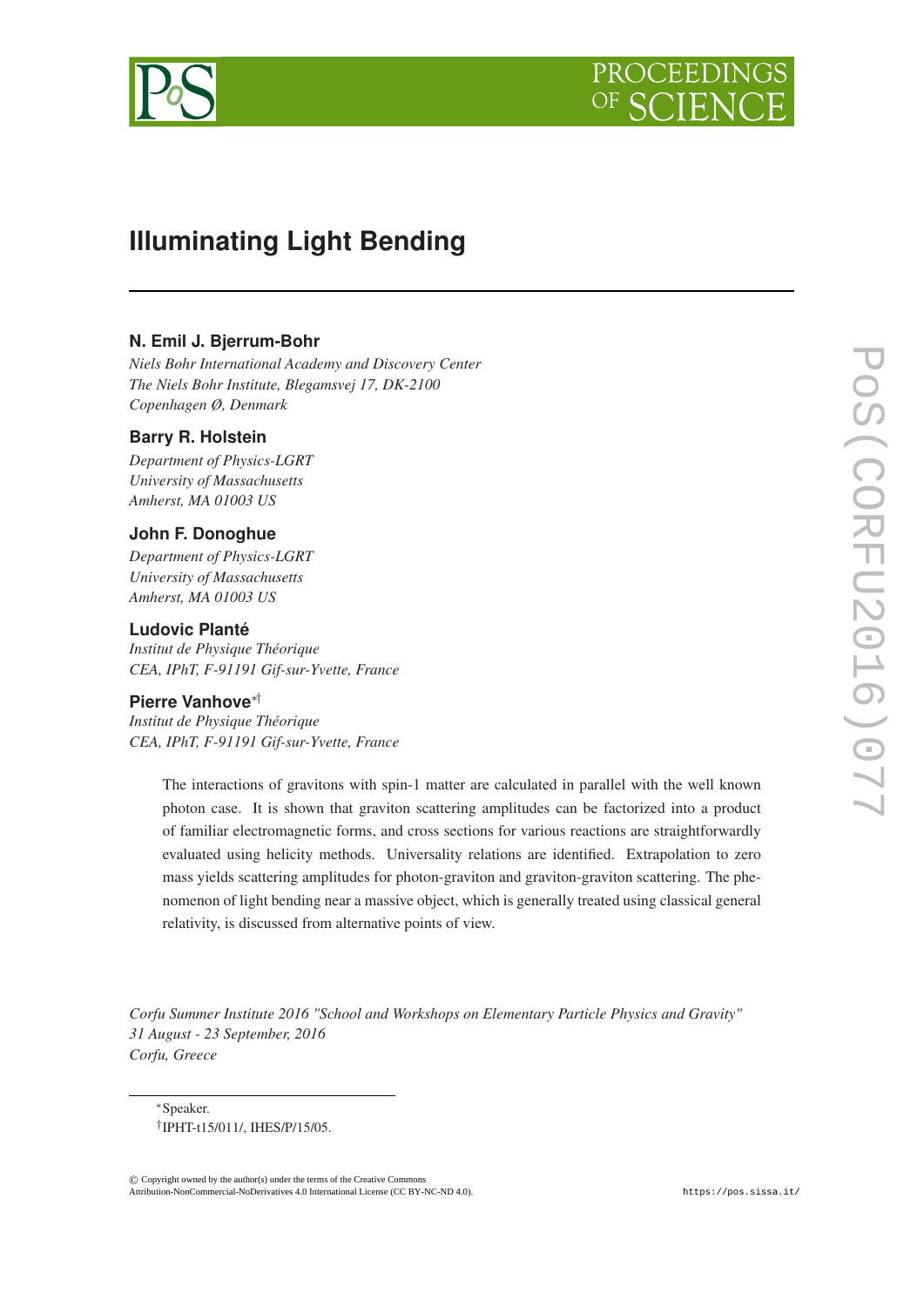# Illuminating Light Bending

**N. Emil J. Bjerrum-Bohr**

*Niels Bohr International Academy and Discovery Center*
*The Niels Bohr Institute, Blegamsvej 17, DK-2100*
*Copenhagen Ø, Denmark*

**Barry R. Holstein**

*Department of Physics-LGRT*
*University of Massachusetts*
*Amherst, MA 01003 US*

**John F. Donoghue**

*Department of Physics-LGRT*
*University of Massachusetts*
*Amherst, MA 01003 US*

**Ludovic Planté**

*Institut de Physique Théorique*
*CEA, IPhT, F-91191 Gif-sur-Yvette, France*

**Pierre Vanhove**[∗†]

*Institut de Physique Théorique*
*CEA, IPhT, F-91191 Gif-sur-Yvette, France*

The interactions of gravitons with spin-1 matter are calculated in parallel with the well known photon case. It is shown that graviton scattering amplitudes can be factorized into a product of familiar electromagnetic forms, and cross sections for various reactions are straightforwardly evaluated using helicity methods. Universality relations are identified. Extrapolation to zero mass yields scattering amplitudes for photon-graviton and graviton-graviton scattering. The phenomenon of light bending near a massive object, which is generally treated using classical general relativity, is discussed from alternative points of view.

*Corfu Summer Institute 2016 "School and Workshops on Elementary Particle Physics and Gravity"*
*31 August - 23 September, 2016*
*Corfu, Greece*

---

[∗] Speaker.
[†] IPHT-t15/011/, IHES/P/15/05.

© Copyright owned by the author(s) under the terms of the Creative Commons Attribution-NonCommercial-NoDerivatives 4.0 International License (CC BY-NC-ND 4.0).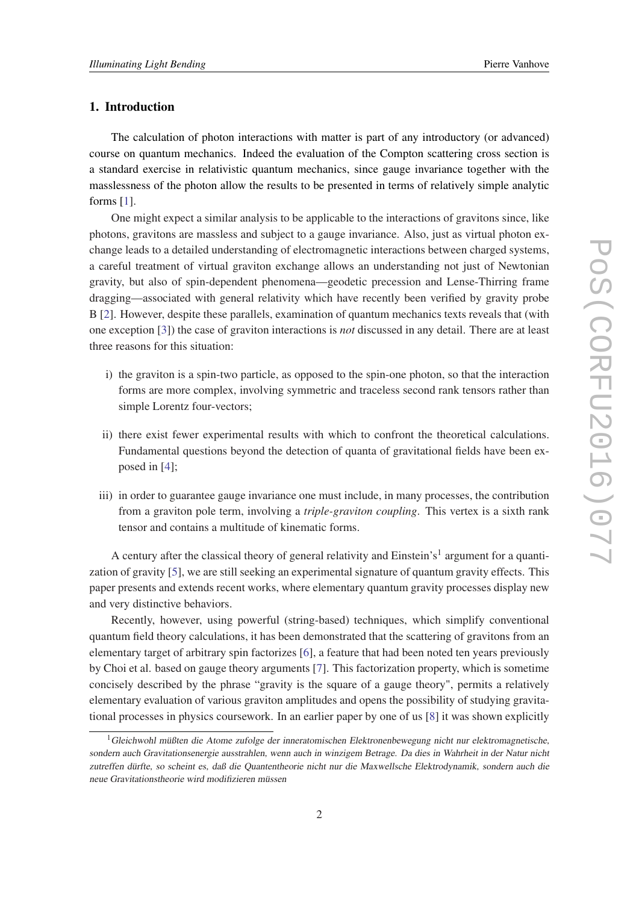## 1. Introduction

The calculation of photon interactions with matter is part of any introductory (or advanced) course on quantum mechanics. Indeed the evaluation of the Compton scattering cross section is a standard exercise in relativistic quantum mechanics, since gauge invariance together with the masslessness of the photon allow the results to be presented in terms of relatively simple analytic forms [1].

One might expect a similar analysis to be applicable to the interactions of gravitons since, like photons, gravitons are massless and subject to a gauge invariance. Also, just as virtual photon exchange leads to a detailed understanding of electromagnetic interactions between charged systems, a careful treatment of virtual graviton exchange allows an understanding not just of Newtonian gravity, but also of spin-dependent phenomena—geodetic precession and Lense-Thirring frame dragging—associated with general relativity which have recently been verified by gravity probe B [2]. However, despite these parallels, examination of quantum mechanics texts reveals that (with one exception [3]) the case of graviton interactions is *not* discussed in any detail. There are at least three reasons for this situation:

i) the graviton is a spin-two particle, as opposed to the spin-one photon, so that the interaction forms are more complex, involving symmetric and traceless second rank tensors rather than simple Lorentz four-vectors;

ii) there exist fewer experimental results with which to confront the theoretical calculations. Fundamental questions beyond the detection of quanta of gravitational fields have been exposed in [4];

iii) in order to guarantee gauge invariance one must include, in many processes, the contribution from a graviton pole term, involving a *triple-graviton coupling*. This vertex is a sixth rank tensor and contains a multitude of kinematic forms.

A century after the classical theory of general relativity and Einstein's[1] argument for a quantization of gravity [5], we are still seeking an experimental signature of quantum gravity effects. This paper presents and extends recent works, where elementary quantum gravity processes display new and very distinctive behaviors.

Recently, however, using powerful (string-based) techniques, which simplify conventional quantum field theory calculations, it has been demonstrated that the scattering of gravitons from an elementary target of arbitrary spin factorizes [6], a feature that had been noted ten years previously by Choi et al. based on gauge theory arguments [7]. This factorization property, which is sometime concisely described by the phrase "gravity is the square of a gauge theory", permits a relatively elementary evaluation of various graviton amplitudes and opens the possibility of studying gravitational processes in physics coursework. In an earlier paper by one of us [8] it was shown explicitly

[1] *Gleichwohl müßten die Atome zufolge der inneratomischen Elektronenbewegung nicht nur elektromagnetische, sondern auch Gravitationsenergie ausstrahlen, wenn auch in winzigem Betrage. Da dies in Wahrheit in der Natur nicht zutreffen dürfte, so scheint es, daß die Quantentheorie nicht nur die Maxwellsche Elektrodynamik, sondern auch die neue Gravitationstheorie wird modifizieren müssen*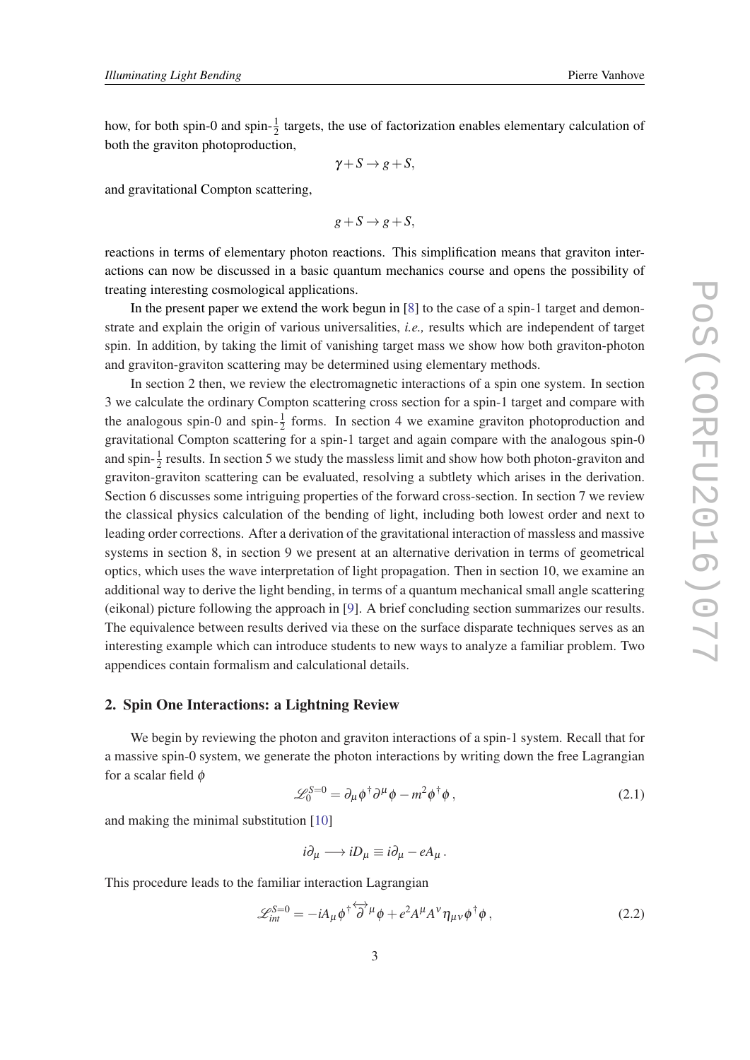how, for both spin-0 and spin-$\frac{1}{2}$ targets, the use of factorization enables elementary calculation of both the graviton photoproduction,

$$\gamma + S \to g + S,$$

and gravitational Compton scattering,

$$g + S \to g + S,$$

reactions in terms of elementary photon reactions. This simplification means that graviton interactions can now be discussed in a basic quantum mechanics course and opens the possibility of treating interesting cosmological applications.

In the present paper we extend the work begun in [8] to the case of a spin-1 target and demonstrate and explain the origin of various universalities, *i.e.,* results which are independent of target spin. In addition, by taking the limit of vanishing target mass we show how both graviton-photon and graviton-graviton scattering may be determined using elementary methods.

In section 2 then, we review the electromagnetic interactions of a spin one system. In section 3 we calculate the ordinary Compton scattering cross section for a spin-1 target and compare with the analogous spin-0 and spin-$\frac{1}{2}$ forms. In section 4 we examine graviton photoproduction and gravitational Compton scattering for a spin-1 target and again compare with the analogous spin-0 and spin-$\frac{1}{2}$ results. In section 5 we study the massless limit and show how both photon-graviton and graviton-graviton scattering can be evaluated, resolving a subtlety which arises in the derivation. Section 6 discusses some intriguing properties of the forward cross-section. In section 7 we review the classical physics calculation of the bending of light, including both lowest order and next to leading order corrections. After a derivation of the gravitational interaction of massless and massive systems in section 8, in section 9 we present at an alternative derivation in terms of geometrical optics, which uses the wave interpretation of light propagation. Then in section 10, we examine an additional way to derive the light bending, in terms of a quantum mechanical small angle scattering (eikonal) picture following the approach in [9]. A brief concluding section summarizes our results. The equivalence between results derived via these on the surface disparate techniques serves as an interesting example which can introduce students to new ways to analyze a familiar problem. Two appendices contain formalism and calculational details.

## 2. Spin One Interactions: a Lightning Review

We begin by reviewing the photon and graviton interactions of a spin-1 system. Recall that for a massive spin-0 system, we generate the photon interactions by writing down the free Lagrangian for a scalar field $\phi$

$$\mathscr{L}_0^{S=0} = \partial_\mu \phi^\dagger \partial^\mu \phi - m^2 \phi^\dagger \phi \,, \tag{2.1}$$

and making the minimal substitution [10]

$$i\partial_\mu \longrightarrow iD_\mu \equiv i\partial_\mu - eA_\mu \,.$$

This procedure leads to the familiar interaction Lagrangian

$$\mathscr{L}_{int}^{S=0} = -iA_\mu \phi^\dagger \overleftrightarrow{\partial}^\mu \phi + e^2 A^\mu A^\nu \eta_{\mu\nu} \phi^\dagger \phi \,, \tag{2.2}$$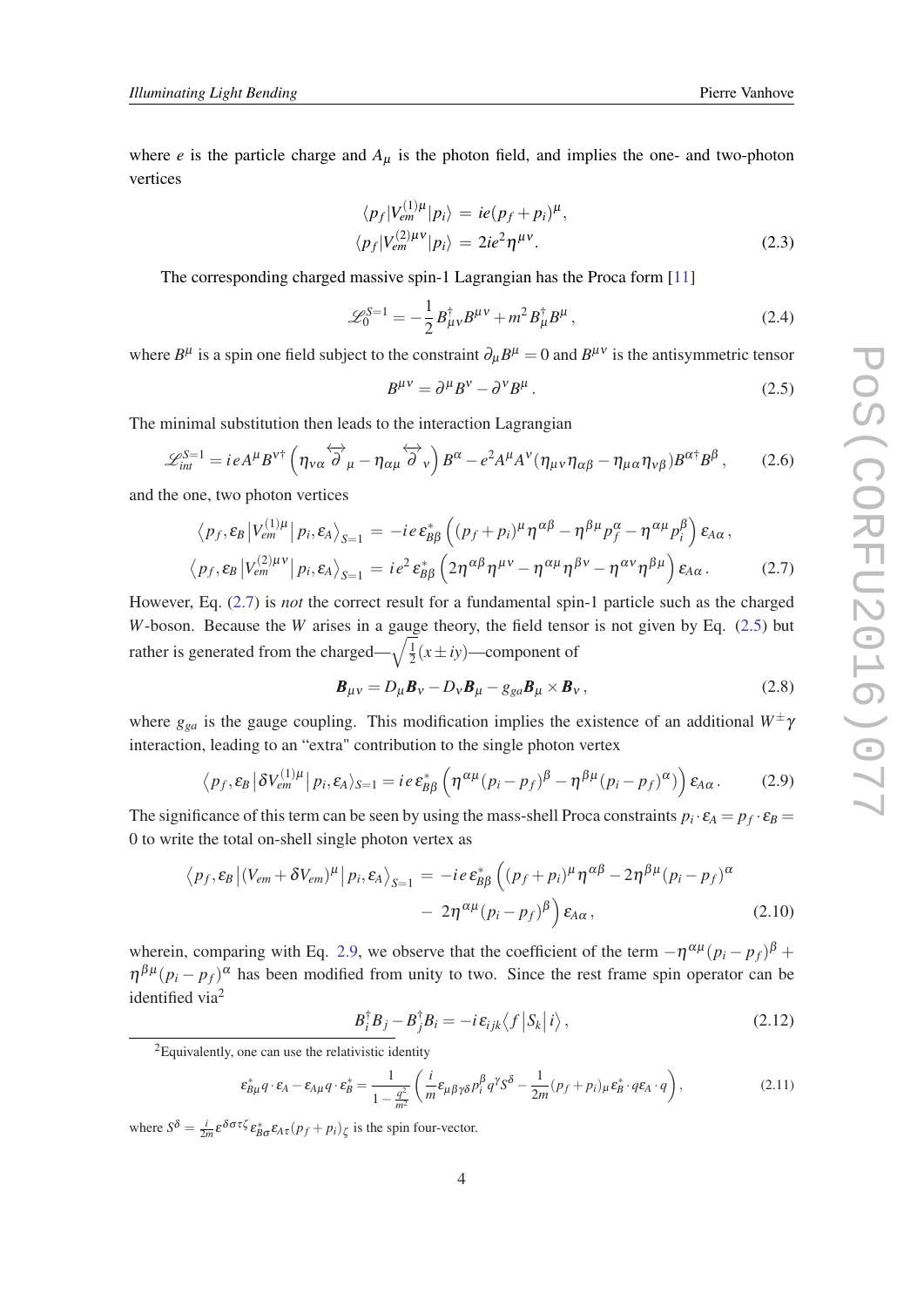where $e$ is the particle charge and $A_\mu$ is the photon field, and implies the one- and two-photon vertices

$$
\begin{aligned}
\langle p_f | V_{em}^{(1)\mu} | p_i \rangle &= ie(p_f + p_i)^\mu, \\
\langle p_f | V_{em}^{(2)\mu\nu} | p_i \rangle &= 2ie^2 \eta^{\mu\nu}.
\end{aligned} \tag{2.3}
$$

The corresponding charged massive spin-1 Lagrangian has the Proca form [11]

$$
\mathscr{L}_0^{S=1} = -\frac{1}{2} B_{\mu\nu}^\dagger B^{\mu\nu} + m^2 B_\mu^\dagger B^\mu \,, \tag{2.4}
$$

where $B^\mu$ is a spin one field subject to the constraint $\partial_\mu B^\mu = 0$ and $B^{\mu\nu}$ is the antisymmetric tensor

$$
B^{\mu\nu} = \partial^\mu B^\nu - \partial^\nu B^\mu \,. \tag{2.5}
$$

The minimal substitution then leads to the interaction Lagrangian

$$
\mathscr{L}_{int}^{S=1} = ie A^\mu B^{\nu\dagger} \left( \eta_{\nu\alpha} \overleftrightarrow{\partial}_\mu - \eta_{\alpha\mu} \overleftrightarrow{\partial}_\nu \right) B^\alpha - e^2 A^\mu A^\nu (\eta_{\mu\nu}\eta_{\alpha\beta} - \eta_{\mu\alpha}\eta_{\nu\beta}) B^{\alpha\dagger} B^\beta \,, \tag{2.6}
$$

and the one, two photon vertices

$$
\begin{aligned}
\left\langle p_f, \epsilon_B \left| V_{em}^{(1)\mu} \right| p_i, \epsilon_A \right\rangle_{S=1} &= -ie\,\epsilon_{B\beta}^* \left( (p_f + p_i)^\mu \eta^{\alpha\beta} - \eta^{\beta\mu} p_f^\alpha - \eta^{\alpha\mu} p_i^\beta \right) \epsilon_{A\alpha} \,, \\
\left\langle p_f, \epsilon_B \left| V_{em}^{(2)\mu\nu} \right| p_i, \epsilon_A \right\rangle_{S=1} &= ie^2 \epsilon_{B\beta}^* \left( 2\eta^{\alpha\beta}\eta^{\mu\nu} - \eta^{\alpha\mu}\eta^{\beta\nu} - \eta^{\alpha\nu}\eta^{\beta\mu} \right) \epsilon_{A\alpha} \,.
\end{aligned} \tag{2.7}
$$

However, Eq. (2.7) is *not* the correct result for a fundamental spin-1 particle such as the charged $W$-boson. Because the $W$ arises in a gauge theory, the field tensor is not given by Eq. (2.5) but rather is generated from the charged—$\sqrt{\frac{1}{2}}(x \pm iy)$—component of

$$
\boldsymbol{B}_{\mu\nu} = D_\mu \boldsymbol{B}_\nu - D_\nu \boldsymbol{B}_\mu - g_{ga} \boldsymbol{B}_\mu \times \boldsymbol{B}_\nu \,, \tag{2.8}
$$

where $g_{ga}$ is the gauge coupling. This modification implies the existence of an additional $W^\pm\gamma$ interaction, leading to an "extra" contribution to the single photon vertex

$$
\left\langle p_f, \epsilon_B \left| \delta V_{em}^{(1)\mu} \right| p_i, \epsilon_A \right\rangle_{S=1} = ie\,\epsilon_{B\beta}^* \left( \eta^{\alpha\mu} (p_i - p_f)^\beta - \eta^{\beta\mu} (p_i - p_f)^\alpha \right) \epsilon_{A\alpha} \,. \tag{2.9}
$$

The significance of this term can be seen by using the mass-shell Proca constraints $p_i \cdot \epsilon_A = p_f \cdot \epsilon_B = 0$ to write the total on-shell single photon vertex as

$$
\begin{aligned}
\left\langle p_f, \epsilon_B \left| (V_{em} + \delta V_{em})^\mu \right| p_i, \epsilon_A \right\rangle_{S=1} &= -ie\,\epsilon_{B\beta}^* \Big( (p_f + p_i)^\mu \eta^{\alpha\beta} - 2\eta^{\beta\mu} (p_i - p_f)^\alpha \\
&\quad - 2\eta^{\alpha\mu} (p_i - p_f)^\beta \Big) \epsilon_{A\alpha} \,,
\end{aligned} \tag{2.10}
$$

wherein, comparing with Eq. 2.9, we observe that the coefficient of the term $-\eta^{\alpha\mu}(p_i - p_f)^\beta + \eta^{\beta\mu}(p_i - p_f)^\alpha$ has been modified from unity to two. Since the rest frame spin operator can be identified via[2]

$$
B_i^\dagger B_j - B_j^\dagger B_i = -i\epsilon_{ijk} \left\langle f \left| S_k \right| i \right\rangle, \tag{2.12}
$$

[2] Equivalently, one can use the relativistic identity

$$
\epsilon_{B\mu}^* q \cdot \epsilon_A - \epsilon_{A\mu} q \cdot \epsilon_B^* = \frac{1}{1 - \frac{q^2}{m^2}} \left( \frac{i}{m} \epsilon_{\mu\beta\gamma\delta} p_i^\beta q^\gamma S^\delta - \frac{1}{2m} (p_f + p_i)_\mu \epsilon_B^* \cdot q \epsilon_A \cdot q \right), \tag{2.11}
$$

where $S^\delta = \frac{i}{2m} \epsilon^{\delta\sigma\tau\zeta} \epsilon_{B\sigma}^* \epsilon_{A\tau} (p_f + p_i)_\zeta$ is the spin four-vector.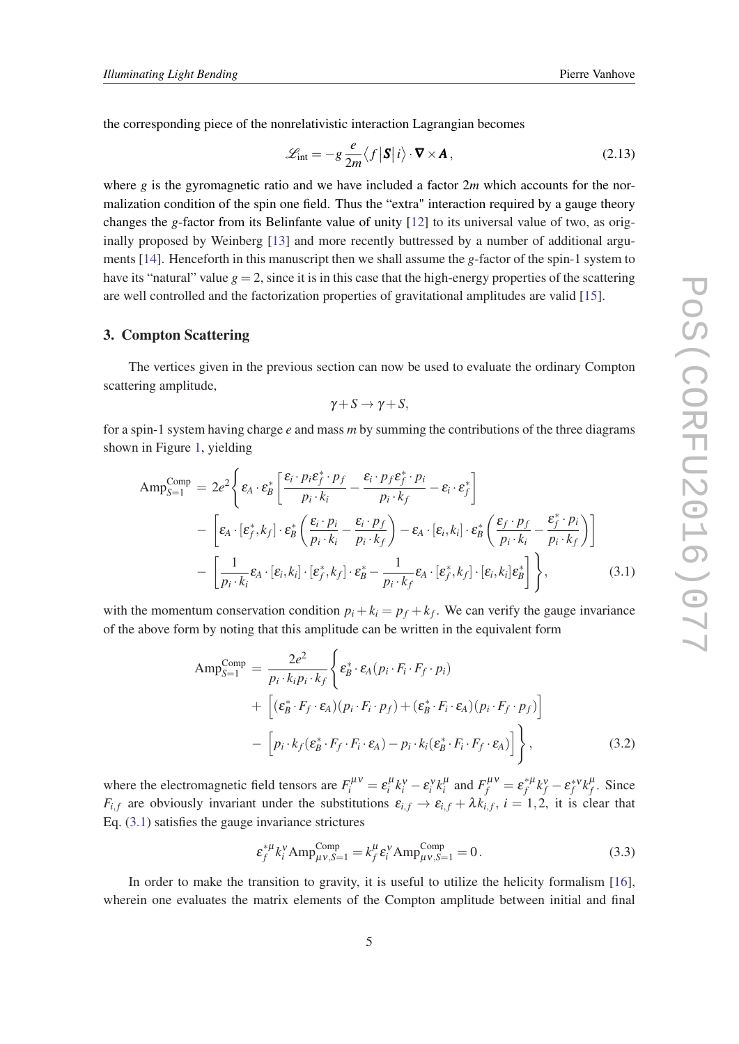the corresponding piece of the nonrelativistic interaction Lagrangian becomes

$$\mathscr{L}_{\text{int}} = -g\,\frac{e}{2m}\langle f|\boldsymbol{S}|i\rangle\cdot\boldsymbol{\nabla}\times\boldsymbol{A}\,, \tag{2.13}$$

where $g$ is the gyromagnetic ratio and we have included a factor $2m$ which accounts for the normalization condition of the spin one field. Thus the "extra" interaction required by a gauge theory changes the $g$-factor from its Belinfante value of unity [12] to its universal value of two, as originally proposed by Weinberg [13] and more recently buttressed by a number of additional arguments [14]. Henceforth in this manuscript then we shall assume the $g$-factor of the spin-1 system to have its "natural" value $g = 2$, since it is in this case that the high-energy properties of the scattering are well controlled and the factorization properties of gravitational amplitudes are valid [15].

## 3. Compton Scattering

The vertices given in the previous section can now be used to evaluate the ordinary Compton scattering amplitude,

$$\gamma + S \to \gamma + S,$$

for a spin-1 system having charge $e$ and mass $m$ by summing the contributions of the three diagrams shown in Figure 1, yielding

$$\begin{aligned}
\text{Amp}^{\text{Comp}}_{S=1} &= 2e^2\Bigg\{\varepsilon_A\cdot\varepsilon_B^*\left[\frac{\varepsilon_i\cdot p_i\varepsilon_f^*\cdot p_f}{p_i\cdot k_i}-\frac{\varepsilon_i\cdot p_f\varepsilon_f^*\cdot p_i}{p_i\cdot k_f}-\varepsilon_i\cdot\varepsilon_f^*\right]\\
&-\left[\varepsilon_A\cdot[\varepsilon_f^*,k_f]\cdot\varepsilon_B^*\left(\frac{\varepsilon_i\cdot p_i}{p_i\cdot k_i}-\frac{\varepsilon_i\cdot p_f}{p_i\cdot k_f}\right)-\varepsilon_A\cdot[\varepsilon_i,k_i]\cdot\varepsilon_B^*\left(\frac{\varepsilon_f\cdot p_f}{p_i\cdot k_i}-\frac{\varepsilon_f^*\cdot p_i}{p_i\cdot k_f}\right)\right]\\
&-\left[\frac{1}{p_i\cdot k_i}\varepsilon_A\cdot[\varepsilon_i,k_i]\cdot[\varepsilon_f^*,k_f]\cdot\varepsilon_B^*-\frac{1}{p_i\cdot k_f}\varepsilon_A\cdot[\varepsilon_f^*,k_f]\cdot[\varepsilon_i,k_i]\varepsilon_B^*\right]\Bigg\},
\end{aligned}\tag{3.1}$$

with the momentum conservation condition $p_i + k_i = p_f + k_f$. We can verify the gauge invariance of the above form by noting that this amplitude can be written in the equivalent form

$$\begin{aligned}
\text{Amp}^{\text{Comp}}_{S=1} &= \frac{2e^2}{p_i\cdot k_i p_i\cdot k_f}\Bigg\{\varepsilon_B^*\cdot\varepsilon_A(p_i\cdot F_i\cdot F_f\cdot p_i)\\
&+\left[(\varepsilon_B^*\cdot F_f\cdot\varepsilon_A)(p_i\cdot F_i\cdot p_f)+(\varepsilon_B^*\cdot F_i\cdot\varepsilon_A)(p_i\cdot F_f\cdot p_f)\right]\\
&-\left[p_i\cdot k_f(\varepsilon_B^*\cdot F_f\cdot F_i\cdot\varepsilon_A)-p_i\cdot k_i(\varepsilon_B^*\cdot F_i\cdot F_f\cdot\varepsilon_A)\right]\Bigg\},
\end{aligned}\tag{3.2}$$

where the electromagnetic field tensors are $F_i^{\mu\nu} = \varepsilon_i^\mu k_i^\nu - \varepsilon_i^\nu k_i^\mu$ and $F_f^{\mu\nu} = \varepsilon_f^{*\mu}k_f^\nu - \varepsilon_f^{*\nu}k_f^\mu$. Since $F_{i,f}$ are obviously invariant under the substitutions $\varepsilon_{i,f}\to\varepsilon_{i,f}+\lambda k_{i,f}$, $i=1,2$, it is clear that Eq. (3.1) satisfies the gauge invariance strictures

$$\varepsilon_f^{*\mu}k_i^\nu\,\text{Amp}^{\text{Comp}}_{\mu\nu,S=1} = k_f^\mu\varepsilon_i^\nu\,\text{Amp}^{\text{Comp}}_{\mu\nu,S=1} = 0\,. \tag{3.3}$$

In order to make the transition to gravity, it is useful to utilize the helicity formalism [16], wherein one evaluates the matrix elements of the Compton amplitude between initial and final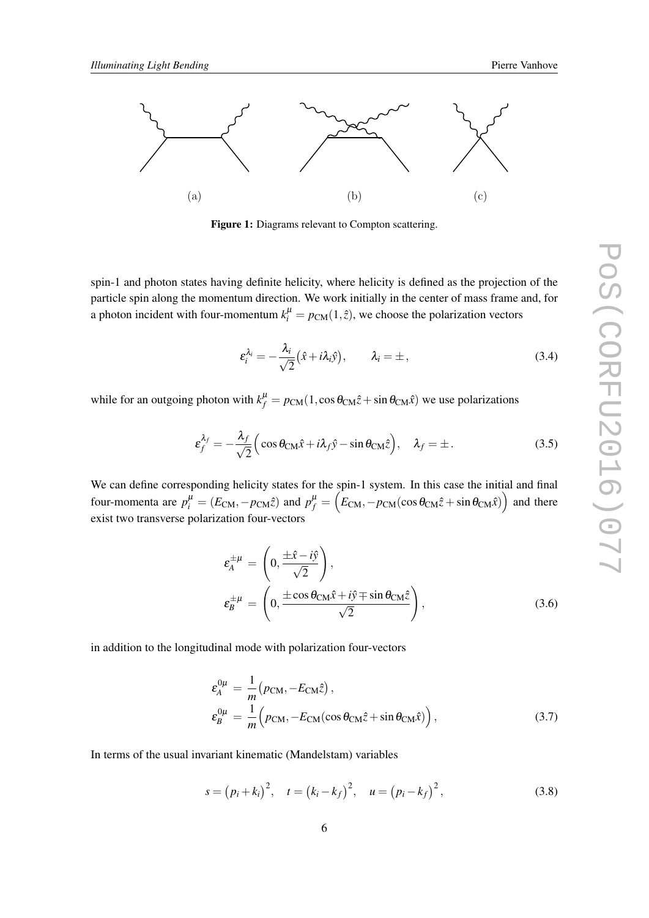(a) (b) (c)

**Figure 1:** Diagrams relevant to Compton scattering.

spin-1 and photon states having definite helicity, where helicity is defined as the projection of the particle spin along the momentum direction. We work initially in the center of mass frame and, for a photon incident with four-momentum $k_i^\mu = p_{\rm CM}(1, \hat{z})$, we choose the polarization vectors

$$\varepsilon_i^{\lambda_i} = -\frac{\lambda_i}{\sqrt{2}}\big(\hat{x} + i\lambda_i\hat{y}\big), \qquad \lambda_i = \pm\,, \tag{3.4}$$

while for an outgoing photon with $k_f^\mu = p_{\rm CM}(1, \cos\theta_{\rm CM}\hat{z} + \sin\theta_{\rm CM}\hat{x})$ we use polarizations

$$\varepsilon_f^{\lambda_f} = -\frac{\lambda_f}{\sqrt{2}}\Big(\cos\theta_{\rm CM}\hat{x} + i\lambda_f\hat{y} - \sin\theta_{\rm CM}\hat{z}\Big), \quad \lambda_f = \pm\,. \tag{3.5}$$

We can define corresponding helicity states for the spin-1 system. In this case the initial and final four-momenta are $p_i^\mu = (E_{\rm CM}, -p_{\rm CM}\hat{z})$ and $p_f^\mu = \Big(E_{\rm CM}, -p_{\rm CM}(\cos\theta_{\rm CM}\hat{z} + \sin\theta_{\rm CM}\hat{x})\Big)$ and there exist two transverse polarization four-vectors

$$\begin{aligned}
\varepsilon_A^{\pm\mu} &= \left(0, \frac{\pm\hat{x} - i\hat{y}}{\sqrt{2}}\right), \\
\varepsilon_B^{\pm\mu} &= \left(0, \frac{\pm\cos\theta_{\rm CM}\hat{x} + i\hat{y} \mp \sin\theta_{\rm CM}\hat{z}}{\sqrt{2}}\right),
\end{aligned} \tag{3.6}$$

in addition to the longitudinal mode with polarization four-vectors

$$\begin{aligned}
\varepsilon_A^{0\mu} &= \frac{1}{m}\big(p_{\rm CM}, -E_{\rm CM}\hat{z}\big)\,, \\
\varepsilon_B^{0\mu} &= \frac{1}{m}\Big(p_{\rm CM}, -E_{\rm CM}(\cos\theta_{\rm CM}\hat{z} + \sin\theta_{\rm CM}\hat{x})\Big)\,,
\end{aligned} \tag{3.7}$$

In terms of the usual invariant kinematic (Mandelstam) variables

$$s = \big(p_i + k_i\big)^2, \quad t = \big(k_i - k_f\big)^2, \quad u = \big(p_i - k_f\big)^2, \tag{3.8}$$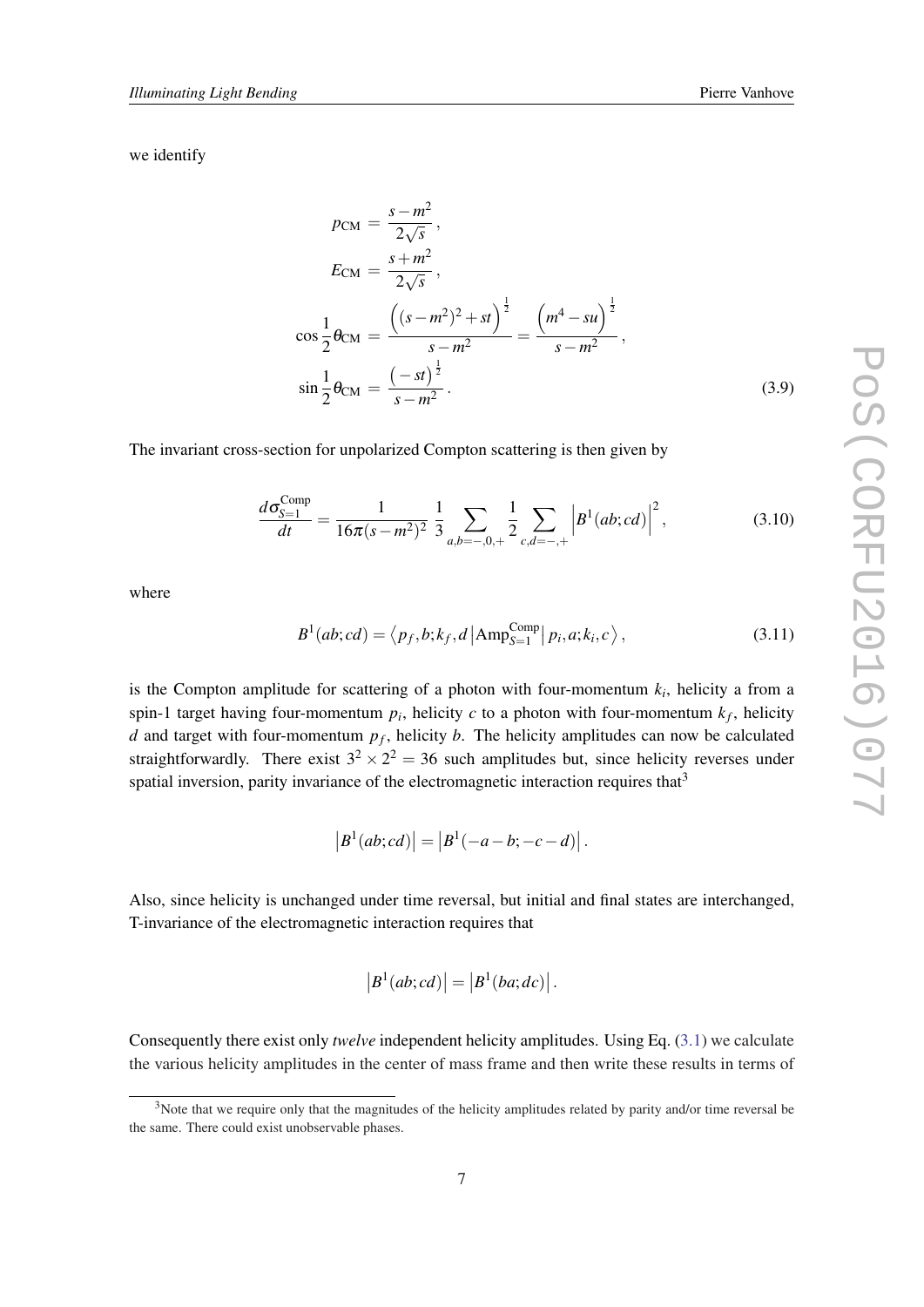we identify

$$
\begin{aligned}
p_{\rm CM} &= \frac{s-m^2}{2\sqrt{s}}\,, \\
E_{\rm CM} &= \frac{s+m^2}{2\sqrt{s}}\,, \\
\cos\frac{1}{2}\theta_{\rm CM} &= \frac{\Big((s-m^2)^2+st\Big)^{\frac{1}{2}}}{s-m^2} = \frac{\Big(m^4-su\Big)^{\frac{1}{2}}}{s-m^2}\,, \\
\sin\frac{1}{2}\theta_{\rm CM} &= \frac{\big(-st\big)^{\frac{1}{2}}}{s-m^2}\,.
\end{aligned}
\tag{3.9}
$$

The invariant cross-section for unpolarized Compton scattering is then given by

$$
\frac{d\sigma^{\rm Comp}_{S=1}}{dt} = \frac{1}{16\pi(s-m^2)^2}\,\frac{1}{3}\sum_{a,b=-,0,+}\frac{1}{2}\sum_{c,d=-,+}\Big|B^1(ab;cd)\Big|^2, \tag{3.10}
$$

where

$$
B^1(ab;cd) = \left\langle p_f,b;k_f,d\left|{\rm Amp}^{\rm Comp}_{S=1}\right|p_i,a;k_i,c\right\rangle, \tag{3.11}
$$

is the Compton amplitude for scattering of a photon with four-momentum $k_i$, helicity a from a spin-1 target having four-momentum $p_i$, helicity $c$ to a photon with four-momentum $k_f$, helicity $d$ and target with four-momentum $p_f$, helicity $b$. The helicity amplitudes can now be calculated straightforwardly. There exist $3^2\times 2^2 = 36$ such amplitudes but, since helicity reverses under spatial inversion, parity invariance of the electromagnetic interaction requires that[3]

$$
\left|B^1(ab;cd)\right| = \left|B^1(-a-b;-c-d)\right|.
$$

Also, since helicity is unchanged under time reversal, but initial and final states are interchanged, T-invariance of the electromagnetic interaction requires that

$$
\left|B^1(ab;cd)\right| = \left|B^1(ba;dc)\right|.
$$

Consequently there exist only *twelve* independent helicity amplitudes. Using Eq. (3.1) we calculate the various helicity amplitudes in the center of mass frame and then write these results in terms of

[3] Note that we require only that the magnitudes of the helicity amplitudes related by parity and/or time reversal be the same. There could exist unobservable phases.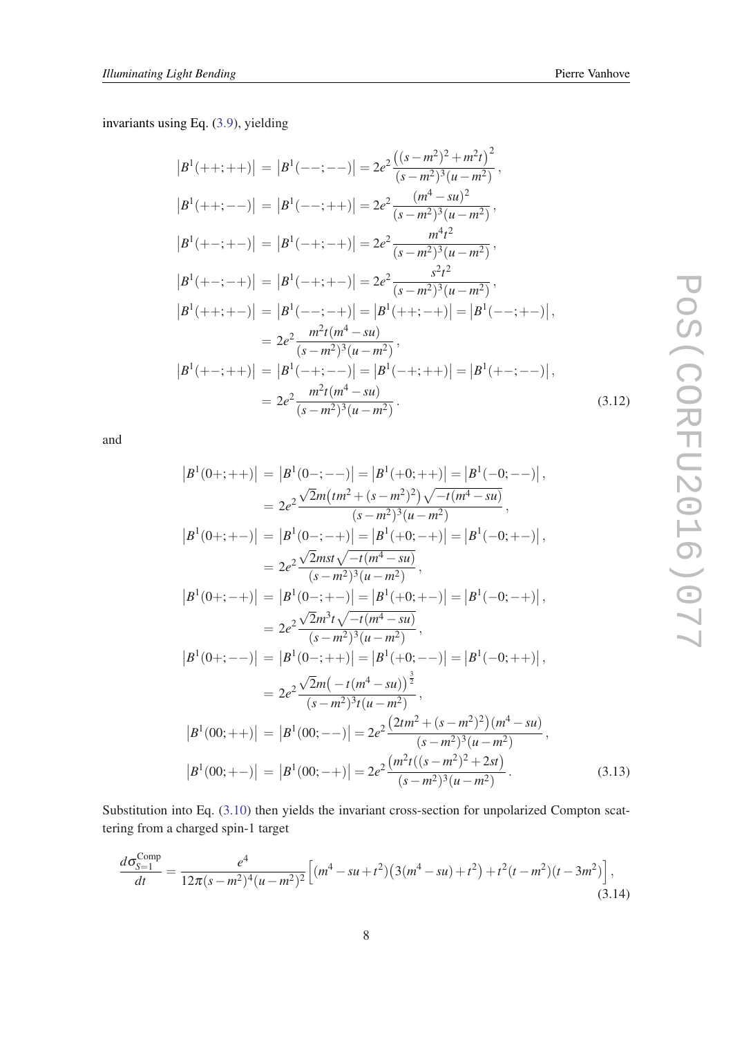invariants using Eq. (3.9), yielding

$$
\begin{aligned}
\left|B^1(++;++)\right| &= \left|B^1(--;--)\right| = 2e^2\frac{\left((s-m^2)^2+m^2t\right)^2}{(s-m^2)^3(u-m^2)}\,,\\
\left|B^1(++;--)\right| &= \left|B^1(--;++)\right| = 2e^2\frac{(m^4-su)^2}{(s-m^2)^3(u-m^2)}\,,\\
\left|B^1(+-;+-)\right| &= \left|B^1(-+;-+)\right| = 2e^2\frac{m^4t^2}{(s-m^2)^3(u-m^2)}\,,\\
\left|B^1(+-;-+)\right| &= \left|B^1(-+;+-)\right| = 2e^2\frac{s^2t^2}{(s-m^2)^3(u-m^2)}\,,\\
\left|B^1(++;+-)\right| &= \left|B^1(--;-+)\right| = \left|B^1(++;-+)\right| = \left|B^1(--;+-)\right|,\\
&= 2e^2\frac{m^2t(m^4-su)}{(s-m^2)^3(u-m^2)}\,,\\
\left|B^1(+-;++)\right| &= \left|B^1(-+;--)\right| = \left|B^1(-+;++)\right| = \left|B^1(+-;--)\right|,\\
&= 2e^2\frac{m^2t(m^4-su)}{(s-m^2)^3(u-m^2)}\,.
\end{aligned}
\tag{3.12}
$$

and

$$
\begin{aligned}
\left|B^1(0+;++)\right| &= \left|B^1(0-;--)\right| = \left|B^1(+0;++)\right| = \left|B^1(-0;--)\right|,\\
&= 2e^2\frac{\sqrt{2}m\big(tm^2+(s-m^2)^2\big)\sqrt{-t(m^4-su)}}{(s-m^2)^3(u-m^2)}\,,\\
\left|B^1(0+;+-)\right| &= \left|B^1(0-;-+)\right| = \left|B^1(+0;-+)\right| = \left|B^1(-0;+-)\right|,\\
&= 2e^2\frac{\sqrt{2}mst\sqrt{-t(m^4-su)}}{(s-m^2)^3(u-m^2)}\,,\\
\left|B^1(0+;-+)\right| &= \left|B^1(0-;+-)\right| = \left|B^1(+0;+-)\right| = \left|B^1(-0;-+)\right|,\\
&= 2e^2\frac{\sqrt{2}m^3t\sqrt{-t(m^4-su)}}{(s-m^2)^3(u-m^2)}\,,\\
\left|B^1(0+;--)\right| &= \left|B^1(0-;++)\right| = \left|B^1(+0;--)\right| = \left|B^1(-0;++)\right|,\\
&= 2e^2\frac{\sqrt{2}m\big(-t(m^4-su)\big)^{\frac{3}{2}}}{(s-m^2)^3t(u-m^2)}\,,\\
\left|B^1(00;++)\right| &= \left|B^1(00;--)\right| = 2e^2\frac{\big(2tm^2+(s-m^2)^2\big)(m^4-su)}{(s-m^2)^3(u-m^2)}\,,\\
\left|B^1(00;+-)\right| &= \left|B^1(00;-+)\right| = 2e^2\frac{\big(m^2t((s-m^2)^2+2st\big)}{(s-m^2)^3(u-m^2)}\,.
\end{aligned}
\tag{3.13}
$$

Substitution into Eq. (3.10) then yields the invariant cross-section for unpolarized Compton scattering from a charged spin-1 target

$$
\frac{d\sigma^{\rm Comp}_{S=1}}{dt} = \frac{e^4}{12\pi(s-m^2)^4(u-m^2)^2}\Big[(m^4-su+t^2)\big(3(m^4-su)+t^2\big)+t^2(t-m^2)(t-3m^2)\Big]\,,
\tag{3.14}
$$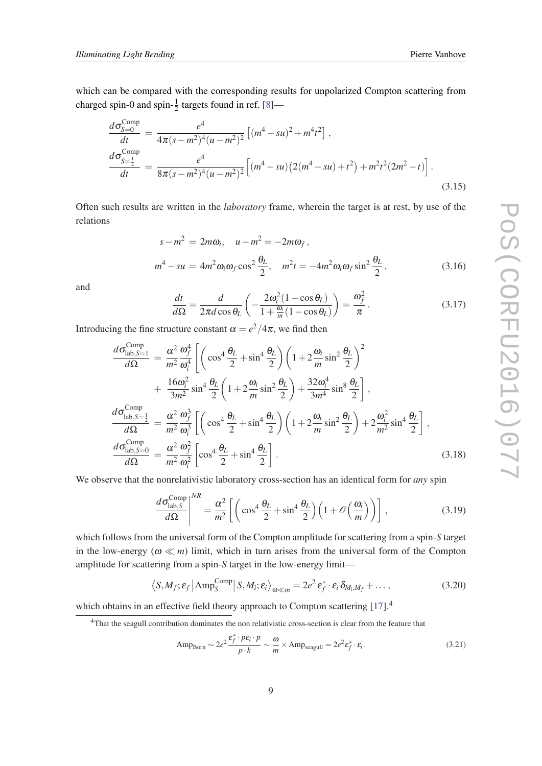which can be compared with the corresponding results for unpolarized Compton scattering from charged spin-0 and spin-$\frac{1}{2}$ targets found in ref. [8]—

$$
\begin{aligned}
\frac{d\sigma^{\rm Comp}_{S=0}}{dt} &= \frac{e^4}{4\pi(s-m^2)^4(u-m^2)^2}\left[(m^4-su)^2+m^4t^2\right],\\
\frac{d\sigma^{\rm Comp}_{S=\frac{1}{2}}}{dt} &= \frac{e^4}{8\pi(s-m^2)^4(u-m^2)^2}\Big[(m^4-su)\big(2(m^4-su)+t^2\big)+m^2t^2(2m^2-t)\Big].
\end{aligned}
\tag{3.15}
$$

Often such results are written in the *laboratory* frame, wherein the target is at rest, by use of the relations

$$
\begin{aligned}
s-m^2 &= 2m\omega_i, \quad u-m^2 = -2m\omega_f,\\
m^4-su &= 4m^2\omega_i\omega_f\cos^2\frac{\theta_L}{2}, \quad m^2t = -4m^2\omega_i\omega_f\sin^2\frac{\theta_L}{2},
\end{aligned}
\tag{3.16}
$$

and

$$
\frac{dt}{d\Omega} = \frac{d}{2\pi d\cos\theta_L}\left(-\frac{2\omega_i^2(1-\cos\theta_L)}{1+\frac{\omega_i}{m}(1-\cos\theta_L)}\right) = \frac{\omega_f^2}{\pi}. \tag{3.17}
$$

Introducing the fine structure constant $\alpha = e^2/4\pi$, we find then

$$
\begin{aligned}
\frac{d\sigma^{\rm Comp}_{{\rm lab},S=1}}{d\Omega} &= \frac{\alpha^2}{m^2}\frac{\omega_f^4}{\omega_i^4}\Bigg[\left(\cos^4\frac{\theta_L}{2}+\sin^4\frac{\theta_L}{2}\right)\left(1+2\frac{\omega_i}{m}\sin^2\frac{\theta_L}{2}\right)^2\\
&+ \frac{16\omega_i^2}{3m^2}\sin^4\frac{\theta_L}{2}\left(1+2\frac{\omega_i}{m}\sin^2\frac{\theta_L}{2}\right)+\frac{32\omega_i^4}{3m^4}\sin^8\frac{\theta_L}{2}\Bigg],\\
\frac{d\sigma^{\rm Comp}_{{\rm lab},S=\frac{1}{2}}}{d\Omega} &= \frac{\alpha^2}{m^2}\frac{\omega_f^3}{\omega_i^3}\left[\left(\cos^4\frac{\theta_L}{2}+\sin^4\frac{\theta_L}{2}\right)\left(1+2\frac{\omega_i}{m}\sin^2\frac{\theta_L}{2}\right)+2\frac{\omega_i^2}{m^2}\sin^4\frac{\theta_L}{2}\right],\\
\frac{d\sigma^{\rm Comp}_{{\rm lab},S=0}}{d\Omega} &= \frac{\alpha^2}{m^2}\frac{\omega_f^2}{\omega_i^2}\left[\cos^4\frac{\theta_L}{2}+\sin^4\frac{\theta_L}{2}\right].
\end{aligned}
\tag{3.18}
$$

We observe that the nonrelativistic laboratory cross-section has an identical form for *any* spin

$$
\left.\frac{d\sigma^{\rm Comp}_{{\rm lab},S}}{d\Omega}\right|^{NR} = \frac{\alpha^2}{m^2}\left[\left(\cos^4\frac{\theta_L}{2}+\sin^4\frac{\theta_L}{2}\right)\left(1+\mathcal{O}\Big(\frac{\omega_i}{m}\Big)\right)\right], \tag{3.19}
$$

which follows from the universal form of the Compton amplitude for scattering from a spin-$S$ target in the low-energy ($\omega \ll m$) limit, which in turn arises from the universal form of the Compton amplitude for scattering from a spin-$S$ target in the low-energy limit—

$$
\left\langle S, M_f; \epsilon_f \left| {\rm Amp}^{\rm Comp}_S \right| S, M_i; \epsilon_i \right\rangle_{\omega\ll m} = 2e^2\,\epsilon_f^*\cdot\epsilon_i\,\delta_{M_i,M_f}+\dots, \tag{3.20}
$$

which obtains in an effective field theory approach to Compton scattering [17].[4]

[4]That the seagull contribution dominates the non relativistic cross-section is clear from the feature that

$$
{\rm Amp}_{\rm Born} \sim 2e^2\frac{\epsilon_f^*\cdot p\epsilon_i\cdot p}{p\cdot k} \sim \frac{\omega}{m}\times{\rm Amp}_{\rm seagull} = 2e^2\epsilon_f^*\cdot\epsilon_i. \tag{3.21}
$$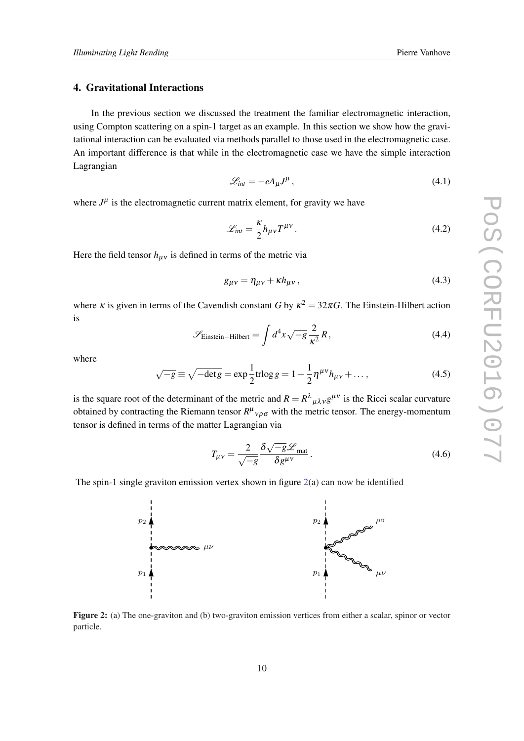## 4. Gravitational Interactions

In the previous section we discussed the treatment the familiar electromagnetic interaction, using Compton scattering on a spin-1 target as an example. In this section we show how the gravitational interaction can be evaluated via methods parallel to those used in the electromagnetic case. An important difference is that while in the electromagnetic case we have the simple interaction Lagrangian

$$\mathscr{L}_{int} = -eA_\mu J^\mu \,, \tag{4.1}$$

where $J^\mu$ is the electromagnetic current matrix element, for gravity we have

$$\mathscr{L}_{int} = \frac{\kappa}{2} h_{\mu\nu} T^{\mu\nu} \,. \tag{4.2}$$

Here the field tensor $h_{\mu\nu}$ is defined in terms of the metric via

$$g_{\mu\nu} = \eta_{\mu\nu} + \kappa h_{\mu\nu} \,, \tag{4.3}$$

where $\kappa$ is given in terms of the Cavendish constant $G$ by $\kappa^2 = 32\pi G$. The Einstein-Hilbert action is

$$\mathscr{S}_{\text{Einstein-Hilbert}} = \int d^4x \sqrt{-g}\, \frac{2}{\kappa^2} R \,, \tag{4.4}$$

where

$$\sqrt{-g} \equiv \sqrt{-\det g} = \exp \frac{1}{2} \operatorname{tr} \log g = 1 + \frac{1}{2} \eta^{\mu\nu} h_{\mu\nu} + \dots \,, \tag{4.5}$$

is the square root of the determinant of the metric and $R = R^\lambda{}_{\mu\lambda\nu} g^{\mu\nu}$ is the Ricci scalar curvature obtained by contracting the Riemann tensor $R^\mu{}_{\nu\rho\sigma}$ with the metric tensor. The energy-momentum tensor is defined in terms of the matter Lagrangian via

$$T_{\mu\nu} = \frac{2}{\sqrt{-g}} \frac{\delta \sqrt{-g} \mathscr{L}_{\text{mat}}}{\delta g^{\mu\nu}} \,. \tag{4.6}$$

The spin-1 single graviton emission vertex shown in figure 2(a) can now be identified

Figure 2: (a) The one-graviton and (b) two-graviton emission vertices from either a scalar, spinor or vector particle.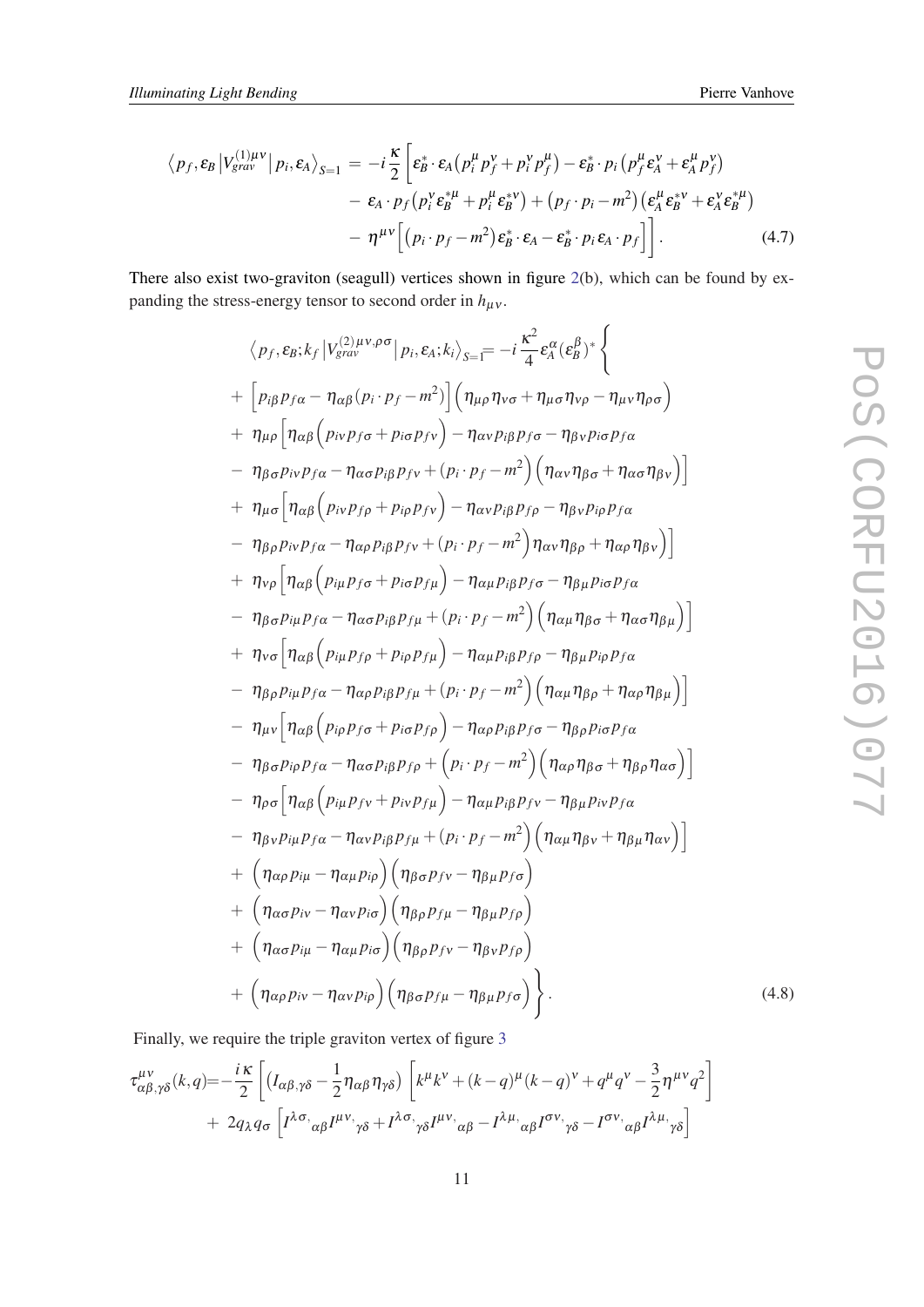$$
\begin{aligned}
\left\langle p_f, \varepsilon_B \left| V^{(1)\mu\nu}_{grav} \right| p_i, \varepsilon_A \right\rangle_{S=1} = & -i\frac{\kappa}{2}\Bigg[\varepsilon_B^* \cdot \varepsilon_A \left(p_i^\mu p_f^\nu + p_i^\nu p_f^\mu\right) - \varepsilon_B^* \cdot p_i \left(p_f^\mu \varepsilon_A^\nu + \varepsilon_A^\mu p_f^\nu\right) \\
& - \varepsilon_A \cdot p_f \left(p_i^\nu \varepsilon_B^{*\mu} + p_i^\mu \varepsilon_B^{*\nu}\right) + \left(p_f \cdot p_i - m^2\right)\left(\varepsilon_A^\mu \varepsilon_B^{*\nu} + \varepsilon_A^\nu \varepsilon_B^{*\mu}\right) \\
& - \eta^{\mu\nu}\Big[\left(p_i \cdot p_f - m^2\right)\varepsilon_B^* \cdot \varepsilon_A - \varepsilon_B^* \cdot p_i \, \varepsilon_A \cdot p_f\Big]\Bigg]. \qquad (4.7)
\end{aligned}
$$

There also exist two-graviton (seagull) vertices shown in figure 2(b), which can be found by expanding the stress-energy tensor to second order in $h_{\mu\nu}$.

$$
\begin{aligned}
& \left\langle p_f, \varepsilon_B; k_f \left| V^{(2)\mu\nu,\rho\sigma}_{grav} \right| p_i, \varepsilon_A; k_i \right\rangle_{S=1} = -i\frac{\kappa^2}{4}\varepsilon_A^\alpha (\varepsilon_B^\beta)^* \Bigg\{ \\
& + \Big[p_{i\beta}p_{f\alpha} - \eta_{\alpha\beta}(p_i \cdot p_f - m^2)\Big]\Big(\eta_{\mu\rho}\eta_{\nu\sigma} + \eta_{\mu\sigma}\eta_{\nu\rho} - \eta_{\mu\nu}\eta_{\rho\sigma}\Big) \\
& + \eta_{\mu\rho}\Big[\eta_{\alpha\beta}\Big(p_{i\nu}p_{f\sigma} + p_{i\sigma}p_{f\nu}\Big) - \eta_{\alpha\nu}p_{i\beta}p_{f\sigma} - \eta_{\beta\nu}p_{i\sigma}p_{f\alpha} \\
& - \eta_{\beta\sigma}p_{i\nu}p_{f\alpha} - \eta_{\alpha\sigma}p_{i\beta}p_{f\nu} + (p_i \cdot p_f - m^2)\Big(\eta_{\alpha\nu}\eta_{\beta\sigma} + \eta_{\alpha\sigma}\eta_{\beta\nu}\Big)\Big] \\
& + \eta_{\mu\sigma}\Big[\eta_{\alpha\beta}\Big(p_{i\nu}p_{f\rho} + p_{i\rho}p_{f\nu}\Big) - \eta_{\alpha\nu}p_{i\beta}p_{f\rho} - \eta_{\beta\nu}p_{i\rho}p_{f\alpha} \\
& - \eta_{\beta\rho}p_{i\nu}p_{f\alpha} - \eta_{\alpha\rho}p_{i\beta}p_{f\nu} + (p_i \cdot p_f - m^2)\Big)\eta_{\alpha\nu}\eta_{\beta\rho} + \eta_{\alpha\rho}\eta_{\beta\nu}\Big)\Big] \\
& + \eta_{\nu\rho}\Big[\eta_{\alpha\beta}\Big(p_{i\mu}p_{f\sigma} + p_{i\sigma}p_{f\mu}\Big) - \eta_{\alpha\mu}p_{i\beta}p_{f\sigma} - \eta_{\beta\mu}p_{i\sigma}p_{f\alpha} \\
& - \eta_{\beta\sigma}p_{i\mu}p_{f\alpha} - \eta_{\alpha\sigma}p_{i\beta}p_{f\mu} + (p_i \cdot p_f - m^2)\Big(\eta_{\alpha\mu}\eta_{\beta\sigma} + \eta_{\alpha\sigma}\eta_{\beta\mu}\Big)\Big] \\
& + \eta_{\nu\sigma}\Big[\eta_{\alpha\beta}\Big(p_{i\mu}p_{f\rho} + p_{i\rho}p_{f\mu}\Big) - \eta_{\alpha\mu}p_{i\beta}p_{f\rho} - \eta_{\beta\mu}p_{i\rho}p_{f\alpha} \\
& - \eta_{\beta\rho}p_{i\mu}p_{f\alpha} - \eta_{\alpha\rho}p_{i\beta}p_{f\mu} + (p_i \cdot p_f - m^2)\Big(\eta_{\alpha\mu}\eta_{\beta\rho} + \eta_{\alpha\rho}\eta_{\beta\mu}\Big)\Big] \\
& - \eta_{\mu\nu}\Big[\eta_{\alpha\beta}\Big(p_{i\rho}p_{f\sigma} + p_{i\sigma}p_{f\rho}\Big) - \eta_{\alpha\rho}p_{i\beta}p_{f\sigma} - \eta_{\beta\rho}p_{i\sigma}p_{f\alpha} \\
& - \eta_{\beta\sigma}p_{i\rho}p_{f\alpha} - \eta_{\alpha\sigma}p_{i\beta}p_{f\rho} + \Big(p_i \cdot p_f - m^2\Big)\Big(\eta_{\alpha\rho}\eta_{\beta\sigma} + \eta_{\beta\rho}\eta_{\alpha\sigma}\Big)\Big] \\
& - \eta_{\rho\sigma}\Big[\eta_{\alpha\beta}\Big(p_{i\mu}p_{f\nu} + p_{i\nu}p_{f\mu}\Big) - \eta_{\alpha\mu}p_{i\beta}p_{f\nu} - \eta_{\beta\mu}p_{i\nu}p_{f\alpha} \\
& - \eta_{\beta\nu}p_{i\mu}p_{f\alpha} - \eta_{\alpha\nu}p_{i\beta}p_{f\mu} + (p_i \cdot p_f - m^2)\Big(\eta_{\alpha\mu}\eta_{\beta\nu} + \eta_{\beta\mu}\eta_{\alpha\nu}\Big)\Big] \\
& + \Big(\eta_{\alpha\rho}p_{i\mu} - \eta_{\alpha\mu}p_{i\rho}\Big)\Big(\eta_{\beta\sigma}p_{f\nu} - \eta_{\beta\mu}p_{f\sigma}\Big) \\
& + \Big(\eta_{\alpha\sigma}p_{i\nu} - \eta_{\alpha\nu}p_{i\sigma}\Big)\Big(\eta_{\beta\rho}p_{f\mu} - \eta_{\beta\mu}p_{f\rho}\Big) \\
& + \Big(\eta_{\alpha\sigma}p_{i\mu} - \eta_{\alpha\mu}p_{i\sigma}\Big)\Big(\eta_{\beta\rho}p_{f\nu} - \eta_{\beta\nu}p_{f\rho}\Big) \\
& + \Big(\eta_{\alpha\rho}p_{i\nu} - \eta_{\alpha\nu}p_{i\rho}\Big)\Big(\eta_{\beta\sigma}p_{f\mu} - \eta_{\beta\mu}p_{f\sigma}\Big)\Bigg\}. \qquad (4.8)
\end{aligned}
$$

Finally, we require the triple graviton vertex of figure 3

$$
\begin{aligned}
\tau^{\mu\nu}_{\alpha\beta,\gamma\delta}(k,q) = & -\frac{i\kappa}{2}\Bigg[\Big(I_{\alpha\beta,\gamma\delta} - \frac{1}{2}\eta_{\alpha\beta}\eta_{\gamma\delta}\Big)\Bigg[k^\mu k^\nu + (k-q)^\mu (k-q)^\nu + q^\mu q^\nu - \frac{3}{2}\eta^{\mu\nu}q^2\Bigg] \\
& + 2q_\lambda q_\sigma \Big[I^{\lambda\sigma,}{}_{\alpha\beta} I^{\mu\nu,}{}_{\gamma\delta} + I^{\lambda\sigma,}{}_{\gamma\delta} I^{\mu\nu,}{}_{\alpha\beta} - I^{\lambda\mu,}{}_{\alpha\beta} I^{\sigma\nu,}{}_{\gamma\delta} - I^{\sigma\nu,}{}_{\alpha\beta} I^{\lambda\mu,}{}_{\gamma\delta}\Big]
\end{aligned}
$$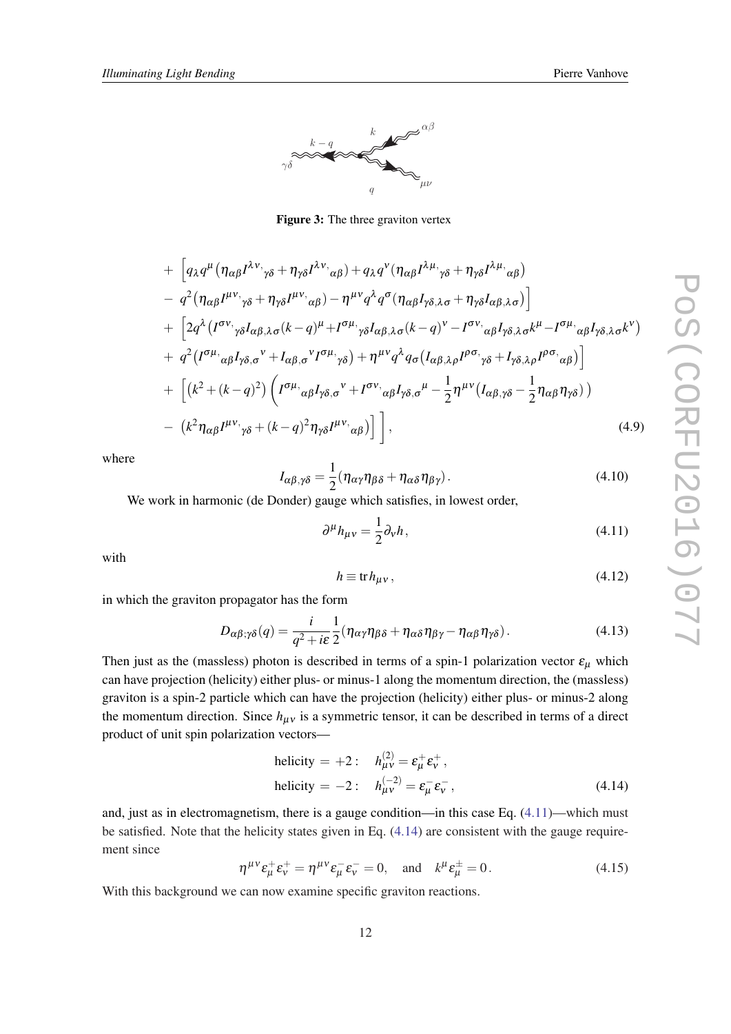**Figure 3:** The three graviton vertex

$$
\begin{aligned}
&+\ \Big[q_\lambda q^\mu\big(\eta_{\alpha\beta}I^{\lambda\nu,}{}_{\gamma\delta}+\eta_{\gamma\delta}I^{\lambda\nu,}{}_{\alpha\beta}\big)+q_\lambda q^\nu\big(\eta_{\alpha\beta}I^{\lambda\mu,}{}_{\gamma\delta}+\eta_{\gamma\delta}I^{\lambda\mu,}{}_{\alpha\beta}\big)\\
&-\ q^2\big(\eta_{\alpha\beta}I^{\mu\nu,}{}_{\gamma\delta}+\eta_{\gamma\delta}I^{\mu\nu,}{}_{\alpha\beta}\big)-\eta^{\mu\nu}q^\lambda q^\sigma\big(\eta_{\alpha\beta}I_{\gamma\delta,\lambda\sigma}+\eta_{\gamma\delta}I_{\alpha\beta,\lambda\sigma}\big)\Big]\\
&+\ \Big[2q^\lambda\big(I^{\sigma\nu,}{}_{\gamma\delta}I_{\alpha\beta,\lambda\sigma}(k-q)^\mu+I^{\sigma\mu,}{}_{\gamma\delta}I_{\alpha\beta,\lambda\sigma}(k-q)^\nu-I^{\sigma\nu,}{}_{\alpha\beta}I_{\gamma\delta,\lambda\sigma}k^\mu-I^{\sigma\mu,}{}_{\alpha\beta}I_{\gamma\delta,\lambda\sigma}k^\nu\big)\\
&+\ q^2\big(I^{\sigma\mu,}{}_{\alpha\beta}I_{\gamma\delta,\sigma}{}^\nu+I_{\alpha\beta,\sigma}{}^\nu I^{\sigma\mu,}{}_{\gamma\delta}\big)+\eta^{\mu\nu}q^\lambda q_\sigma\big(I_{\alpha\beta,\lambda\rho}I^{\rho\sigma,}{}_{\gamma\delta}+I_{\gamma\delta,\lambda\rho}I^{\rho\sigma,}{}_{\alpha\beta}\big)\Big]\\
&+\ \Big[\big(k^2+(k-q)^2\big)\Big(I^{\sigma\mu,}{}_{\alpha\beta}I_{\gamma\delta,\sigma}{}^\nu+I^{\sigma\nu,}{}_{\alpha\beta}I_{\gamma\delta,\sigma}{}^\mu-\frac{1}{2}\eta^{\mu\nu}\big(I_{\alpha\beta,\gamma\delta}-\frac{1}{2}\eta_{\alpha\beta}\eta_{\gamma\delta}\big)\Big)\\
&-\ \big(k^2\eta_{\alpha\beta}I^{\mu\nu,}{}_{\gamma\delta}+(k-q)^2\eta_{\gamma\delta}I^{\mu\nu,}{}_{\alpha\beta}\big)\Big]\ \Big],
\end{aligned}
\tag{4.9}
$$

where

$$
I_{\alpha\beta,\gamma\delta}=\frac{1}{2}(\eta_{\alpha\gamma}\eta_{\beta\delta}+\eta_{\alpha\delta}\eta_{\beta\gamma}). \tag{4.10}
$$

We work in harmonic (de Donder) gauge which satisfies, in lowest order,

$$
\partial^\mu h_{\mu\nu}=\frac{1}{2}\partial_\nu h, \tag{4.11}
$$

with

$$
h\equiv \operatorname{tr} h_{\mu\nu}, \tag{4.12}
$$

in which the graviton propagator has the form

$$
D_{\alpha\beta;\gamma\delta}(q)=\frac{i}{q^2+i\varepsilon}\frac{1}{2}(\eta_{\alpha\gamma}\eta_{\beta\delta}+\eta_{\alpha\delta}\eta_{\beta\gamma}-\eta_{\alpha\beta}\eta_{\gamma\delta}). \tag{4.13}
$$

Then just as the (massless) photon is described in terms of a spin-1 polarization vector $\varepsilon_\mu$ which can have projection (helicity) either plus- or minus-1 along the momentum direction, the (massless) graviton is a spin-2 particle which can have the projection (helicity) either plus- or minus-2 along the momentum direction. Since $h_{\mu\nu}$ is a symmetric tensor, it can be described in terms of a direct product of unit spin polarization vectors—

$$
\begin{aligned}
\text{helicity} = +2: &\quad h^{(2)}_{\mu\nu}=\varepsilon^+_\mu\varepsilon^+_\nu\,,\\
\text{helicity} = -2: &\quad h^{(-2)}_{\mu\nu}=\varepsilon^-_\mu\varepsilon^-_\nu\,,
\end{aligned}
\tag{4.14}
$$

and, just as in electromagnetism, there is a gauge condition—in this case Eq. (4.11)—which must be satisfied. Note that the helicity states given in Eq. (4.14) are consistent with the gauge requirement since

$$
\eta^{\mu\nu}\varepsilon^+_\mu\varepsilon^+_\nu=\eta^{\mu\nu}\varepsilon^-_\mu\varepsilon^-_\nu=0, \quad \text{and} \quad k^\mu\varepsilon^\pm_\mu=0. \tag{4.15}
$$

With this background we can now examine specific graviton reactions.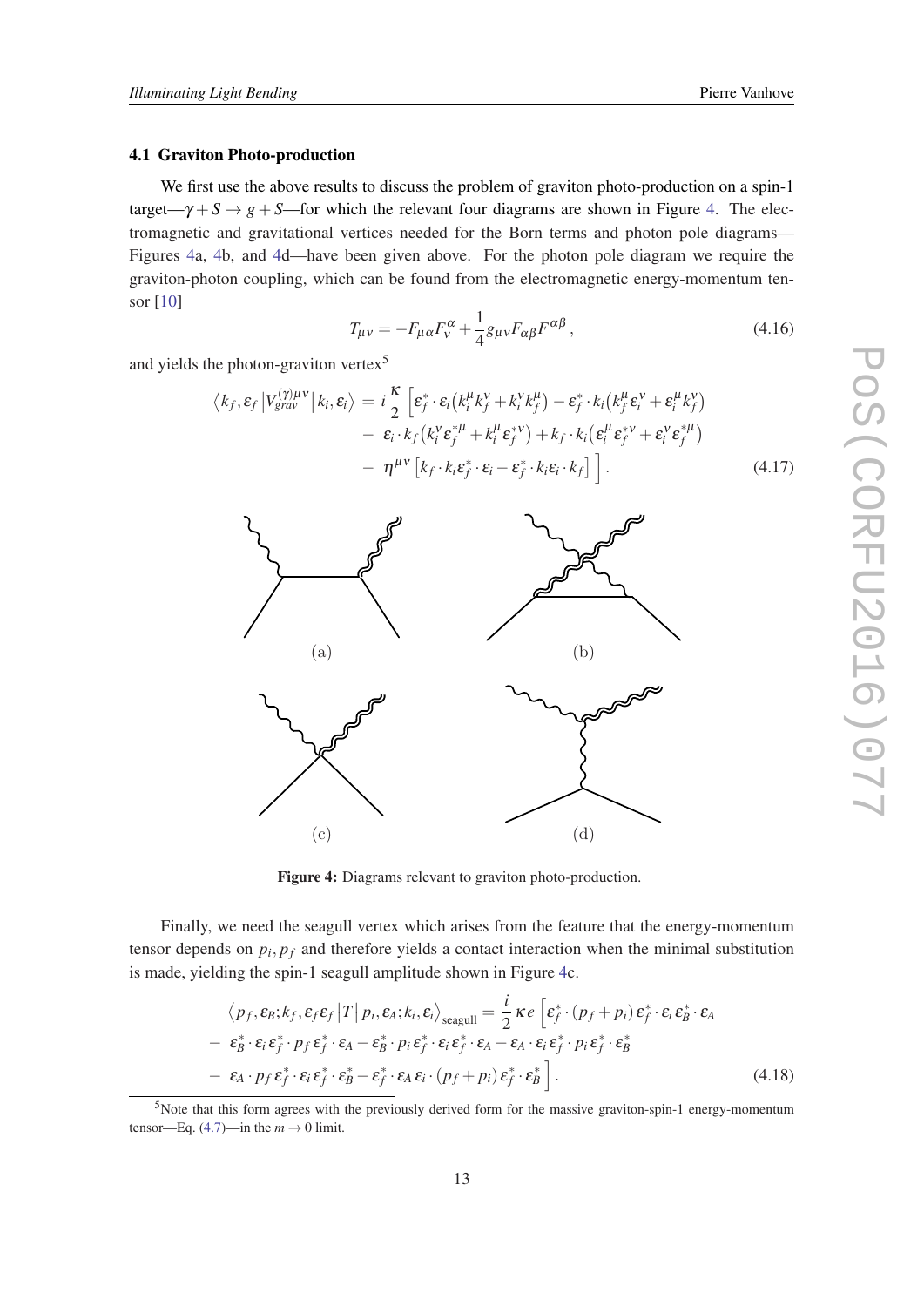### 4.1 Graviton Photo-production

We first use the above results to discuss the problem of graviton photo-production on a spin-1 target—$\gamma + S \to g + S$—for which the relevant four diagrams are shown in Figure 4. The electromagnetic and gravitational vertices needed for the Born terms and photon pole diagrams—Figures 4a, 4b, and 4d—have been given above. For the photon pole diagram we require the graviton-photon coupling, which can be found from the electromagnetic energy-momentum tensor [10]

$$T_{\mu\nu} = -F_{\mu\alpha}F^{\alpha}_{\nu} + \frac{1}{4}g_{\mu\nu}F_{\alpha\beta}F^{\alpha\beta}\,, \tag{4.16}$$

and yields the photon-graviton vertex[5]

$$\begin{aligned}
\left\langle k_f, \varepsilon_f \left| V^{(\gamma)\mu\nu}_{grav} \right| k_i, \varepsilon_i \right\rangle = & \; i\frac{\kappa}{2}\Big[\varepsilon_f^* \cdot \varepsilon_i \big(k_i^\mu k_f^\nu + k_i^\nu k_f^\mu\big) - \varepsilon_f^* \cdot k_i \big(k_f^\mu \varepsilon_i^\nu + \varepsilon_i^\mu k_f^\nu\big) \\
& - \; \varepsilon_i \cdot k_f \big(k_i^\nu \varepsilon_f^{*\mu} + k_i^\mu \varepsilon_f^{*\nu}\big) + k_f \cdot k_i \big(\varepsilon_i^\mu \varepsilon_f^{*\nu} + \varepsilon_i^\nu \varepsilon_f^{*\mu}\big) \\
& - \; \eta^{\mu\nu}\left[k_f \cdot k_i \varepsilon_f^* \cdot \varepsilon_i - \varepsilon_f^* \cdot k_i \varepsilon_i \cdot k_f\right]\Big]\,.
\end{aligned} \tag{4.17}$$

**Figure 4:** Diagrams relevant to graviton photo-production.

Finally, we need the seagull vertex which arises from the feature that the energy-momentum tensor depends on $p_i, p_f$ and therefore yields a contact interaction when the minimal substitution is made, yielding the spin-1 seagull amplitude shown in Figure 4c.

$$\begin{aligned}
& \left\langle p_f, \varepsilon_B; k_f, \varepsilon_f \varepsilon_f \left| T \right| p_i, \varepsilon_A; k_i, \varepsilon_i \right\rangle_{\text{seagull}} = \frac{i}{2}\kappa e\Big[\varepsilon_f^* \cdot (p_f + p_i)\,\varepsilon_f^* \cdot \varepsilon_i\,\varepsilon_B^* \cdot \varepsilon_A \\
- & \; \varepsilon_B^* \cdot \varepsilon_i\,\varepsilon_f^* \cdot p_f\,\varepsilon_f^* \cdot \varepsilon_A - \varepsilon_B^* \cdot p_i\,\varepsilon_f^* \cdot \varepsilon_i\,\varepsilon_f^* \cdot \varepsilon_A - \varepsilon_A \cdot \varepsilon_i\,\varepsilon_f^* \cdot p_i\,\varepsilon_f^* \cdot \varepsilon_B^* \\
- & \; \varepsilon_A \cdot p_f\,\varepsilon_f^* \cdot \varepsilon_i\,\varepsilon_f^* \cdot \varepsilon_B^* - \varepsilon_f^* \cdot \varepsilon_A\,\varepsilon_i \cdot (p_f + p_i)\,\varepsilon_f^* \cdot \varepsilon_B^*\Big]\,.
\end{aligned} \tag{4.18}$$

[5] Note that this form agrees with the previously derived form for the massive graviton-spin-1 energy-momentum tensor—Eq. (4.7)—in the $m \to 0$ limit.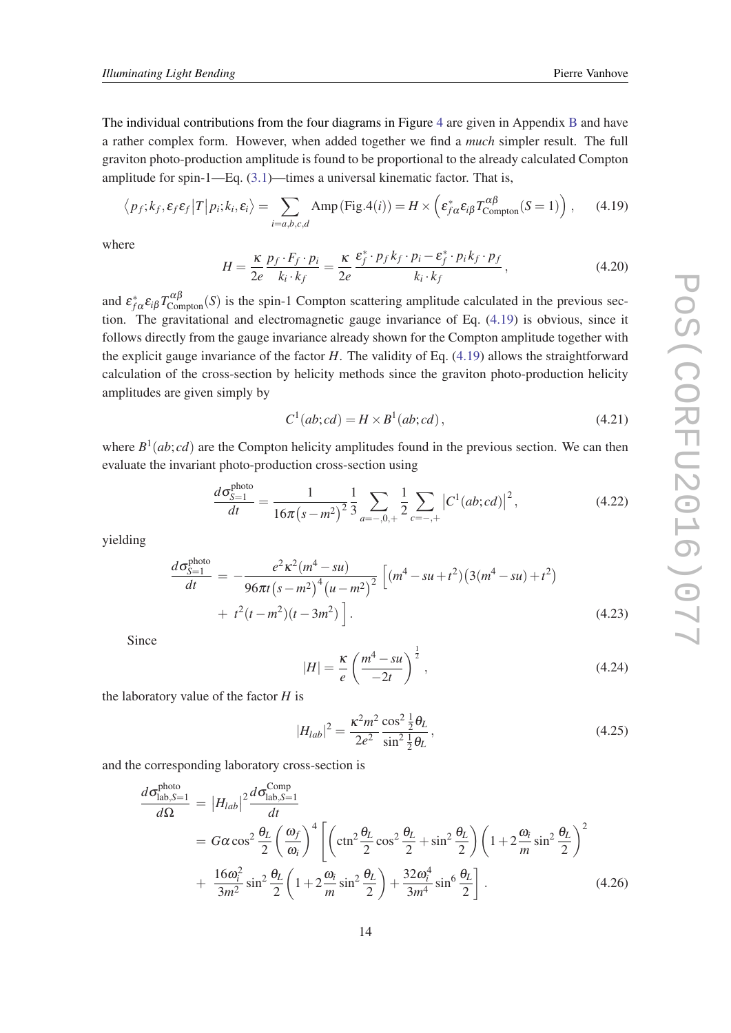The individual contributions from the four diagrams in Figure 4 are given in Appendix B and have a rather complex form. However, when added together we find a *much* simpler result. The full graviton photo-production amplitude is found to be proportional to the already calculated Compton amplitude for spin-1—Eq. (3.1)—times a universal kinematic factor. That is,

$$\left\langle p_f; k_f, \varepsilon_f \varepsilon_f \middle| T \middle| p_i; k_i, \varepsilon_i \right\rangle = \sum_{i=a,b,c,d} \mathrm{Amp}\,(\mathrm{Fig.4}(i)) = H \times \left( \varepsilon^*_{f\alpha} \varepsilon_{i\beta} T^{\alpha\beta}_{\mathrm{Compton}}(S=1) \right) , \tag{4.19}$$

where

$$H = \frac{\kappa}{2e} \frac{p_f \cdot F_f \cdot p_i}{k_i \cdot k_f} = \frac{\kappa}{2e} \frac{\varepsilon^*_f \cdot p_f \, k_f \cdot p_i - \varepsilon^*_f \cdot p_i \, k_f \cdot p_f}{k_i \cdot k_f} , \tag{4.20}$$

and $\varepsilon^*_{f\alpha} \varepsilon_{i\beta} T^{\alpha\beta}_{\mathrm{Compton}}(S)$ is the spin-1 Compton scattering amplitude calculated in the previous section. The gravitational and electromagnetic gauge invariance of Eq. (4.19) is obvious, since it follows directly from the gauge invariance already shown for the Compton amplitude together with the explicit gauge invariance of the factor $H$. The validity of Eq. (4.19) allows the straightforward calculation of the cross-section by helicity methods since the graviton photo-production helicity amplitudes are given simply by

$$C^1(ab; cd) = H \times B^1(ab; cd) , \tag{4.21}$$

where $B^1(ab; cd)$ are the Compton helicity amplitudes found in the previous section. We can then evaluate the invariant photo-production cross-section using

$$\frac{d\sigma^{\mathrm{photo}}_{S=1}}{dt} = \frac{1}{16\pi (s-m^2)^2} \frac{1}{3} \sum_{a=-,0,+} \frac{1}{2} \sum_{c=-,+} \left| C^1(ab; cd) \right|^2 , \tag{4.22}$$

yielding

$$\begin{aligned} \frac{d\sigma^{\mathrm{photo}}_{S=1}}{dt} &= -\frac{e^2 \kappa^2 (m^4 - su)}{96\pi t (s-m^2)^4 (u-m^2)^2} \Big[ (m^4 - su + t^2)\big(3(m^4 - su) + t^2\big) \\ &+ t^2 (t - m^2)(t - 3m^2) \Big] . \end{aligned} \tag{4.23}$$

Since

$$|H| = \frac{\kappa}{e} \left( \frac{m^4 - su}{-2t} \right)^{\frac{1}{2}} , \tag{4.24}$$

the laboratory value of the factor $H$ is

$$|H_{lab}|^2 = \frac{\kappa^2 m^2}{2e^2} \frac{\cos^2 \frac{1}{2}\theta_L}{\sin^2 \frac{1}{2}\theta_L} , \tag{4.25}$$

and the corresponding laboratory cross-section is

$$\begin{aligned} \frac{d\sigma^{\mathrm{photo}}_{\mathrm{lab},S=1}}{d\Omega} &= \left| H_{lab} \right|^2 \frac{d\sigma^{\mathrm{Comp}}_{\mathrm{lab},S=1}}{dt} \\ &= G\alpha \cos^2 \frac{\theta_L}{2} \left( \frac{\omega_f}{\omega_i} \right)^4 \left[ \left( \mathrm{ctn}^2 \frac{\theta_L}{2} \cos^2 \frac{\theta_L}{2} + \sin^2 \frac{\theta_L}{2} \right) \left( 1 + 2\frac{\omega_i}{m} \sin^2 \frac{\theta_L}{2} \right)^2 \right. \\ &+ \left. \frac{16\omega_i^2}{3m^2} \sin^2 \frac{\theta_L}{2} \left( 1 + 2\frac{\omega_i}{m} \sin^2 \frac{\theta_L}{2} \right) + \frac{32\omega_i^4}{3m^4} \sin^6 \frac{\theta_L}{2} \right] . \end{aligned} \tag{4.26}$$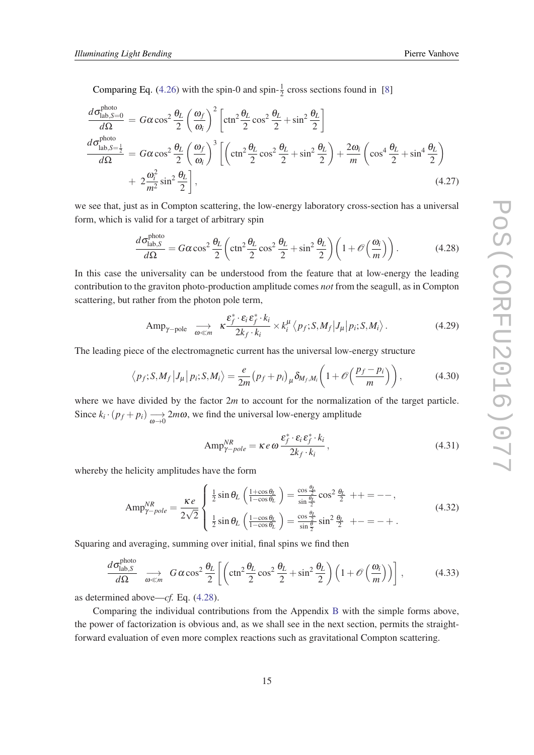Comparing Eq. (4.26) with the spin-0 and spin-$\frac{1}{2}$ cross sections found in [8]

$$
\begin{aligned}
\frac{d\sigma^{\rm photo}_{{\rm lab},S=0}}{d\Omega} &= G\alpha\cos^2\frac{\theta_L}{2}\left(\frac{\omega_f}{\omega_i}\right)^2\left[{\rm ctn}^2\frac{\theta_L}{2}\cos^2\frac{\theta_L}{2}+\sin^2\frac{\theta_L}{2}\right]\\
\frac{d\sigma^{\rm photo}_{{\rm lab},S=\frac{1}{2}}}{d\Omega} &= G\alpha\cos^2\frac{\theta_L}{2}\left(\frac{\omega_f}{\omega_i}\right)^3\left[\left({\rm ctn}^2\frac{\theta_L}{2}\cos^2\frac{\theta_L}{2}+\sin^2\frac{\theta_L}{2}\right)+\frac{2\omega_i}{m}\left(\cos^4\frac{\theta_L}{2}+\sin^4\frac{\theta_L}{2}\right)\right.\\
&+\left. 2\frac{\omega_i^2}{m^2}\sin^2\frac{\theta_L}{2}\right],
\end{aligned}
\tag{4.27}
$$

we see that, just as in Compton scattering, the low-energy laboratory cross-section has a universal form, which is valid for a target of arbitrary spin

$$
\frac{d\sigma^{\rm photo}_{{\rm lab},S}}{d\Omega} = G\alpha\cos^2\frac{\theta_L}{2}\left({\rm ctn}^2\frac{\theta_L}{2}\cos^2\frac{\theta_L}{2}+\sin^2\frac{\theta_L}{2}\right)\left(1+\mathcal{O}\left(\frac{\omega_i}{m}\right)\right).
\tag{4.28}
$$

In this case the universality can be understood from the feature that at low-energy the leading contribution to the graviton photo-production amplitude comes *not* from the seagull, as in Compton scattering, but rather from the photon pole term,

$$
{\rm Amp}_{\gamma-{\rm pole}} \underset{\omega\ll m}{\longrightarrow} \kappa\frac{\epsilon_f^*\cdot\epsilon_i\,\epsilon_f^*\cdot k_i}{2k_f\cdot k_i}\times k_i^\mu\left\langle p_f;S,M_f\middle|J_\mu\middle|p_i;S,M_i\right\rangle.
\tag{4.29}
$$

The leading piece of the electromagnetic current has the universal low-energy structure

$$
\left\langle p_f;S,M_f\middle|J_\mu\middle|p_i;S,M_i\right\rangle = \frac{e}{2m}\left(p_f+p_i\right)_\mu\delta_{M_f,M_i}\left(1+\mathcal{O}\left(\frac{p_f-p_i}{m}\right)\right),
\tag{4.30}
$$

where we have divided by the factor $2m$ to account for the normalization of the target particle. Since $k_i\cdot(p_f+p_i)\underset{\omega\to 0}{\longrightarrow}2m\omega$, we find the universal low-energy amplitude

$$
{\rm Amp}^{NR}_{\gamma-pole} = \kappa\, e\,\omega\,\frac{\epsilon_f^*\cdot\epsilon_i\,\epsilon_f^*\cdot k_i}{2k_f\cdot k_i},
\tag{4.31}
$$

whereby the helicity amplitudes have the form

$$
{\rm Amp}^{NR}_{\gamma-pole} = \frac{\kappa e}{2\sqrt{2}}\begin{cases}\frac{1}{2}\sin\theta_L\left(\frac{1+\cos\theta_L}{1-\cos\theta_L}\right)=\frac{\cos\frac{\theta_L}{2}}{\sin\frac{\theta_L}{2}}\cos^2\frac{\theta_L}{2} & ++=--\,,\\ \frac{1}{2}\sin\theta_L\left(\frac{1-\cos\theta_L}{1-\cos\theta_L}\right)=\frac{\cos\frac{\theta_L}{2}}{\sin\frac{\theta}{2}}\sin^2\frac{\theta_L}{2} & +-=-+\,.\end{cases}
\tag{4.32}
$$

Squaring and averaging, summing over initial, final spins we find then

$$
\frac{d\sigma^{\rm photo}_{{\rm lab},S}}{d\Omega} \underset{\omega\ll m}{\longrightarrow} G\,\alpha\cos^2\frac{\theta_L}{2}\left[\left({\rm ctn}^2\frac{\theta_L}{2}\cos^2\frac{\theta_L}{2}+\sin^2\frac{\theta_L}{2}\right)\left(1+\mathcal{O}\left(\frac{\omega_i}{m}\right)\right)\right],
\tag{4.33}
$$

as determined above—*cf.* Eq. (4.28).

Comparing the individual contributions from the Appendix B with the simple forms above, the power of factorization is obvious and, as we shall see in the next section, permits the straightforward evaluation of even more complex reactions such as gravitational Compton scattering.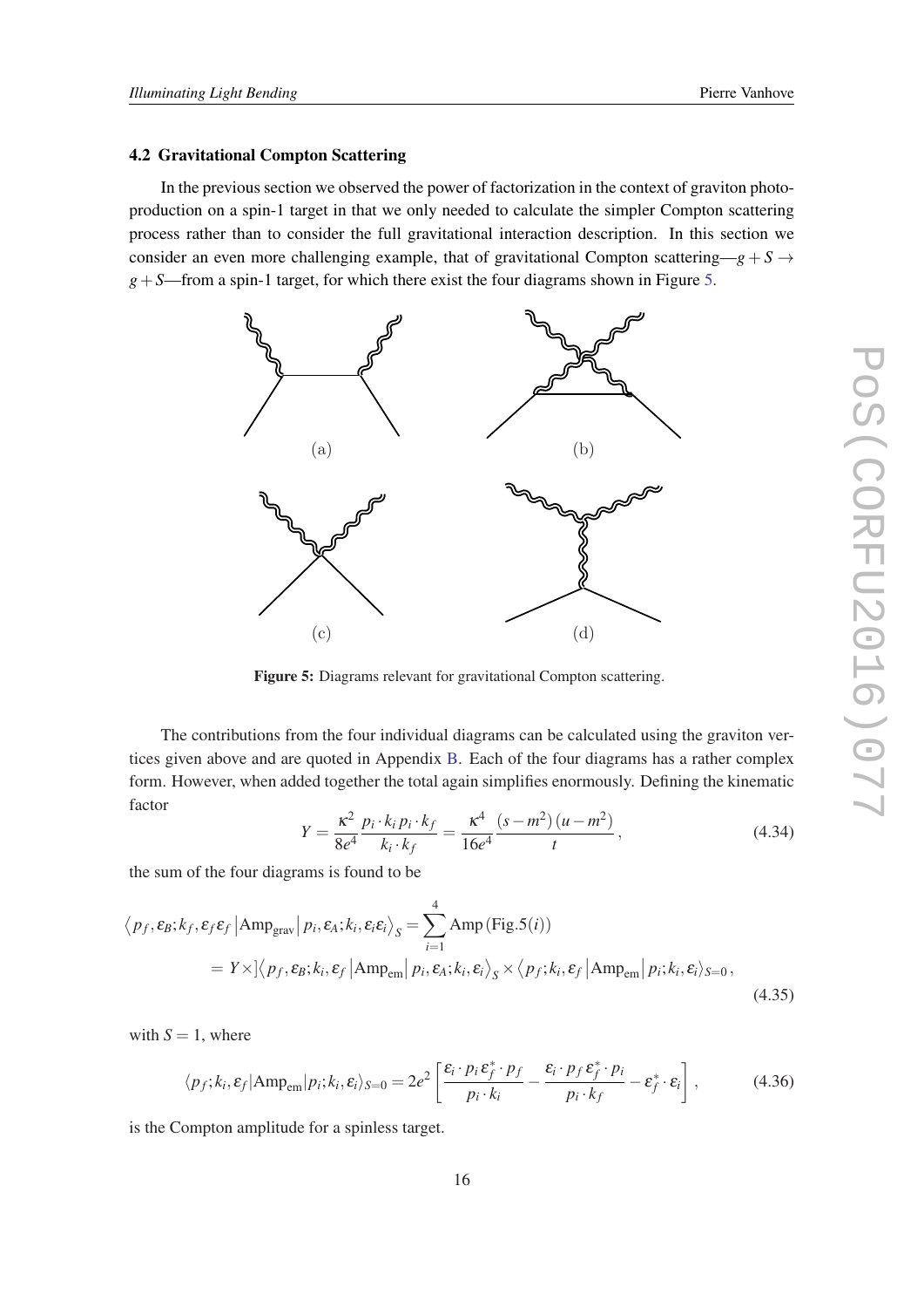### 4.2 Gravitational Compton Scattering

In the previous section we observed the power of factorization in the context of graviton photo-production on a spin-1 target in that we only needed to calculate the simpler Compton scattering process rather than to consider the full gravitational interaction description. In this section we consider an even more challenging example, that of gravitational Compton scattering—$g+S \to g+S$—from a spin-1 target, for which there exist the four diagrams shown in Figure 5.

(a) (b) (c) (d)

**Figure 5:** Diagrams relevant for gravitational Compton scattering.

The contributions from the four individual diagrams can be calculated using the graviton vertices given above and are quoted in Appendix B. Each of the four diagrams has a rather complex form. However, when added together the total again simplifies enormously. Defining the kinematic factor

$$Y = \frac{\kappa^2}{8e^4}\frac{p_i\cdot k_i\, p_i\cdot k_f}{k_i\cdot k_f} = \frac{\kappa^4}{16e^4}\frac{(s-m^2)(u-m^2)}{t}\,, \tag{4.34}$$

the sum of the four diagrams is found to be

$$\begin{aligned}\left\langle p_f,\varepsilon_B;k_f,\varepsilon_f\varepsilon_f \left|\mathrm{Amp}_{\mathrm{grav}}\right| p_i,\varepsilon_A;k_i,\varepsilon_i\varepsilon_i\right\rangle_S &= \sum_{i=1}^{4}\mathrm{Amp}\left(\mathrm{Fig.5}(i)\right)\\ &= Y\times]\left\langle p_f,\varepsilon_B;k_i,\varepsilon_f\left|\mathrm{Amp}_{\mathrm{em}}\right| p_i,\varepsilon_A;k_i,\varepsilon_i\right\rangle_S \times \left\langle p_f;k_i,\varepsilon_f\left|\mathrm{Amp}_{\mathrm{em}}\right| p_i;k_i,\varepsilon_i\right\rangle_{S=0}\,,\end{aligned} \tag{4.35}$$

with $S=1$, where

$$\langle p_f;k_i,\varepsilon_f|\mathrm{Amp}_{\mathrm{em}}|p_i;k_i,\varepsilon_i\rangle_{S=0} = 2e^2\left[\frac{\varepsilon_i\cdot p_i\,\varepsilon_f^*\cdot p_f}{p_i\cdot k_i} - \frac{\varepsilon_i\cdot p_f\,\varepsilon_f^*\cdot p_i}{p_i\cdot k_f} - \varepsilon_f^*\cdot\varepsilon_i\right]\,, \tag{4.36}$$

is the Compton amplitude for a spinless target.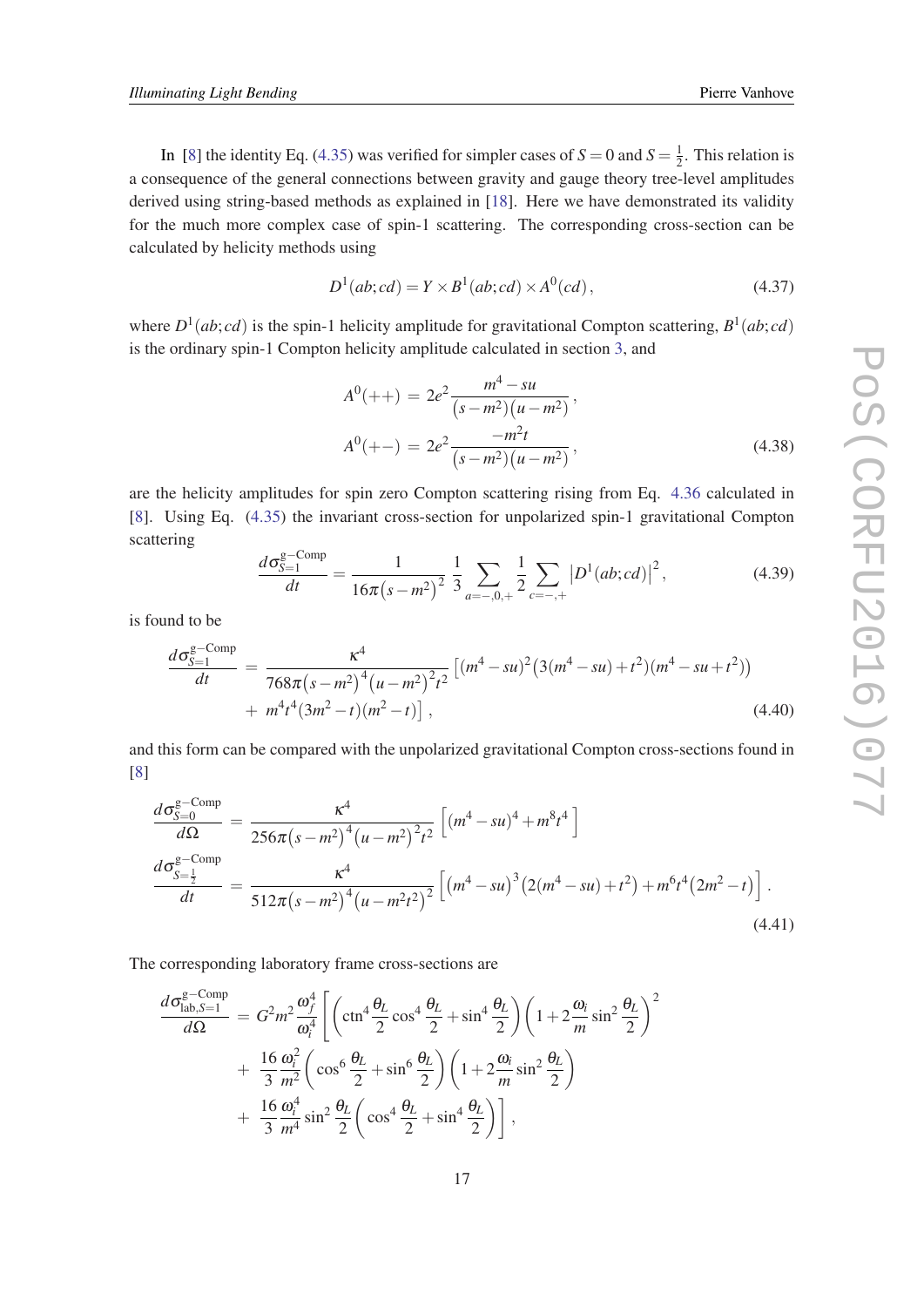In [8] the identity Eq. (4.35) was verified for simpler cases of $S = 0$ and $S = \frac{1}{2}$. This relation is a consequence of the general connections between gravity and gauge theory tree-level amplitudes derived using string-based methods as explained in [18]. Here we have demonstrated its validity for the much more complex case of spin-1 scattering. The corresponding cross-section can be calculated by helicity methods using

$$D^1(ab;cd) = Y \times B^1(ab;cd) \times A^0(cd)\,, \tag{4.37}$$

where $D^1(ab;cd)$ is the spin-1 helicity amplitude for gravitational Compton scattering, $B^1(ab;cd)$ is the ordinary spin-1 Compton helicity amplitude calculated in section 3, and

$$\begin{aligned}
A^0(++) &= 2e^2 \frac{m^4 - su}{(s-m^2)(u-m^2)}\,,\\
A^0(+-) &= 2e^2 \frac{-m^2 t}{(s-m^2)(u-m^2)}\,,
\end{aligned} \tag{4.38}$$

are the helicity amplitudes for spin zero Compton scattering rising from Eq. 4.36 calculated in [8]. Using Eq. (4.35) the invariant cross-section for unpolarized spin-1 gravitational Compton scattering

$$\frac{d\sigma^{\rm g-Comp}_{S=1}}{dt} = \frac{1}{16\pi(s-m^2)^2}\,\frac{1}{3}\sum_{a=-,0,+}\frac{1}{2}\sum_{c=-,+}\left|D^1(ab;cd)\right|^2, \tag{4.39}$$

is found to be

$$\begin{aligned}
\frac{d\sigma^{\rm g-Comp}_{S=1}}{dt} &= \frac{\kappa^4}{768\pi(s-m^2)^4(u-m^2)^2t^2}\left[(m^4-su)^2\big(3(m^4-su)+t^2\big)(m^4-su+t^2)\big)\right.\\
&\quad + \left. m^4t^4(3m^2-t)(m^2-t)\right]\,,
\end{aligned} \tag{4.40}$$

and this form can be compared with the unpolarized gravitational Compton cross-sections found in [8]

$$\begin{aligned}
\frac{d\sigma^{\rm g-Comp}_{S=0}}{d\Omega} &= \frac{\kappa^4}{256\pi(s-m^2)^4(u-m^2)^2t^2}\left[(m^4-su)^4+m^8t^4\right]\\
\frac{d\sigma^{\rm g-Comp}_{S=\frac{1}{2}}}{dt} &= \frac{\kappa^4}{512\pi(s-m^2)^4(u-m^2t^2)^2}\left[(m^4-su)^3\big(2(m^4-su)+t^2\big)+m^6t^4(2m^2-t)\right].
\end{aligned} \tag{4.41}$$

The corresponding laboratory frame cross-sections are

$$\begin{aligned}
\frac{d\sigma^{\rm g-Comp}_{{\rm lab},S=1}}{d\Omega} &= G^2m^2\frac{\omega_f^4}{\omega_i^4}\left[\left(\mathrm{ctn}^4\frac{\theta_L}{2}\cos^4\frac{\theta_L}{2}+\sin^4\frac{\theta_L}{2}\right)\left(1+2\frac{\omega_i}{m}\sin^2\frac{\theta_L}{2}\right)^2\right.\\
&\quad + \frac{16}{3}\frac{\omega_i^2}{m^2}\left(\cos^6\frac{\theta_L}{2}+\sin^6\frac{\theta_L}{2}\right)\left(1+2\frac{\omega_i}{m}\sin^2\frac{\theta_L}{2}\right)\\
&\quad + \left.\frac{16}{3}\frac{\omega_i^4}{m^4}\sin^2\frac{\theta_L}{2}\left(\cos^4\frac{\theta_L}{2}+\sin^4\frac{\theta_L}{2}\right)\right],
\end{aligned}$$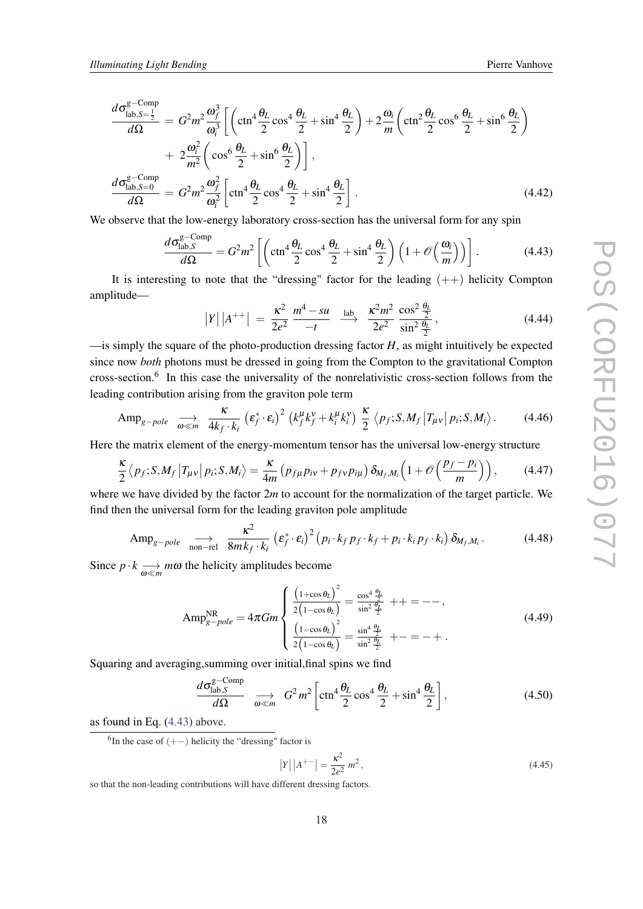$$
\begin{aligned}
\frac{d\sigma^{\rm g-Comp}_{{\rm lab},S=\frac{1}{2}}}{d\Omega} &= G^2m^2\frac{\omega_f^3}{\omega_i^3}\left[\left({\rm ctn}^4\frac{\theta_L}{2}\cos^4\frac{\theta_L}{2}+\sin^4\frac{\theta_L}{2}\right)+2\frac{\omega_i}{m}\left({\rm ctn}^2\frac{\theta_L}{2}\cos^6\frac{\theta_L}{2}+\sin^6\frac{\theta_L}{2}\right)\right.\\
&\left.+\ 2\frac{\omega_i^2}{m^2}\left(\cos^6\frac{\theta_L}{2}+\sin^6\frac{\theta_L}{2}\right)\right],\\
\frac{d\sigma^{\rm g-Comp}_{{\rm lab},S=0}}{d\Omega} &= G^2m^2\frac{\omega_f^2}{\omega_i^2}\left[{\rm ctn}^4\frac{\theta_L}{2}\cos^4\frac{\theta_L}{2}+\sin^4\frac{\theta_L}{2}\right].
\end{aligned}
\tag{4.42}
$$

We observe that the low-energy laboratory cross-section has the universal form for any spin

$$
\frac{d\sigma^{\rm g-Comp}_{{\rm lab},S}}{d\Omega} = G^2m^2\left[\left({\rm ctn}^4\frac{\theta_L}{2}\cos^4\frac{\theta_L}{2}+\sin^4\frac{\theta_L}{2}\right)\left(1+\mathcal{O}\left(\frac{\omega_i}{m}\right)\right)\right].
\tag{4.43}
$$

It is interesting to note that the "dressing" factor for the leading $(++)$ helicity Compton amplitude—

$$
\left|Y\right|\left|A^{++}\right| = \frac{\kappa^2}{2e^2}\,\frac{m^4-su}{-t} \ \ \xrightarrow{\rm lab}\ \ \frac{\kappa^2m^2}{2e^2}\,\frac{\cos^2\frac{\theta_L}{2}}{\sin^2\frac{\theta_L}{2}},
\tag{4.44}
$$

—is simply the square of the photo-production dressing factor $H$, as might intuitively be expected since now *both* photons must be dressed in going from the Compton to the gravitational Compton cross-section.[6] In this case the universality of the nonrelativistic cross-section follows from the leading contribution arising from the graviton pole term

$$
{\rm Amp}_{g-pole}\ \underset{\omega\ll m}{\longrightarrow}\ \frac{\kappa}{4k_f\cdot k_i}\left(\varepsilon_f^*\cdot\varepsilon_i\right)^2\left(k_f^\mu k_f^\nu+k_i^\mu k_i^\nu\right)\,\frac{\kappa}{2}\left\langle p_f;S,M_f\left|T_{\mu\nu}\right|p_i;S,M_i\right\rangle.
\tag{4.46}
$$

Here the matrix element of the energy-momentum tensor has the universal low-energy structure

$$
\frac{\kappa}{2}\left\langle p_f;S,M_f\left|T_{\mu\nu}\right|p_i;S,M_i\right\rangle = \frac{\kappa}{4m}\left(p_{f\mu}p_{i\nu}+p_{f\nu}p_{i\mu}\right)\delta_{M_f,M_i}\left(1+\mathcal{O}\left(\frac{p_f-p_i}{m}\right)\right),
\tag{4.47}
$$

where we have divided by the factor $2m$ to account for the normalization of the target particle. We find then the universal form for the leading graviton pole amplitude

$$
{\rm Amp}_{g-pole}\ \underset{\rm non-rel}{\longrightarrow}\ \frac{\kappa^2}{8m\,k_f\cdot k_i}\left(\varepsilon_f^*\cdot\varepsilon_i\right)^2\left(p_i\cdot k_f\,p_f\cdot k_f+p_i\cdot k_i\,p_f\cdot k_i\right)\delta_{M_f,M_i}.
\tag{4.48}
$$

Since $p\cdot k \underset{\omega\ll m}{\longrightarrow} m\omega$ the helicity amplitudes become

$$
{\rm Amp}^{\rm NR}_{g-pole} = 4\pi Gm\begin{cases}\dfrac{\left(1+\cos\theta_L\right)^2}{2\left(1-\cos\theta_L\right)} = \dfrac{\cos^4\frac{\theta_L}{2}}{\sin^2\frac{\theta_L}{2}} & ++=--,\\[2ex] \dfrac{\left(1-\cos\theta_L\right)^2}{2\left(1-\cos\theta_L\right)} = \dfrac{\sin^4\frac{\theta_L}{2}}{\sin^2\frac{\theta_L}{2}} & +-=-+.\end{cases}
\tag{4.49}
$$

Squaring and averaging,summing over initial,final spins we find

$$
\frac{d\sigma^{\rm g-Comp}_{{\rm lab},S}}{d\Omega}\ \underset{\omega\ll m}{\longrightarrow}\ G^2m^2\left[{\rm ctn}^4\frac{\theta_L}{2}\cos^4\frac{\theta_L}{2}+\sin^4\frac{\theta_L}{2}\right],
\tag{4.50}
$$

as found in Eq. (4.43) above.

---

[6] In the case of $(+-)$ helicity the "dressing" factor is

$$
\left|Y\right|\left|A^{+-}\right| = \frac{\kappa^2}{2e^2}\,m^2,
\tag{4.45}
$$

so that the non-leading contributions will have different dressing factors.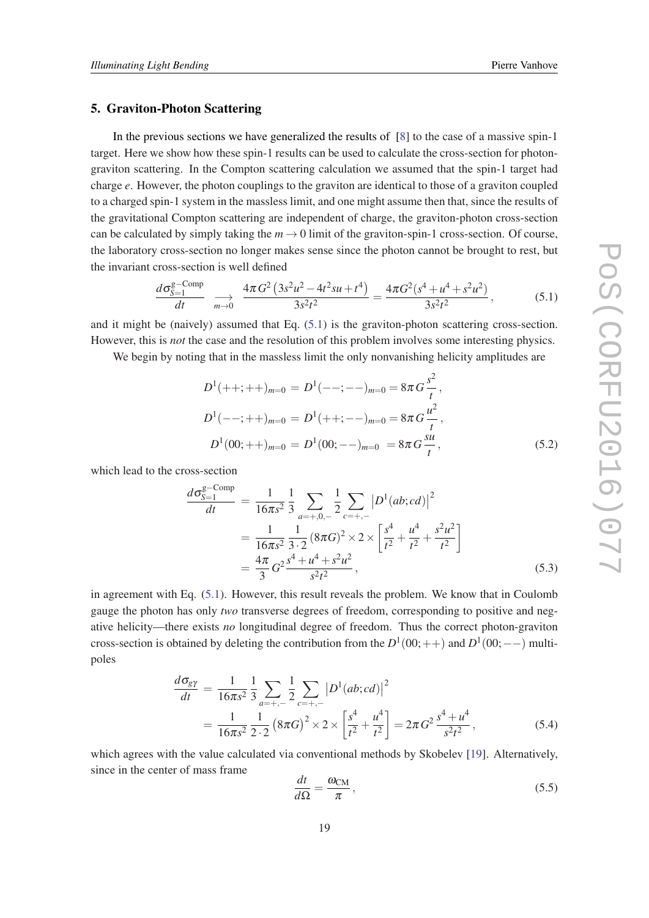## 5. Graviton-Photon Scattering

In the previous sections we have generalized the results of [8] to the case of a massive spin-1 target. Here we show how these spin-1 results can be used to calculate the cross-section for photon-graviton scattering. In the Compton scattering calculation we assumed that the spin-1 target had charge $e$. However, the photon couplings to the graviton are identical to those of a graviton coupled to a charged spin-1 system in the massless limit, and one might assume then that, since the results of the gravitational Compton scattering are independent of charge, the graviton-photon cross-section can be calculated by simply taking the $m \to 0$ limit of the graviton-spin-1 cross-section. Of course, the laboratory cross-section no longer makes sense since the photon cannot be brought to rest, but the invariant cross-section is well defined

$$\frac{d\sigma^{\rm g-Comp}_{S=1}}{dt} \underset{m\to 0}{\longrightarrow} \frac{4\pi G^2\left(3s^2u^2-4t^2su+t^4\right)}{3s^2t^2} = \frac{4\pi G^2(s^4+u^4+s^2u^2)}{3s^2t^2}, \tag{5.1}$$

and it might be (naively) assumed that Eq. (5.1) is the graviton-photon scattering cross-section. However, this is *not* the case and the resolution of this problem involves some interesting physics.

We begin by noting that in the massless limit the only nonvanishing helicity amplitudes are

$$\begin{aligned}
D^1(++;++)_{m=0} &= D^1(--;--)_{m=0} = 8\pi G\,\frac{s^2}{t}, \\
D^1(--;++)_{m=0} &= D^1(++;--)_{m=0} = 8\pi G\,\frac{u^2}{t}, \\
D^1(00;++)_{m=0} &= D^1(00;--)_{m=0} = 8\pi G\,\frac{su}{t},
\end{aligned} \tag{5.2}$$

which lead to the cross-section

$$\begin{aligned}
\frac{d\sigma^{\rm g-Comp}_{S=1}}{dt} &= \frac{1}{16\pi s^2}\,\frac{1}{3}\sum_{a=+,0,-}\frac{1}{2}\sum_{c=+,-}\left|D^1(ab;cd)\right|^2 \\
&= \frac{1}{16\pi s^2}\,\frac{1}{3\cdot 2}\,(8\pi G)^2\times 2\times\left[\frac{s^4}{t^2}+\frac{u^4}{t^2}+\frac{s^2u^2}{t^2}\right] \\
&= \frac{4\pi}{3}\,G^2\frac{s^4+u^4+s^2u^2}{s^2t^2},
\end{aligned} \tag{5.3}$$

in agreement with Eq. (5.1). However, this result reveals the problem. We know that in Coulomb gauge the photon has only *two* transverse degrees of freedom, corresponding to positive and negative helicity—there exists *no* longitudinal degree of freedom. Thus the correct photon-graviton cross-section is obtained by deleting the contribution from the $D^1(00;++)$ and $D^1(00;--)$ multipoles

$$\begin{aligned}
\frac{d\sigma_{g\gamma}}{dt} &= \frac{1}{16\pi s^2}\,\frac{1}{3}\sum_{a=+,-}\frac{1}{2}\sum_{c=+,-}\left|D^1(ab;cd)\right|^2 \\
&= \frac{1}{16\pi s^2}\,\frac{1}{2\cdot 2}\left(8\pi G\right)^2\times 2\times\left[\frac{s^4}{t^2}+\frac{u^4}{t^2}\right] = 2\pi G^2\,\frac{s^4+u^4}{s^2t^2},
\end{aligned} \tag{5.4}$$

which agrees with the value calculated via conventional methods by Skobelev [19]. Alternatively, since in the center of mass frame

$$\frac{dt}{d\Omega} = \frac{\omega_{\rm CM}}{\pi}, \tag{5.5}$$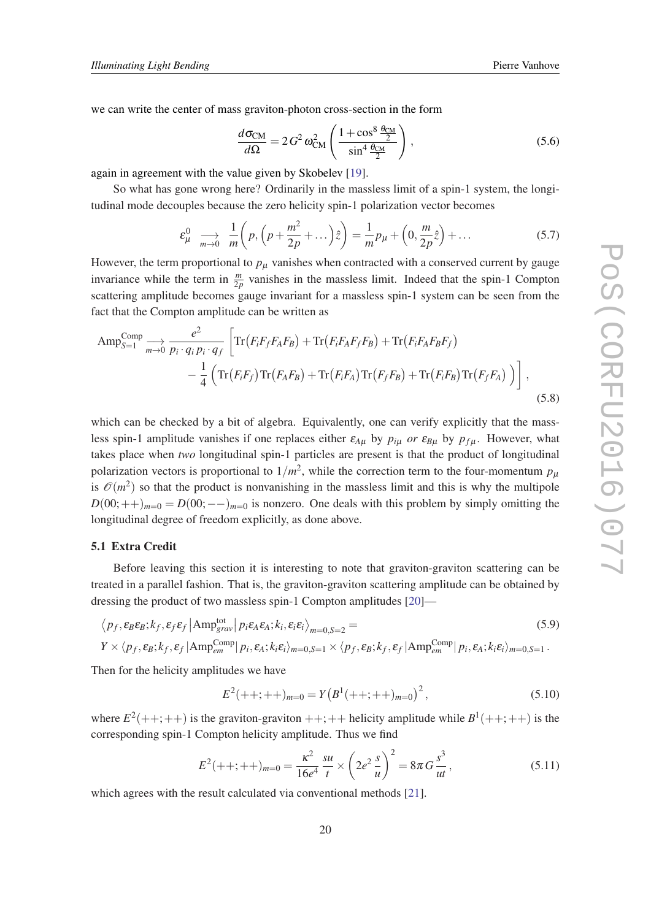we can write the center of mass graviton-photon cross-section in the form

$$\frac{d\sigma_{\rm CM}}{d\Omega} = 2\,G^2\,\omega_{\rm CM}^2 \left( \frac{1+\cos^8\frac{\theta_{\rm CM}}{2}}{\sin^4\frac{\theta_{\rm CM}}{2}} \right), \tag{5.6}$$

again in agreement with the value given by Skobelev [19].

So what has gone wrong here? Ordinarily in the massless limit of a spin-1 system, the longitudinal mode decouples because the zero helicity spin-1 polarization vector becomes

$$\varepsilon^0_\mu \underset{m\to 0}{\longrightarrow} \frac{1}{m}\left( p, \left(p+\frac{m^2}{2p}+\dots\right)\hat{z}\right) = \frac{1}{m}p_\mu + \left(0, \frac{m}{2p}\hat{z}\right)+\dots \tag{5.7}$$

However, the term proportional to $p_\mu$ vanishes when contracted with a conserved current by gauge invariance while the term in $\frac{m}{2p}$ vanishes in the massless limit. Indeed that the spin-1 Compton scattering amplitude becomes gauge invariant for a massless spin-1 system can be seen from the fact that the Compton amplitude can be written as

$$\begin{aligned}\text{Amp}^{\text{Comp}}_{S=1} \underset{m\to 0}{\longrightarrow} \frac{e^2}{p_i\cdot q_i\, p_i\cdot q_f} \Big[ &\text{Tr}\big(F_iF_fF_AF_B\big) + \text{Tr}\big(F_iF_AF_fF_B\big) + \text{Tr}\big(F_iF_AF_BF_f\big) \\ &- \frac{1}{4}\Big( \text{Tr}\big(F_iF_f\big)\text{Tr}\big(F_AF_B\big) + \text{Tr}\big(F_iF_A\big)\text{Tr}\big(F_fF_B\big) + \text{Tr}\big(F_iF_B\big)\text{Tr}\big(F_fF_A\big)\Big)\Big],\end{aligned} \tag{5.8}$$

which can be checked by a bit of algebra. Equivalently, one can verify explicitly that the massless spin-1 amplitude vanishes if one replaces either $\varepsilon_{A\mu}$ by $p_{i\mu}$ *or* $\varepsilon_{B\mu}$ by $p_{f\mu}$. However, what takes place when *two* longitudinal spin-1 particles are present is that the product of longitudinal polarization vectors is proportional to $1/m^2$, while the correction term to the four-momentum $p_\mu$ is $\mathcal{O}(m^2)$ so that the product is nonvanishing in the massless limit and this is why the multipole $D(00;++)_{m=0} = D(00;--)_{m=0}$ is nonzero. One deals with this problem by simply omitting the longitudinal degree of freedom explicitly, as done above.

### 5.1 Extra Credit

Before leaving this section it is interesting to note that graviton-graviton scattering can be treated in a parallel fashion. That is, the graviton-graviton scattering amplitude can be obtained by dressing the product of two massless spin-1 Compton amplitudes [20]—

$$\begin{aligned}&\left\langle p_f, \varepsilon_B\varepsilon_B; k_f, \varepsilon_f\varepsilon_f \left| \text{Amp}^{\text{tot}}_{grav} \right| p_i\varepsilon_A\varepsilon_A; k_i, \varepsilon_i\varepsilon_i \right\rangle_{m=0,S=2} = \\ &Y \times \langle p_f, \varepsilon_B; k_f, \varepsilon_f | \text{Amp}^{\text{Comp}}_{em} | p_i, \varepsilon_A; k_i\varepsilon_i\rangle_{m=0,S=1} \times \langle p_f, \varepsilon_B; k_f, \varepsilon_f | \text{Amp}^{\text{Comp}}_{em} | p_i, \varepsilon_A; k_i\varepsilon_i\rangle_{m=0,S=1}\,.\end{aligned} \tag{5.9}$$

Then for the helicity amplitudes we have

$$E^2(++;++)_{m=0} = Y\big(B^1(++;++)_{m=0}\big)^2, \tag{5.10}$$

where $E^2(++;++)$ is the graviton-graviton $++;++$ helicity amplitude while $B^1(++;++)$ is the corresponding spin-1 Compton helicity amplitude. Thus we find

$$E^2(++;++)_{m=0} = \frac{\kappa^2}{16e^4}\,\frac{su}{t} \times \left(2e^2\,\frac{s}{u}\right)^2 = 8\pi\, G\,\frac{s^3}{ut}, \tag{5.11}$$

which agrees with the result calculated via conventional methods [21].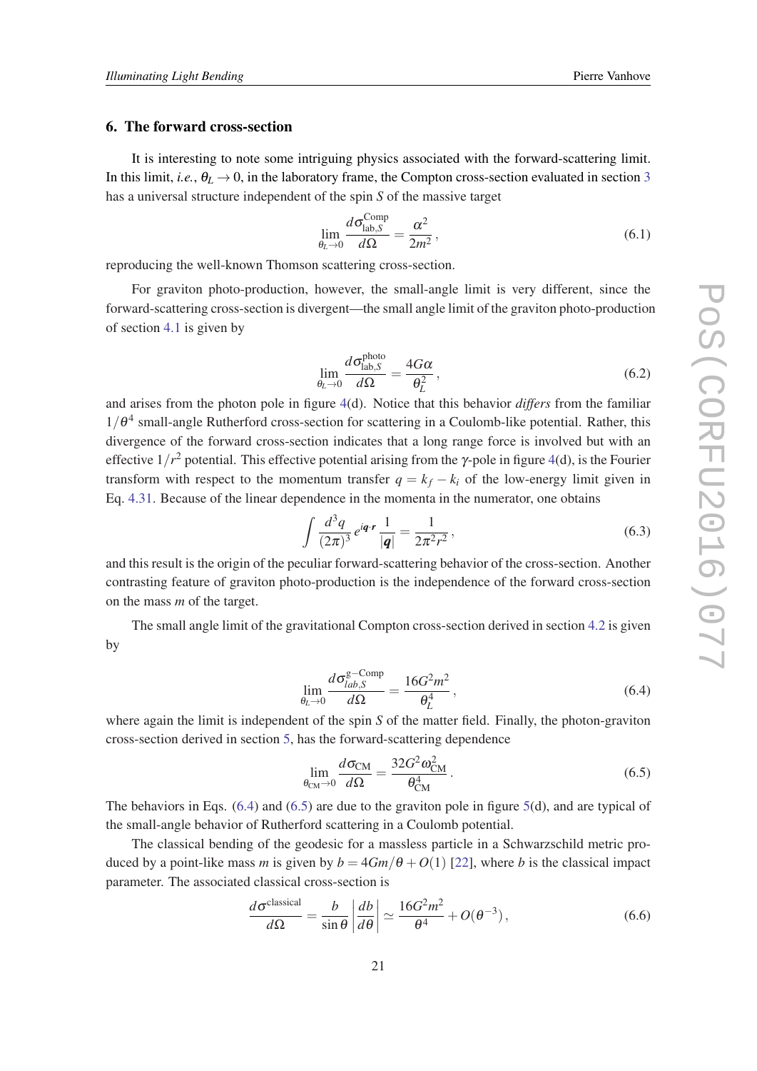## 6. The forward cross-section

It is interesting to note some intriguing physics associated with the forward-scattering limit. In this limit, *i.e.*, $\theta_L \to 0$, in the laboratory frame, the Compton cross-section evaluated in section 3 has a universal structure independent of the spin $S$ of the massive target

$$\lim_{\theta_L \to 0} \frac{d\sigma^{\rm Comp}_{{\rm lab},S}}{d\Omega} = \frac{\alpha^2}{2m^2}\,, \tag{6.1}$$

reproducing the well-known Thomson scattering cross-section.

For graviton photo-production, however, the small-angle limit is very different, since the forward-scattering cross-section is divergent—the small angle limit of the graviton photo-production of section 4.1 is given by

$$\lim_{\theta_L \to 0} \frac{d\sigma^{\rm photo}_{{\rm lab},S}}{d\Omega} = \frac{4G\alpha}{\theta_L^2}\,, \tag{6.2}$$

and arises from the photon pole in figure 4(d). Notice that this behavior *differs* from the familiar $1/\theta^4$ small-angle Rutherford cross-section for scattering in a Coulomb-like potential. Rather, this divergence of the forward cross-section indicates that a long range force is involved but with an effective $1/r^2$ potential. This effective potential arising from the $\gamma$-pole in figure 4(d), is the Fourier transform with respect to the momentum transfer $q = k_f - k_i$ of the low-energy limit given in Eq. 4.31. Because of the linear dependence in the momenta in the numerator, one obtains

$$\int \frac{d^3q}{(2\pi)^3}\, e^{i\boldsymbol{q}\cdot\boldsymbol{r}}\, \frac{1}{|\boldsymbol{q}|} = \frac{1}{2\pi^2 r^2}\,, \tag{6.3}$$

and this result is the origin of the peculiar forward-scattering behavior of the cross-section. Another contrasting feature of graviton photo-production is the independence of the forward cross-section on the mass $m$ of the target.

The small angle limit of the gravitational Compton cross-section derived in section 4.2 is given by

$$\lim_{\theta_L \to 0} \frac{d\sigma^{\rm g-Comp}_{lab,S}}{d\Omega} = \frac{16G^2m^2}{\theta_L^4}\,, \tag{6.4}$$

where again the limit is independent of the spin $S$ of the matter field. Finally, the photon-graviton cross-section derived in section 5, has the forward-scattering dependence

$$\lim_{\theta_{\rm CM} \to 0} \frac{d\sigma_{\rm CM}}{d\Omega} = \frac{32G^2\omega_{\rm CM}^2}{\theta_{\rm CM}^4}\,. \tag{6.5}$$

The behaviors in Eqs. (6.4) and (6.5) are due to the graviton pole in figure 5(d), and are typical of the small-angle behavior of Rutherford scattering in a Coulomb potential.

The classical bending of the geodesic for a massless particle in a Schwarzschild metric produced by a point-like mass $m$ is given by $b = 4Gm/\theta + O(1)$ [22], where $b$ is the classical impact parameter. The associated classical cross-section is

$$\frac{d\sigma^{\rm classical}}{d\Omega} = \frac{b}{\sin\theta}\left|\frac{db}{d\theta}\right| \simeq \frac{16G^2m^2}{\theta^4} + O(\theta^{-3})\,, \tag{6.6}$$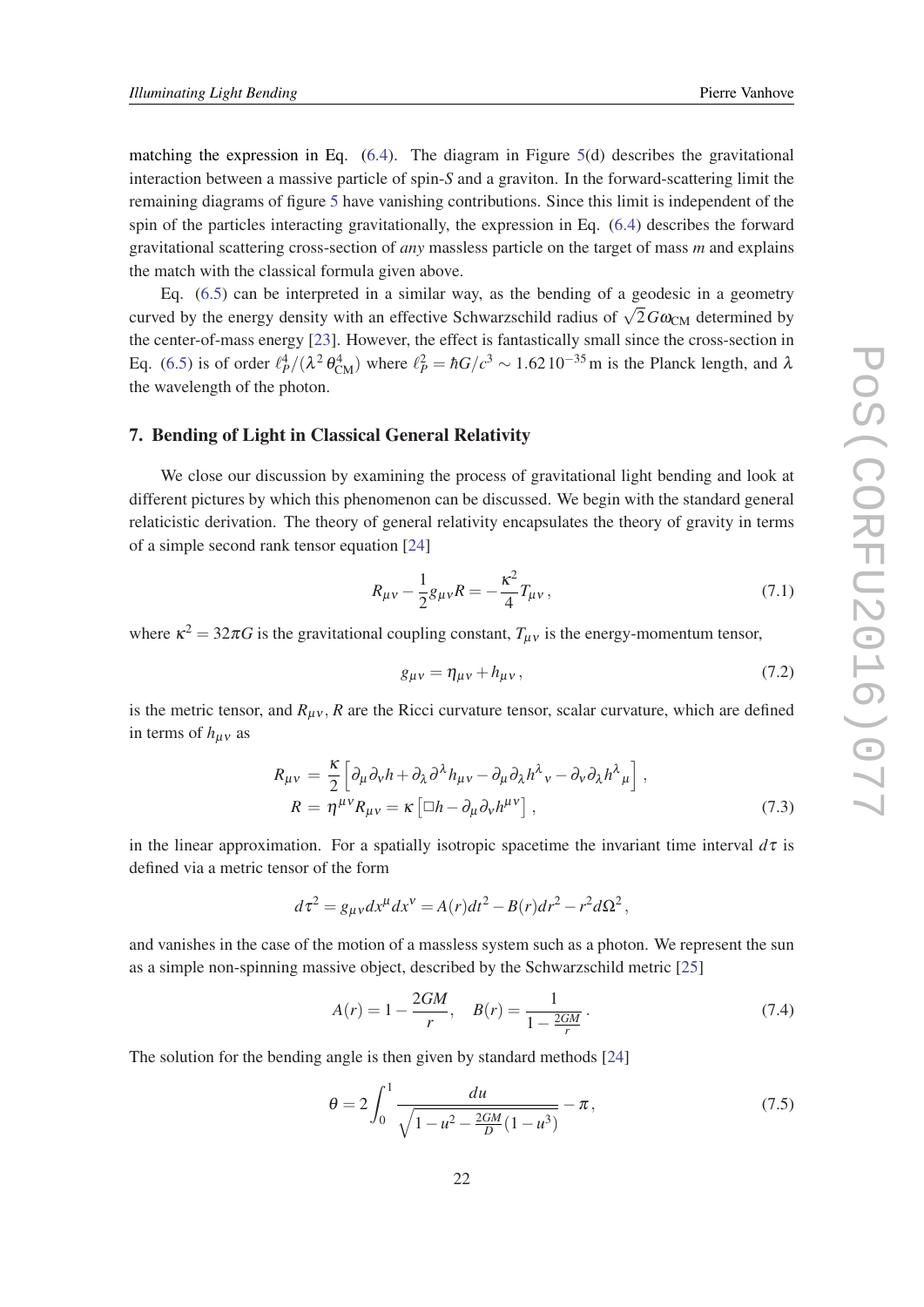matching the expression in Eq. (6.4). The diagram in Figure 5(d) describes the gravitational interaction between a massive particle of spin-$S$ and a graviton. In the forward-scattering limit the remaining diagrams of figure 5 have vanishing contributions. Since this limit is independent of the spin of the particles interacting gravitationally, the expression in Eq. (6.4) describes the forward gravitational scattering cross-section of *any* massless particle on the target of mass $m$ and explains the match with the classical formula given above.

Eq. (6.5) can be interpreted in a similar way, as the bending of a geodesic in a geometry curved by the energy density with an effective Schwarzschild radius of $\sqrt{2}G\omega_{\rm CM}$ determined by the center-of-mass energy [23]. However, the effect is fantastically small since the cross-section in Eq. (6.5) is of order $\ell_P^4/(\lambda^2\,\theta_{\rm CM}^4)$ where $\ell_P^2 = \hbar G/c^3 \sim 1.62\,10^{-35}\,$m is the Planck length, and $\lambda$ the wavelength of the photon.

## 7. Bending of Light in Classical General Relativity

We close our discussion by examining the process of gravitational light bending and look at different pictures by which this phenomenon can be discussed. We begin with the standard general relaticistic derivation. The theory of general relativity encapsulates the theory of gravity in terms of a simple second rank tensor equation [24]

$$R_{\mu\nu} - \frac{1}{2} g_{\mu\nu} R = -\frac{\kappa^2}{4} T_{\mu\nu}\,, \tag{7.1}$$

where $\kappa^2 = 32\pi G$ is the gravitational coupling constant, $T_{\mu\nu}$ is the energy-momentum tensor,

$$g_{\mu\nu} = \eta_{\mu\nu} + h_{\mu\nu}\,, \tag{7.2}$$

is the metric tensor, and $R_{\mu\nu}$, $R$ are the Ricci curvature tensor, scalar curvature, which are defined in terms of $h_{\mu\nu}$ as

$$\begin{aligned} R_{\mu\nu} &= \frac{\kappa}{2}\left[\partial_\mu\partial_\nu h + \partial_\lambda\partial^\lambda h_{\mu\nu} - \partial_\mu\partial_\lambda h^\lambda{}_\nu - \partial_\nu\partial_\lambda h^\lambda{}_\mu\right], \\ R &= \eta^{\mu\nu} R_{\mu\nu} = \kappa\left[\Box h - \partial_\mu\partial_\nu h^{\mu\nu}\right], \end{aligned} \tag{7.3}$$

in the linear approximation. For a spatially isotropic spacetime the invariant time interval $d\tau$ is defined via a metric tensor of the form

$$d\tau^2 = g_{\mu\nu} dx^\mu dx^\nu = A(r) dt^2 - B(r) dr^2 - r^2 d\Omega^2\,,$$

and vanishes in the case of the motion of a massless system such as a photon. We represent the sun as a simple non-spinning massive object, described by the Schwarzschild metric [25]

$$A(r) = 1 - \frac{2GM}{r}, \quad B(r) = \frac{1}{1 - \frac{2GM}{r}}\,. \tag{7.4}$$

The solution for the bending angle is then given by standard methods [24]

$$\theta = 2\int_0^1 \frac{du}{\sqrt{1 - u^2 - \frac{2GM}{D}(1-u^3)}} - \pi\,, \tag{7.5}$$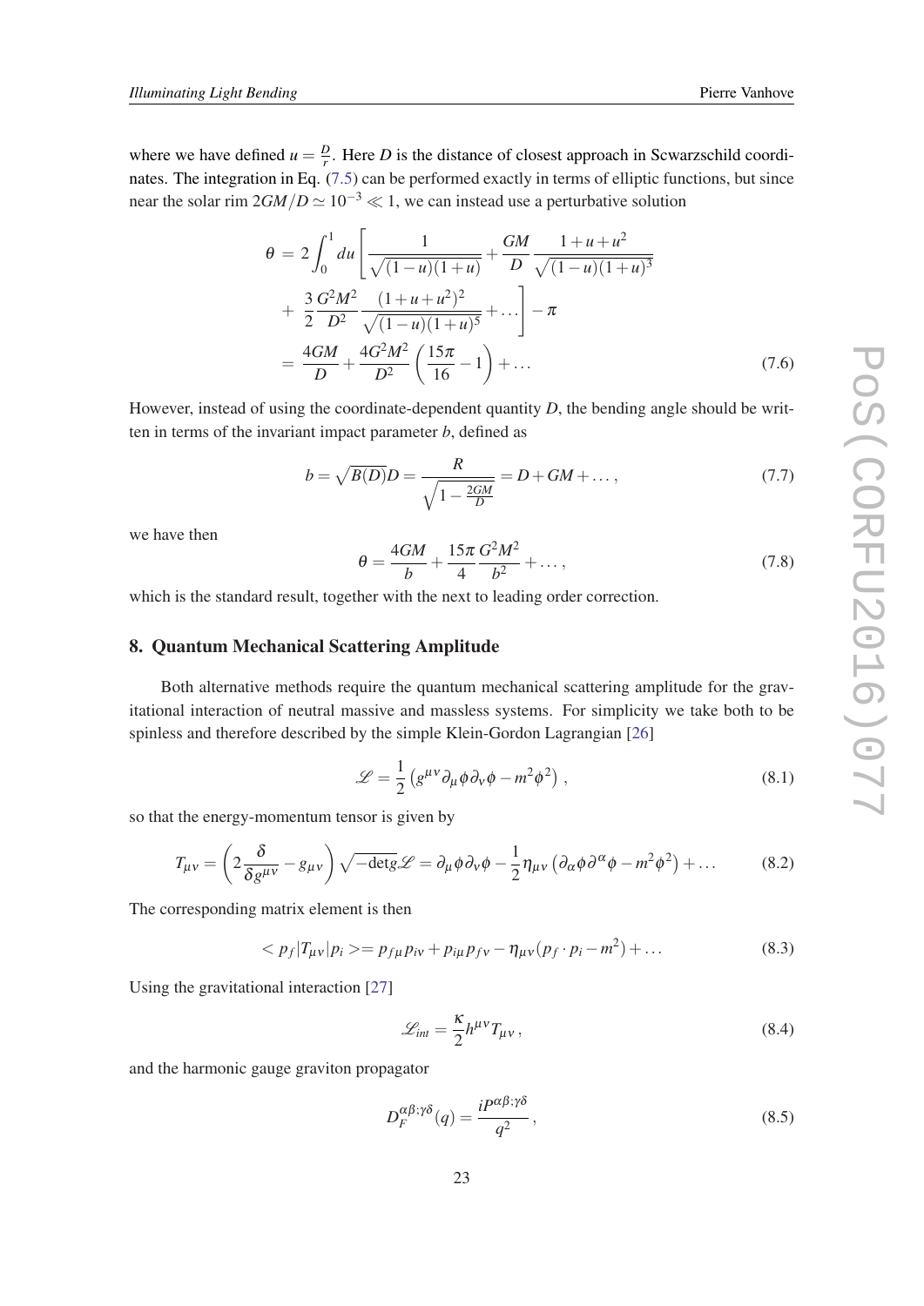where we have defined $u = \frac{D}{r}$. Here $D$ is the distance of closest approach in Scwarzschild coordinates. The integration in Eq. (7.5) can be performed exactly in terms of elliptic functions, but since near the solar rim $2GM/D \simeq 10^{-3} \ll 1$, we can instead use a perturbative solution

$$\begin{aligned}
\theta &= 2\int_0^1 du \left[ \frac{1}{\sqrt{(1-u)(1+u)}} + \frac{GM}{D}\frac{1+u+u^2}{\sqrt{(1-u)(1+u)^3}} \right. \\
&+ \left. \frac{3}{2}\frac{G^2M^2}{D^2}\frac{(1+u+u^2)^2}{\sqrt{(1-u)(1+u)^5}} + \dots \right] - \pi \\
&= \frac{4GM}{D} + \frac{4G^2M^2}{D^2}\left(\frac{15\pi}{16} - 1\right) + \dots
\end{aligned} \tag{7.6}$$

However, instead of using the coordinate-dependent quantity $D$, the bending angle should be written in terms of the invariant impact parameter $b$, defined as

$$b = \sqrt{B(D)}D = \frac{R}{\sqrt{1-\frac{2GM}{D}}} = D + GM + \dots, \tag{7.7}$$

we have then

$$\theta = \frac{4GM}{b} + \frac{15\pi}{4}\frac{G^2M^2}{b^2} + \dots, \tag{7.8}$$

which is the standard result, together with the next to leading order correction.

## 8. Quantum Mechanical Scattering Amplitude

Both alternative methods require the quantum mechanical scattering amplitude for the gravitational interaction of neutral massive and massless systems. For simplicity we take both to be spinless and therefore described by the simple Klein-Gordon Lagrangian [26]

$$\mathscr{L} = \frac{1}{2}\left(g^{\mu\nu}\partial_\mu\phi\partial_\nu\phi - m^2\phi^2\right), \tag{8.1}$$

so that the energy-momentum tensor is given by

$$T_{\mu\nu} = \left(2\frac{\delta}{\delta g^{\mu\nu}} - g_{\mu\nu}\right)\sqrt{-\det g}\mathscr{L} = \partial_\mu\phi\partial_\nu\phi - \frac{1}{2}\eta_{\mu\nu}\left(\partial_\alpha\phi\partial^\alpha\phi - m^2\phi^2\right) + \dots \tag{8.2}$$

The corresponding matrix element is then

$$< p_f|T_{\mu\nu}|p_i >= p_{f\mu}p_{i\nu} + p_{i\mu}p_{f\nu} - \eta_{\mu\nu}(p_f\cdot p_i - m^2) + \dots \tag{8.3}$$

Using the gravitational interaction [27]

$$\mathscr{L}_{int} = \frac{\kappa}{2}h^{\mu\nu}T_{\mu\nu}, \tag{8.4}$$

and the harmonic gauge graviton propagator

$$D_F^{\alpha\beta;\gamma\delta}(q) = \frac{iP^{\alpha\beta;\gamma\delta}}{q^2}, \tag{8.5}$$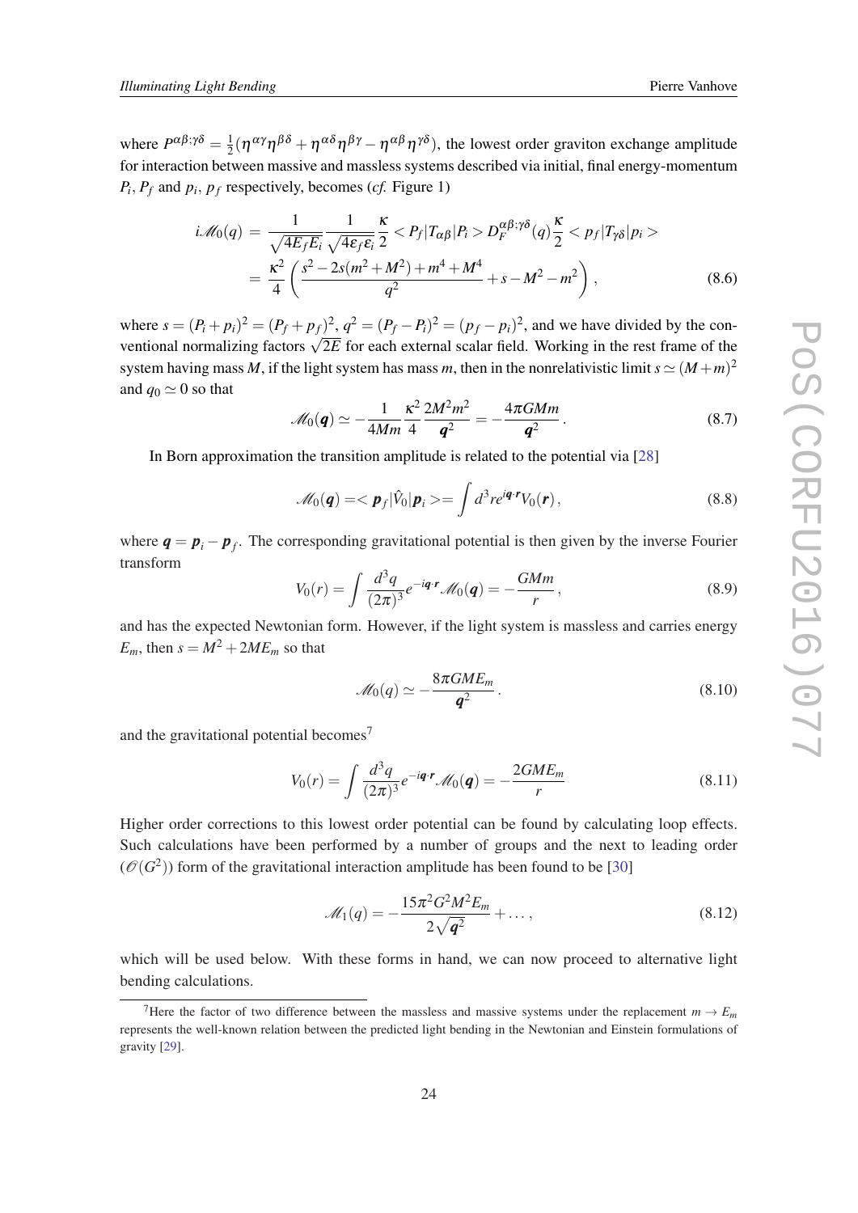where $P^{\alpha\beta;\gamma\delta} = \frac{1}{2}(\eta^{\alpha\gamma}\eta^{\beta\delta} + \eta^{\alpha\delta}\eta^{\beta\gamma} - \eta^{\alpha\beta}\eta^{\gamma\delta})$, the lowest order graviton exchange amplitude for interaction between massive and massless systems described via initial, final energy-momentum $P_i, P_f$ and $p_i$, $p_f$ respectively, becomes (*cf.* Figure 1)

$$
\begin{aligned}
i\mathcal{M}_0(q) &= \frac{1}{\sqrt{4E_f E_i}} \frac{1}{\sqrt{4\varepsilon_f \varepsilon_i}} \frac{\kappa}{2} < P_f | T_{\alpha\beta} | P_i > D_F^{\alpha\beta;\gamma\delta}(q) \frac{\kappa}{2} < p_f | T_{\gamma\delta} | p_i > \\
&= \frac{\kappa^2}{4} \left( \frac{s^2 - 2s(m^2 + M^2) + m^4 + M^4}{q^2} + s - M^2 - m^2 \right) ,
\end{aligned} \tag{8.6}
$$

where $s = (P_i + p_i)^2 = (P_f + p_f)^2$, $q^2 = (P_f - P_i)^2 = (p_f - p_i)^2$, and we have divided by the conventional normalizing factors $\sqrt{2E}$ for each external scalar field. Working in the rest frame of the system having mass $M$, if the light system has mass $m$, then in the nonrelativistic limit $s \simeq (M+m)^2$ and $q_0 \simeq 0$ so that

$$
\mathcal{M}_0(\boldsymbol{q}) \simeq -\frac{1}{4Mm} \frac{\kappa^2}{4} \frac{2M^2 m^2}{\boldsymbol{q}^2} = -\frac{4\pi G M m}{\boldsymbol{q}^2} . \tag{8.7}
$$

In Born approximation the transition amplitude is related to the potential via [28]

$$
\mathcal{M}_0(\boldsymbol{q}) = < \boldsymbol{p}_f | \hat{V}_0 | \boldsymbol{p}_i > = \int d^3 r e^{i\boldsymbol{q}\cdot\boldsymbol{r}} V_0(\boldsymbol{r}) , \tag{8.8}
$$

where $\boldsymbol{q} = \boldsymbol{p}_i - \boldsymbol{p}_f$. The corresponding gravitational potential is then given by the inverse Fourier transform

$$
V_0(r) = \int \frac{d^3 q}{(2\pi)^3} e^{-i\boldsymbol{q}\cdot\boldsymbol{r}} \mathcal{M}_0(\boldsymbol{q}) = -\frac{GMm}{r} , \tag{8.9}
$$

and has the expected Newtonian form. However, if the light system is massless and carries energy $E_m$, then $s = M^2 + 2ME_m$ so that

$$
\mathcal{M}_0(q) \simeq -\frac{8\pi G M E_m}{\boldsymbol{q}^2} . \tag{8.10}
$$

and the gravitational potential becomes[7]

$$
V_0(r) = \int \frac{d^3 q}{(2\pi)^3} e^{-i\boldsymbol{q}\cdot\boldsymbol{r}} \mathcal{M}_0(\boldsymbol{q}) = -\frac{2GME_m}{r} \tag{8.11}
$$

Higher order corrections to this lowest order potential can be found by calculating loop effects. Such calculations have been performed by a number of groups and the next to leading order ($\mathcal{O}(G^2)$) form of the gravitational interaction amplitude has been found to be [30]

$$
\mathcal{M}_1(q) = -\frac{15\pi^2 G^2 M^2 E_m}{2\sqrt{\boldsymbol{q}^2}} + \ldots , \tag{8.12}
$$

which will be used below. With these forms in hand, we can now proceed to alternative light bending calculations.

---

[7] Here the factor of two difference between the massless and massive systems under the replacement $m \to E_m$ represents the well-known relation between the predicted light bending in the Newtonian and Einstein formulations of gravity [29].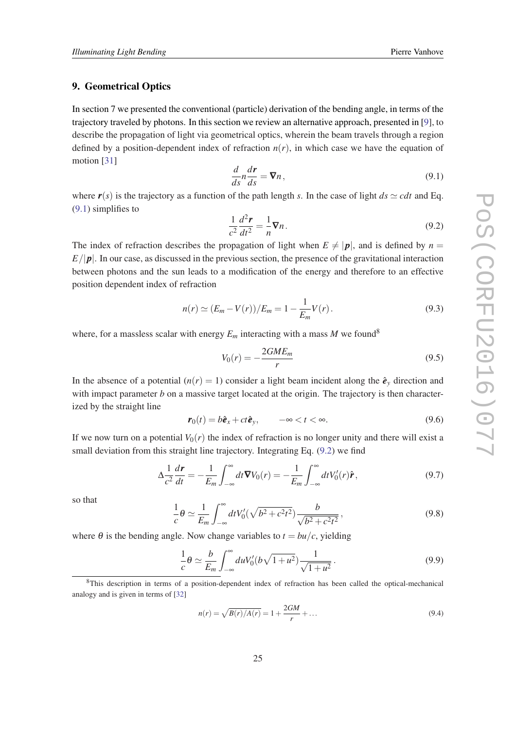## 9. Geometrical Optics

In section 7 we presented the conventional (particle) derivation of the bending angle, in terms of the trajectory traveled by photons. In this section we review an alternative approach, presented in [9], to describe the propagation of light via geometrical optics, wherein the beam travels through a region defined by a position-dependent index of refraction $n(r)$, in which case we have the equation of motion [31]

$$\frac{d}{ds}n\frac{d\boldsymbol{r}}{ds} = \boldsymbol{\nabla} n\,, \tag{9.1}$$

where $\boldsymbol{r}(s)$ is the trajectory as a function of the path length $s$. In the case of light $ds \simeq cdt$ and Eq. (9.1) simplifies to

$$\frac{1}{c^2}\frac{d^2\boldsymbol{r}}{dt^2} = \frac{1}{n}\boldsymbol{\nabla} n\,. \tag{9.2}$$

The index of refraction describes the propagation of light when $E \neq |\boldsymbol{p}|$, and is defined by $n = E/|\boldsymbol{p}|$. In our case, as discussed in the previous section, the presence of the gravitational interaction between photons and the sun leads to a modification of the energy and therefore to an effective position dependent index of refraction

$$n(r) \simeq (E_m - V(r))/E_m = 1 - \frac{1}{E_m}V(r)\,. \tag{9.3}$$

where, for a massless scalar with energy $E_m$ interacting with a mass $M$ we found[8]

$$V_0(r) = -\frac{2GME_m}{r} \tag{9.5}$$

In the absence of a potential ($n(r) = 1$) consider a light beam incident along the $\hat{\boldsymbol{e}}_y$ direction and with impact parameter $b$ on a massive target located at the origin. The trajectory is then characterized by the straight line

$$\boldsymbol{r}_0(t) = b\hat{\boldsymbol{e}}_x + ct\hat{\boldsymbol{e}}_y, \qquad -\infty < t < \infty. \tag{9.6}$$

If we now turn on a potential $V_0(r)$ the index of refraction is no longer unity and there will exist a small deviation from this straight line trajectory. Integrating Eq. (9.2) we find

$$\Delta\frac{1}{c^2}\frac{d\boldsymbol{r}}{dt} = -\frac{1}{E_m}\int_{-\infty}^{\infty} dt\boldsymbol{\nabla} V_0(r) = -\frac{1}{E_m}\int_{-\infty}^{\infty} dt V_0'(r)\hat{\boldsymbol{r}}\,, \tag{9.7}$$

so that

$$\frac{1}{c}\theta \simeq \frac{1}{E_m}\int_{-\infty}^{\infty} dt V_0'(\sqrt{b^2+c^2t^2})\frac{b}{\sqrt{b^2+c^2t^2}}\,, \tag{9.8}$$

where $\theta$ is the bending angle. Now change variables to $t = bu/c$, yielding

$$\frac{1}{c}\theta \simeq \frac{b}{E_m}\int_{-\infty}^{\infty} du V_0'(b\sqrt{1+u^2})\frac{1}{\sqrt{1+u^2}}\,. \tag{9.9}$$

---

[8] This description in terms of a position-dependent index of refraction has been called the optical-mechanical analogy and is given in terms of [32]

$$n(r) = \sqrt{B(r)/A(r)} = 1 + \frac{2GM}{r} + \ldots \tag{9.4}$$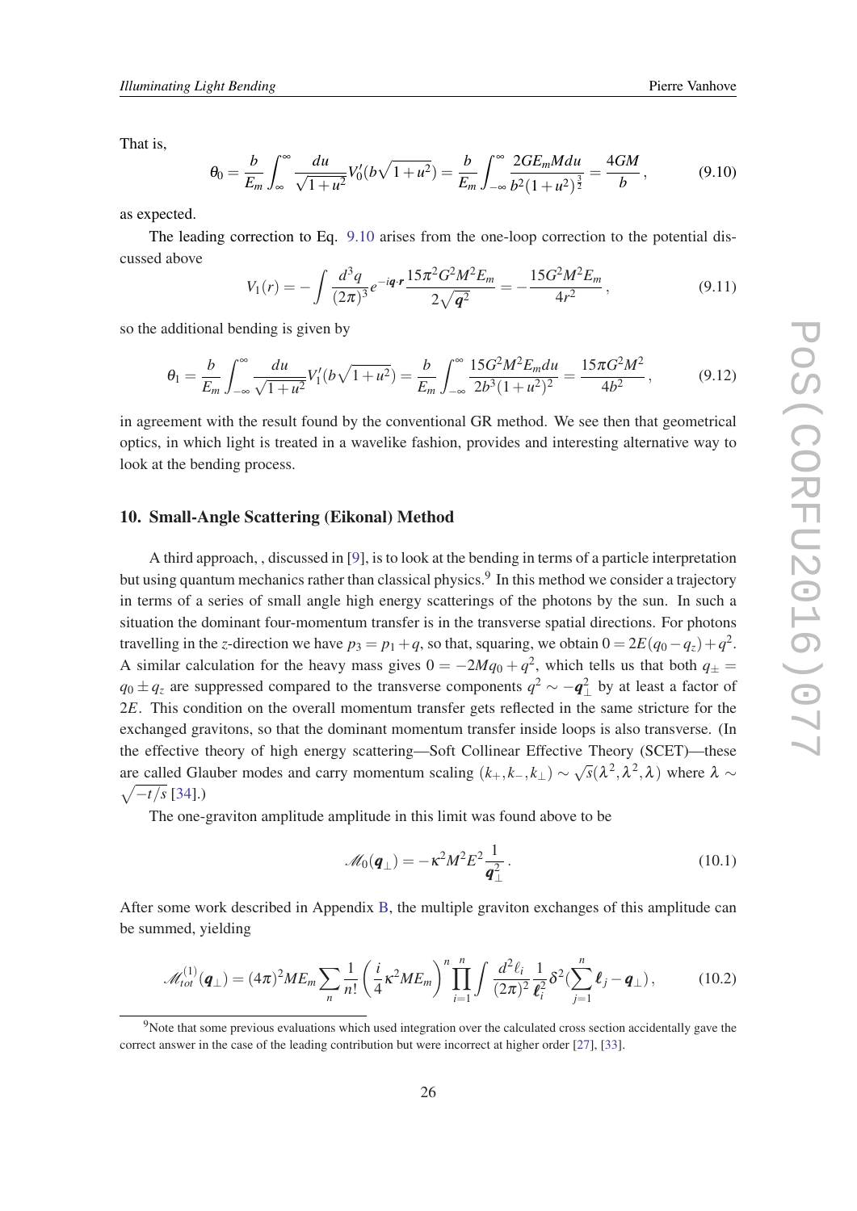That is,

$$\theta_0 = \frac{b}{E_m}\int_{\infty}^{\infty}\frac{du}{\sqrt{1+u^2}}V_0'(b\sqrt{1+u^2}) = \frac{b}{E_m}\int_{-\infty}^{\infty}\frac{2GE_mMdu}{b^2(1+u^2)^{\frac{3}{2}}} = \frac{4GM}{b}\,, \tag{9.10}$$

as expected.

The leading correction to Eq. 9.10 arises from the one-loop correction to the potential discussed above

$$V_1(r) = -\int\frac{d^3q}{(2\pi)^3}e^{-i\boldsymbol{q}\cdot\boldsymbol{r}}\frac{15\pi^2G^2M^2E_m}{2\sqrt{\boldsymbol{q}^2}} = -\frac{15G^2M^2E_m}{4r^2}\,, \tag{9.11}$$

so the additional bending is given by

$$\theta_1 = \frac{b}{E_m}\int_{-\infty}^{\infty}\frac{du}{\sqrt{1+u^2}}V_1'(b\sqrt{1+u^2}) = \frac{b}{E_m}\int_{-\infty}^{\infty}\frac{15G^2M^2E_mdu}{2b^3(1+u^2)^2} = \frac{15\pi G^2M^2}{4b^2}\,, \tag{9.12}$$

in agreement with the result found by the conventional GR method. We see then that geometrical optics, in which light is treated in a wavelike fashion, provides and interesting alternative way to look at the bending process.

## 10. Small-Angle Scattering (Eikonal) Method

A third approach, , discussed in [9], is to look at the bending in terms of a particle interpretation but using quantum mechanics rather than classical physics.[9] In this method we consider a trajectory in terms of a series of small angle high energy scatterings of the photons by the sun. In such a situation the dominant four-momentum transfer is in the transverse spatial directions. For photons travelling in the $z$-direction we have $p_3 = p_1 + q$, so that, squaring, we obtain $0 = 2E(q_0 - q_z) + q^2$. A similar calculation for the heavy mass gives $0 = -2Mq_0 + q^2$, which tells us that both $q_\pm = q_0 \pm q_z$ are suppressed compared to the transverse components $q^2 \sim -\boldsymbol{q}_\perp^2$ by at least a factor of $2E$. This condition on the overall momentum transfer gets reflected in the same stricture for the exchanged gravitons, so that the dominant momentum transfer inside loops is also transverse. (In the effective theory of high energy scattering—Soft Collinear Effective Theory (SCET)—these are called Glauber modes and carry momentum scaling $(k_+, k_-, k_\perp) \sim \sqrt{s}(\lambda^2, \lambda^2, \lambda)$ where $\lambda \sim \sqrt{-t/s}$ [34].)

The one-graviton amplitude amplitude in this limit was found above to be

$$\mathcal{M}_0(\boldsymbol{q}_\perp) = -\kappa^2M^2E^2\frac{1}{\boldsymbol{q}_\perp^2}\,. \tag{10.1}$$

After some work described in Appendix B, the multiple graviton exchanges of this amplitude can be summed, yielding

$$\mathcal{M}_{tot}^{(1)}(\boldsymbol{q}_\perp) = (4\pi)^2ME_m\sum_n\frac{1}{n!}\left(\frac{i}{4}\kappa^2ME_m\right)^n\prod_{i=1}^n\int\frac{d^2\ell_i}{(2\pi)^2}\frac{1}{\boldsymbol{\ell}_i^2}\delta^2\Big(\sum_{j=1}^n\boldsymbol{\ell}_j - \boldsymbol{q}_\perp\Big)\,, \tag{10.2}$$

[9]Note that some previous evaluations which used integration over the calculated cross section accidentally gave the correct answer in the case of the leading contribution but were incorrect at higher order [27], [33].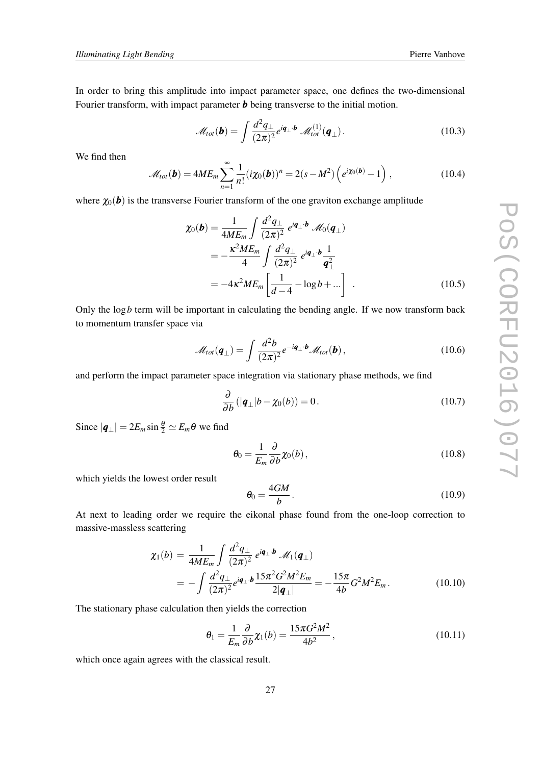In order to bring this amplitude into impact parameter space, one defines the two-dimensional Fourier transform, with impact parameter $\boldsymbol{b}$ being transverse to the initial motion.

$$\mathcal{M}_{tot}(\boldsymbol{b}) = \int \frac{d^2 q_\perp}{(2\pi)^2} e^{i\boldsymbol{q}_\perp \cdot \boldsymbol{b}} \, \mathcal{M}^{(1)}_{tot}(\boldsymbol{q}_\perp) \,. \tag{10.3}$$

We find then

$$\mathcal{M}_{tot}(\boldsymbol{b}) = 4ME_m \sum_{n=1}^{\infty} \frac{1}{n!} (i\chi_0(\boldsymbol{b}))^n = 2(s-M^2)\left(e^{i\chi_0(\boldsymbol{b})} - 1\right), \tag{10.4}$$

where $\chi_0(\boldsymbol{b})$ is the transverse Fourier transform of the one graviton exchange amplitude

$$\begin{aligned}
\chi_0(\boldsymbol{b}) &= \frac{1}{4ME_m} \int \frac{d^2 q_\perp}{(2\pi)^2} \, e^{i\boldsymbol{q}_\perp \cdot \boldsymbol{b}} \, \mathcal{M}_0(\boldsymbol{q}_\perp) \\
&= -\frac{\kappa^2 M E_m}{4} \int \frac{d^2 q_\perp}{(2\pi)^2} \, e^{i\boldsymbol{q}_\perp \cdot \boldsymbol{b}} \, \frac{1}{\boldsymbol{q}_\perp^2} \\
&= -4\kappa^2 M E_m \left[ \frac{1}{d-4} - \log b + \ldots \right] \,.
\end{aligned} \tag{10.5}$$

Only the $\log b$ term will be important in calculating the bending angle. If we now transform back to momentum transfer space via

$$\mathcal{M}_{tot}(\boldsymbol{q}_\perp) = \int \frac{d^2 b}{(2\pi)^2} e^{-i\boldsymbol{q}_\perp \cdot \boldsymbol{b}} \mathcal{M}_{tot}(\boldsymbol{b}) \,, \tag{10.6}$$

and perform the impact parameter space integration via stationary phase methods, we find

$$\frac{\partial}{\partial b} \left( |\boldsymbol{q}_\perp| b - \chi_0(b) \right) = 0 \,. \tag{10.7}$$

Since $|\boldsymbol{q}_\perp| = 2E_m \sin\frac{\theta}{2} \simeq E_m \theta$ we find

$$\theta_0 = \frac{1}{E_m} \frac{\partial}{\partial b} \chi_0(b) \,, \tag{10.8}$$

which yields the lowest order result

$$\theta_0 = \frac{4GM}{b} \,. \tag{10.9}$$

At next to leading order we require the eikonal phase found from the one-loop correction to massive-massless scattering

$$\begin{aligned}
\chi_1(b) \;&=\; \frac{1}{4ME_m} \int \frac{d^2 q_\perp}{(2\pi)^2} \, e^{i\boldsymbol{q}_\perp \cdot \boldsymbol{b}} \, \mathcal{M}_1(\boldsymbol{q}_\perp) \\
&=\; -\int \frac{d^2 q_\perp}{(2\pi)^2} e^{i\boldsymbol{q}_\perp \cdot \boldsymbol{b}} \frac{15\pi^2 G^2 M^2 E_m}{2|\boldsymbol{q}_\perp|} = -\frac{15\pi}{4b} G^2 M^2 E_m \,.
\end{aligned} \tag{10.10}$$

The stationary phase calculation then yields the correction

$$\theta_1 = \frac{1}{E_m} \frac{\partial}{\partial b} \chi_1(b) = \frac{15\pi G^2 M^2}{4b^2} \,, \tag{10.11}$$

which once again agrees with the classical result.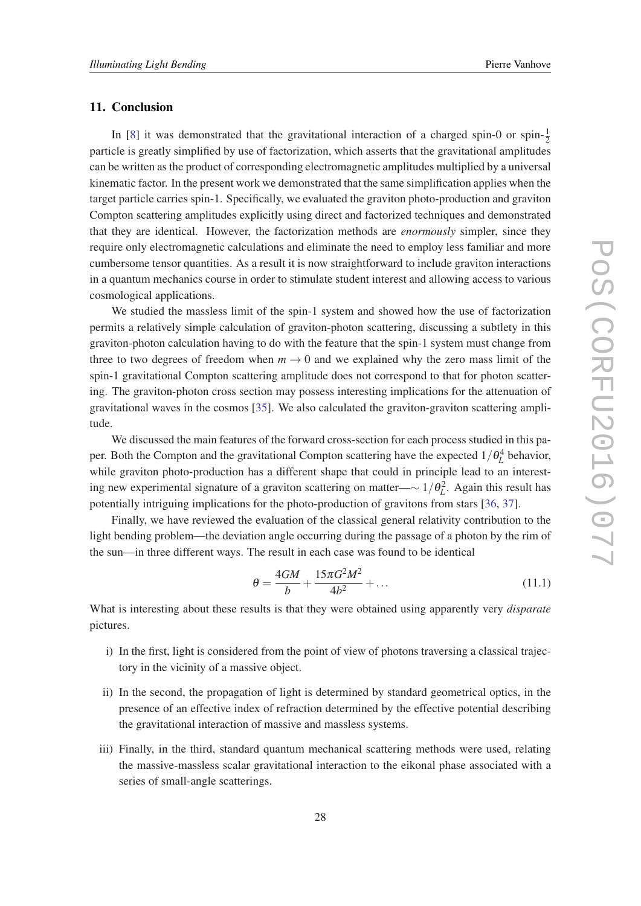## 11. Conclusion

In [8] it was demonstrated that the gravitational interaction of a charged spin-0 or spin-$\frac{1}{2}$ particle is greatly simplified by use of factorization, which asserts that the gravitational amplitudes can be written as the product of corresponding electromagnetic amplitudes multiplied by a universal kinematic factor. In the present work we demonstrated that the same simplification applies when the target particle carries spin-1. Specifically, we evaluated the graviton photo-production and graviton Compton scattering amplitudes explicitly using direct and factorized techniques and demonstrated that they are identical. However, the factorization methods are *enormously* simpler, since they require only electromagnetic calculations and eliminate the need to employ less familiar and more cumbersome tensor quantities. As a result it is now straightforward to include graviton interactions in a quantum mechanics course in order to stimulate student interest and allowing access to various cosmological applications.

We studied the massless limit of the spin-1 system and showed how the use of factorization permits a relatively simple calculation of graviton-photon scattering, discussing a subtlety in this graviton-photon calculation having to do with the feature that the spin-1 system must change from three to two degrees of freedom when $m \to 0$ and we explained why the zero mass limit of the spin-1 gravitational Compton scattering amplitude does not correspond to that for photon scattering. The graviton-photon cross section may possess interesting implications for the attenuation of gravitational waves in the cosmos [35]. We also calculated the graviton-graviton scattering amplitude.

We discussed the main features of the forward cross-section for each process studied in this paper. Both the Compton and the gravitational Compton scattering have the expected $1/\theta_L^4$ behavior, while graviton photo-production has a different shape that could in principle lead to an interesting new experimental signature of a graviton scattering on matter—$\sim 1/\theta_L^2$. Again this result has potentially intriguing implications for the photo-production of gravitons from stars [36, 37].

Finally, we have reviewed the evaluation of the classical general relativity contribution to the light bending problem—the deviation angle occurring during the passage of a photon by the rim of the sun—in three different ways. The result in each case was found to be identical

$$\theta = \frac{4GM}{b} + \frac{15\pi G^2M^2}{4b^2} + \dots \tag{11.1}$$

What is interesting about these results is that they were obtained using apparently very *disparate* pictures.

i) In the first, light is considered from the point of view of photons traversing a classical trajectory in the vicinity of a massive object.

ii) In the second, the propagation of light is determined by standard geometrical optics, in the presence of an effective index of refraction determined by the effective potential describing the gravitational interaction of massive and massless systems.

iii) Finally, in the third, standard quantum mechanical scattering methods were used, relating the massive-massless scalar gravitational interaction to the eikonal phase associated with a series of small-angle scatterings.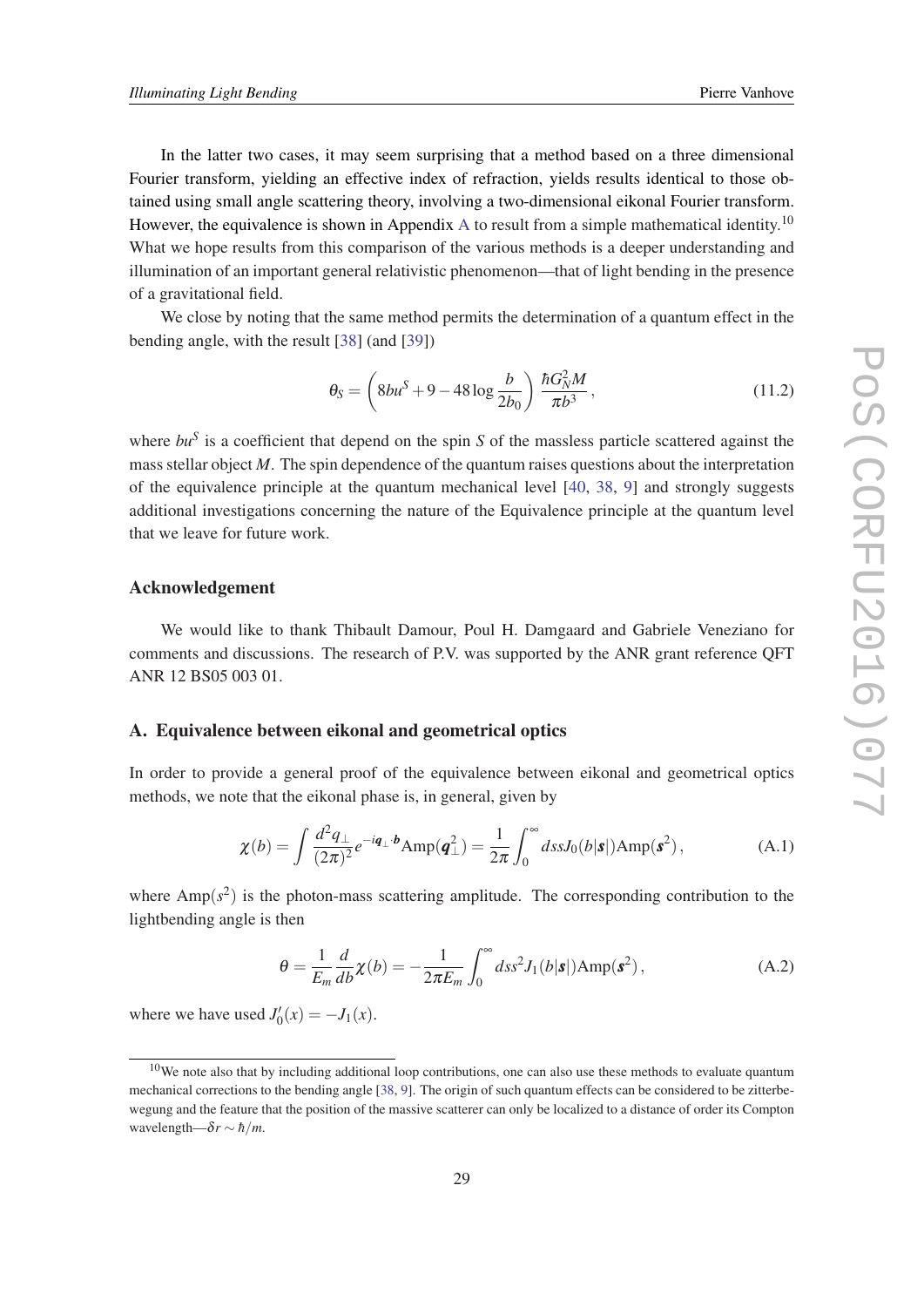In the latter two cases, it may seem surprising that a method based on a three dimensional Fourier transform, yielding an effective index of refraction, yields results identical to those obtained using small angle scattering theory, involving a two-dimensional eikonal Fourier transform. However, the equivalence is shown in Appendix A to result from a simple mathematical identity.[10] What we hope results from this comparison of the various methods is a deeper understanding and illumination of an important general relativistic phenomenon—that of light bending in the presence of a gravitational field.

We close by noting that the same method permits the determination of a quantum effect in the bending angle, with the result [38] (and [39])

$$\theta_S = \left(8bu^S + 9 - 48\log\frac{b}{2b_0}\right)\frac{\hbar G_N^2 M}{\pi b^3}\,, \tag{11.2}$$

where $bu^S$ is a coefficient that depend on the spin $S$ of the massless particle scattered against the mass stellar object $M$. The spin dependence of the quantum raises questions about the interpretation of the equivalence principle at the quantum mechanical level [40, 38, 9] and strongly suggests additional investigations concerning the nature of the Equivalence principle at the quantum level that we leave for future work.

### Acknowledgement

We would like to thank Thibault Damour, Poul H. Damgaard and Gabriele Veneziano for comments and discussions. The research of P.V. was supported by the ANR grant reference QFT ANR 12 BS05 003 01.

## A. Equivalence between eikonal and geometrical optics

In order to provide a general proof of the equivalence between eikonal and geometrical optics methods, we note that the eikonal phase is, in general, given by

$$\chi(b) = \int \frac{d^2q_\perp}{(2\pi)^2} e^{-i\boldsymbol{q}_\perp\cdot\boldsymbol{b}}\text{Amp}(\boldsymbol{q}_\perp^2) = \frac{1}{2\pi}\int_0^\infty ds s J_0(b|\boldsymbol{s}|)\text{Amp}(\boldsymbol{s}^2)\,, \tag{A.1}$$

where $\text{Amp}(s^2)$ is the photon-mass scattering amplitude. The corresponding contribution to the lightbending angle is then

$$\theta = \frac{1}{E_m}\frac{d}{db}\chi(b) = -\frac{1}{2\pi E_m}\int_0^\infty ds s^2 J_1(b|\boldsymbol{s}|)\text{Amp}(\boldsymbol{s}^2)\,, \tag{A.2}$$

where we have used $J_0'(x) = -J_1(x)$.

[10] We note also that by including additional loop contributions, one can also use these methods to evaluate quantum mechanical corrections to the bending angle [38, 9]. The origin of such quantum effects can be considered to be zitterbewegung and the feature that the position of the massive scatterer can only be localized to a distance of order its Compton wavelength—$\delta r \sim \hbar/m$.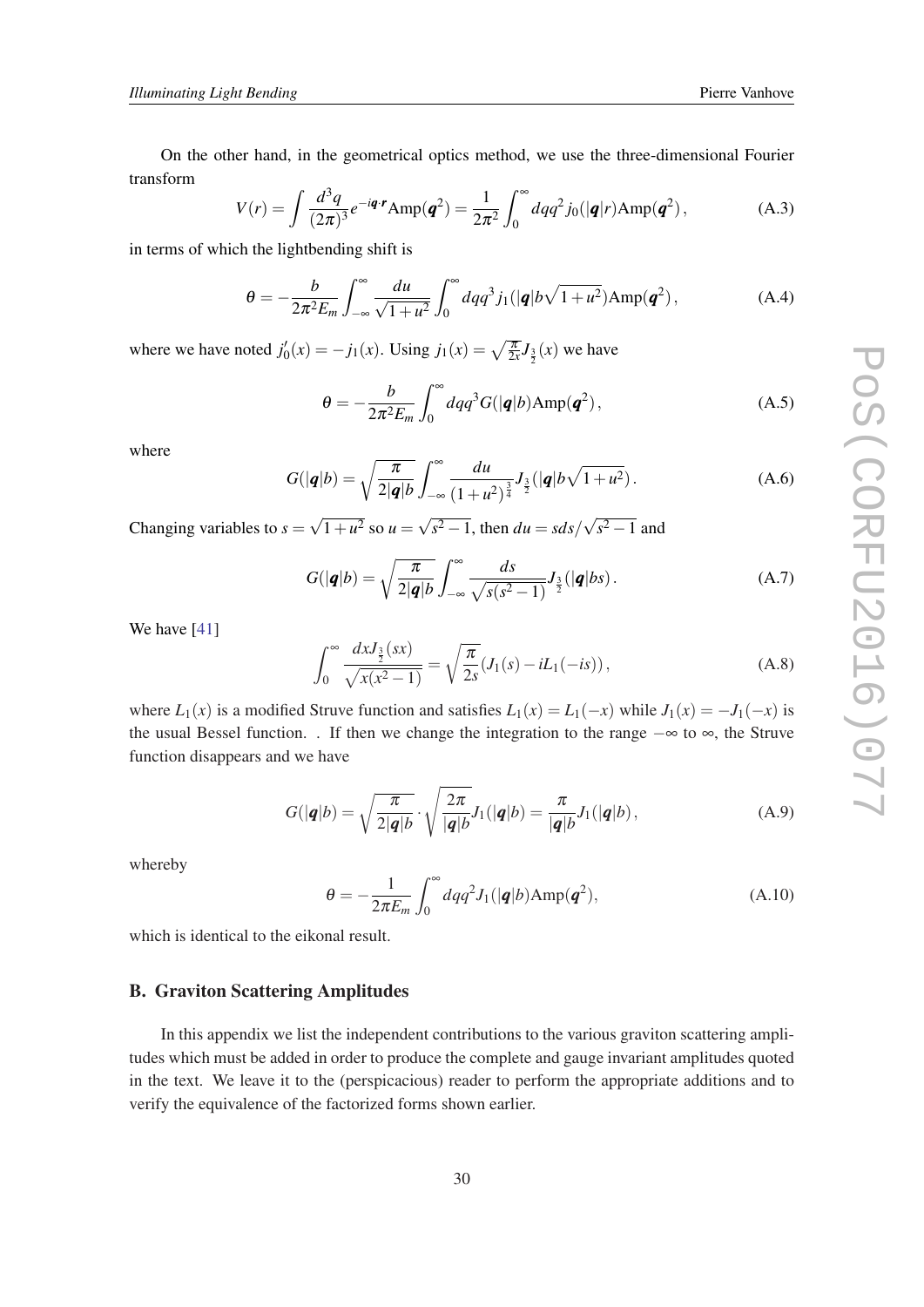On the other hand, in the geometrical optics method, we use the three-dimensional Fourier transform

$$V(r) = \int \frac{d^3q}{(2\pi)^3} e^{-i\boldsymbol{q}\cdot\boldsymbol{r}} \mathrm{Amp}(\boldsymbol{q}^2) = \frac{1}{2\pi^2} \int_0^\infty dq q^2 j_0(|\boldsymbol{q}|r) \mathrm{Amp}(\boldsymbol{q}^2)\,, \tag{A.3}$$

in terms of which the lightbending shift is

$$\theta = -\frac{b}{2\pi^2 E_m} \int_{-\infty}^{\infty} \frac{du}{\sqrt{1+u^2}} \int_0^\infty dq q^3 j_1(|\boldsymbol{q}|b\sqrt{1+u^2}) \mathrm{Amp}(\boldsymbol{q}^2)\,, \tag{A.4}$$

where we have noted $j_0'(x) = -j_1(x)$. Using $j_1(x) = \sqrt{\frac{\pi}{2x}} J_{\frac{3}{2}}(x)$ we have

$$\theta = -\frac{b}{2\pi^2 E_m} \int_0^\infty dq q^3 G(|\boldsymbol{q}|b) \mathrm{Amp}(\boldsymbol{q}^2)\,, \tag{A.5}$$

where

$$G(|\boldsymbol{q}|b) = \sqrt{\frac{\pi}{2|\boldsymbol{q}|b}} \int_{-\infty}^{\infty} \frac{du}{(1+u^2)^{\frac{3}{4}}} J_{\frac{3}{2}}(|\boldsymbol{q}|b\sqrt{1+u^2})\,. \tag{A.6}$$

Changing variables to $s = \sqrt{1+u^2}$ so $u = \sqrt{s^2-1}$, then $du = sds/\sqrt{s^2-1}$ and

$$G(|\boldsymbol{q}|b) = \sqrt{\frac{\pi}{2|\boldsymbol{q}|b}} \int_{-\infty}^{\infty} \frac{ds}{\sqrt{s(s^2-1)}} J_{\frac{3}{2}}(|\boldsymbol{q}|bs)\,. \tag{A.7}$$

We have [41]

$$\int_0^\infty \frac{dx J_{\frac{3}{2}}(sx)}{\sqrt{x(x^2-1)}} = \sqrt{\frac{\pi}{2s}} (J_1(s) - iL_1(-is))\,, \tag{A.8}$$

where $L_1(x)$ is a modified Struve function and satisfies $L_1(x) = L_1(-x)$ while $J_1(x) = -J_1(-x)$ is the usual Bessel function. . If then we change the integration to the range $-\infty$ to $\infty$, the Struve function disappears and we have

$$G(|\boldsymbol{q}|b) = \sqrt{\frac{\pi}{2|\boldsymbol{q}|b}} \cdot \sqrt{\frac{2\pi}{|\boldsymbol{q}|b}} J_1(|\boldsymbol{q}|b) = \frac{\pi}{|\boldsymbol{q}|b} J_1(|\boldsymbol{q}|b)\,, \tag{A.9}$$

whereby

$$\theta = -\frac{1}{2\pi E_m} \int_0^\infty dq q^2 J_1(|\boldsymbol{q}|b) \mathrm{Amp}(\boldsymbol{q}^2), \tag{A.10}$$

which is identical to the eikonal result.

## B. Graviton Scattering Amplitudes

In this appendix we list the independent contributions to the various graviton scattering amplitudes which must be added in order to produce the complete and gauge invariant amplitudes quoted in the text. We leave it to the (perspicacious) reader to perform the appropriate additions and to verify the equivalence of the factorized forms shown earlier.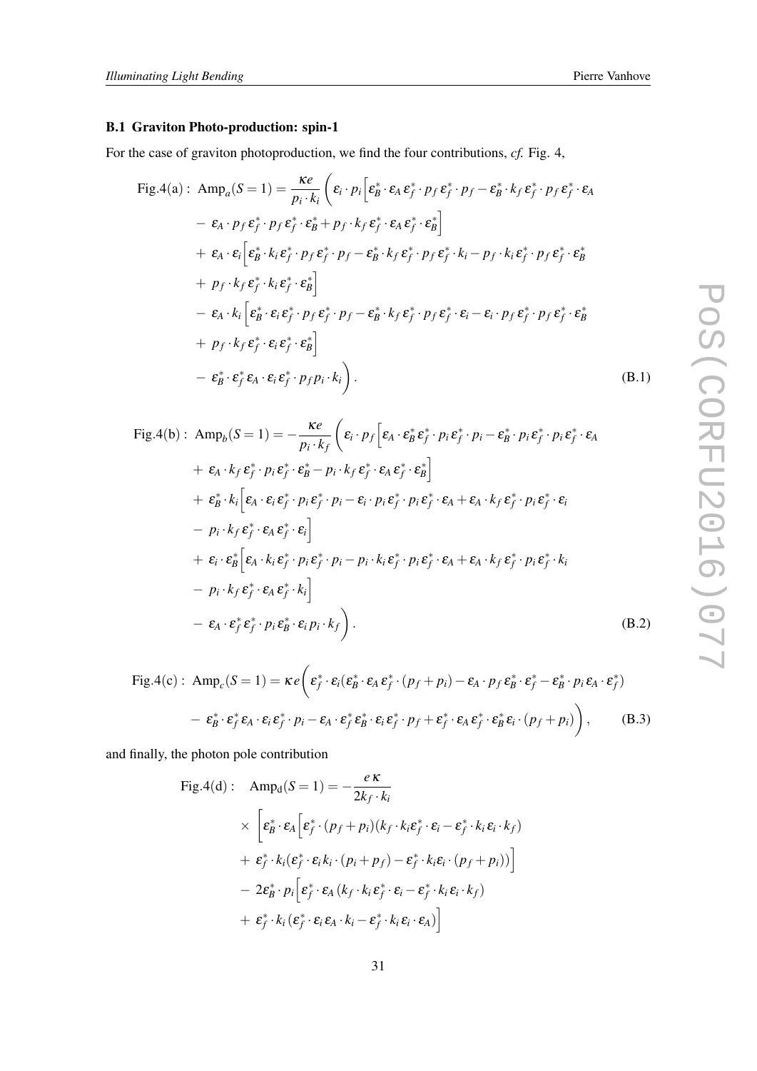### B.1 Graviton Photo-production: spin-1

For the case of graviton photoproduction, we find the four contributions, *cf.* Fig. 4,

$$
\begin{aligned}
\text{Fig.4(a)}:\ \text{Amp}_a(S=1) = \frac{\kappa e}{p_i\cdot k_i}\bigg(&\varepsilon_i\cdot p_i\Big[\varepsilon_B^*\cdot\varepsilon_A\,\varepsilon_f^*\cdot p_f\,\varepsilon_f^*\cdot p_f - \varepsilon_B^*\cdot k_f\,\varepsilon_f^*\cdot p_f\,\varepsilon_f^*\cdot\varepsilon_A\\
&-\ \varepsilon_A\cdot p_f\,\varepsilon_f^*\cdot p_f\,\varepsilon_f^*\cdot\varepsilon_B^* + p_f\cdot k_f\,\varepsilon_f^*\cdot\varepsilon_A\,\varepsilon_f^*\cdot\varepsilon_B^*\Big]\\
&+\ \varepsilon_A\cdot\varepsilon_i\Big[\varepsilon_B^*\cdot k_i\,\varepsilon_f^*\cdot p_f\,\varepsilon_f^*\cdot p_f - \varepsilon_B^*\cdot k_f\,\varepsilon_f^*\cdot p_f\,\varepsilon_f^*\cdot k_i - p_f\cdot k_i\,\varepsilon_f^*\cdot p_f\,\varepsilon_f^*\cdot\varepsilon_B^*\\
&+\ p_f\cdot k_f\,\varepsilon_f^*\cdot k_i\,\varepsilon_f^*\cdot\varepsilon_B^*\Big]\\
&-\ \varepsilon_A\cdot k_i\Big[\varepsilon_B^*\cdot\varepsilon_i\,\varepsilon_f^*\cdot p_f\,\varepsilon_f^*\cdot p_f - \varepsilon_B^*\cdot k_f\,\varepsilon_f^*\cdot p_f\,\varepsilon_f^*\cdot\varepsilon_i - \varepsilon_i\cdot p_f\,\varepsilon_f^*\cdot p_f\,\varepsilon_f^*\cdot\varepsilon_B^*\\
&+\ p_f\cdot k_f\,\varepsilon_f^*\cdot\varepsilon_i\,\varepsilon_f^*\cdot\varepsilon_B^*\Big]\\
&-\ \varepsilon_B^*\cdot\varepsilon_f^*\,\varepsilon_A\cdot\varepsilon_i\,\varepsilon_f^*\cdot p_f\,p_i\cdot k_i\bigg).
\end{aligned}
\tag{B.1}
$$

$$
\begin{aligned}
\text{Fig.4(b)}:\ \text{Amp}_b(S=1) = -\frac{\kappa e}{p_i\cdot k_f}\bigg(&\varepsilon_i\cdot p_f\Big[\varepsilon_A\cdot\varepsilon_B^*\,\varepsilon_f^*\cdot p_i\,\varepsilon_f^*\cdot p_i - \varepsilon_B^*\cdot p_i\,\varepsilon_f^*\cdot p_i\,\varepsilon_f^*\cdot\varepsilon_A\\
&+\ \varepsilon_A\cdot k_f\,\varepsilon_f^*\cdot p_i\,\varepsilon_f^*\cdot\varepsilon_B^* - p_i\cdot k_f\,\varepsilon_f^*\cdot\varepsilon_A\,\varepsilon_f^*\cdot\varepsilon_B^*\Big]\\
&+\ \varepsilon_B^*\cdot k_i\Big[\varepsilon_A\cdot\varepsilon_i\,\varepsilon_f^*\cdot p_i\,\varepsilon_f^*\cdot p_i - \varepsilon_i\cdot p_i\,\varepsilon_f^*\cdot p_i\,\varepsilon_f^*\cdot\varepsilon_A + \varepsilon_A\cdot k_f\,\varepsilon_f^*\cdot p_i\,\varepsilon_f^*\cdot\varepsilon_i\\
&-\ p_i\cdot k_f\,\varepsilon_f^*\cdot\varepsilon_A\,\varepsilon_f^*\cdot\varepsilon_i\Big]\\
&+\ \varepsilon_i\cdot\varepsilon_B^*\Big[\varepsilon_A\cdot k_i\,\varepsilon_f^*\cdot p_i\,\varepsilon_f^*\cdot p_i - p_i\cdot k_i\,\varepsilon_f^*\cdot p_i\,\varepsilon_f^*\cdot\varepsilon_A + \varepsilon_A\cdot k_f\,\varepsilon_f^*\cdot p_i\,\varepsilon_f^*\cdot k_i\\
&-\ p_i\cdot k_f\,\varepsilon_f^*\cdot\varepsilon_A\,\varepsilon_f^*\cdot k_i\Big]\\
&-\ \varepsilon_A\cdot\varepsilon_f^*\,\varepsilon_f^*\cdot p_i\,\varepsilon_B^*\cdot\varepsilon_i\,p_i\cdot k_f\bigg).
\end{aligned}
\tag{B.2}
$$

$$
\begin{aligned}
\text{Fig.4(c)}:\ \text{Amp}_c(S=1) = \kappa e\bigg(&\varepsilon_f^*\cdot\varepsilon_i(\varepsilon_B^*\cdot\varepsilon_A\,\varepsilon_f^*\cdot(p_f+p_i) - \varepsilon_A\cdot p_f\,\varepsilon_B^*\cdot\varepsilon_f^* - \varepsilon_B^*\cdot p_i\,\varepsilon_A\cdot\varepsilon_f^*)\\
&-\ \varepsilon_B^*\cdot\varepsilon_f^*\,\varepsilon_A\cdot\varepsilon_i\,\varepsilon_f^*\cdot p_i - \varepsilon_A\cdot\varepsilon_f^*\,\varepsilon_B^*\cdot\varepsilon_i\,\varepsilon_f^*\cdot p_f + \varepsilon_f^*\cdot\varepsilon_A\,\varepsilon_f^*\cdot\varepsilon_B^*\,\varepsilon_i\cdot(p_f+p_i)\bigg),
\end{aligned}
\tag{B.3}
$$

and finally, the photon pole contribution

$$
\begin{aligned}
\text{Fig.4(d)}:\quad \text{Amp}_d(S=1) = &-\frac{e\,\kappa}{2k_f\cdot k_i}\\
&\times\ \bigg[\varepsilon_B^*\cdot\varepsilon_A\Big[\varepsilon_f^*\cdot(p_f+p_i)(k_f\cdot k_i\varepsilon_f^*\cdot\varepsilon_i - \varepsilon_f^*\cdot k_i\,\varepsilon_i\cdot k_f)\\
&+\ \varepsilon_f^*\cdot k_i(\varepsilon_f^*\cdot\varepsilon_i k_i\cdot(p_i+p_f) - \varepsilon_f^*\cdot k_i\varepsilon_i\cdot(p_f+p_i))\Big]\\
&-\ 2\varepsilon_B^*\cdot p_i\Big[\varepsilon_f^*\cdot\varepsilon_A\,(k_f\cdot k_i\,\varepsilon_f^*\cdot\varepsilon_i - \varepsilon_f^*\cdot k_i\,\varepsilon_i\cdot k_f)\\
&+\ \varepsilon_f^*\cdot k_i\,(\varepsilon_f^*\cdot\varepsilon_i\,\varepsilon_A\cdot k_i - \varepsilon_f^*\cdot k_i\,\varepsilon_i\cdot\varepsilon_A)\Big]
\end{aligned}
$$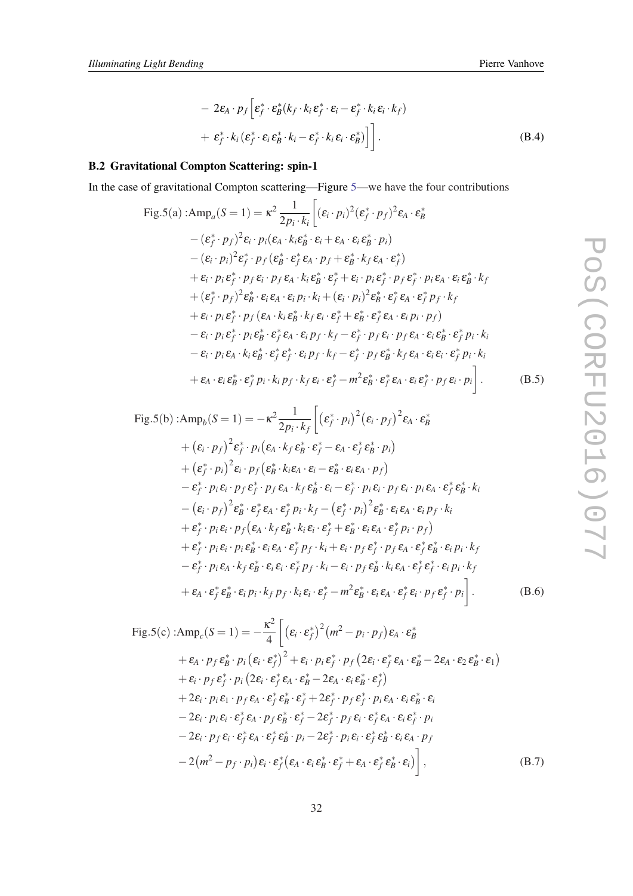$$
\begin{aligned}
&- 2\varepsilon_A \cdot p_f \Big[ \varepsilon_f^* \cdot \varepsilon_B^* (k_f \cdot k_i \, \varepsilon_f^* \cdot \varepsilon_i - \varepsilon_f^* \cdot k_i \, \varepsilon_i \cdot k_f) \\
&+ \varepsilon_f^* \cdot k_i (\varepsilon_f^* \cdot \varepsilon_i \, \varepsilon_B^* \cdot k_i - \varepsilon_f^* \cdot k_i \, \varepsilon_i \cdot \varepsilon_B^*) \Big] \Big] .
\end{aligned} \tag{B.4}
$$

### B.2 Gravitational Compton Scattering: spin-1

In the case of gravitational Compton scattering—Figure 5—we have the four contributions

$$
\begin{aligned}
\text{Fig.5(a)} :\text{Amp}_a(S=1) = \kappa^2 \frac{1}{2p_i \cdot k_i} \Big[ &(\varepsilon_i \cdot p_i)^2 (\varepsilon_f^* \cdot p_f)^2 \varepsilon_A \cdot \varepsilon_B^* \\
&- (\varepsilon_f^* \cdot p_f)^2 \varepsilon_i \cdot p_i (\varepsilon_A \cdot k_i \varepsilon_B^* \cdot \varepsilon_i + \varepsilon_A \cdot \varepsilon_i \varepsilon_B^* \cdot p_i) \\
&- (\varepsilon_i \cdot p_i)^2 \varepsilon_f^* \cdot p_f (\varepsilon_B^* \cdot \varepsilon_f^* \varepsilon_A \cdot p_f + \varepsilon_B^* \cdot k_f \, \varepsilon_A \cdot \varepsilon_f^*) \\
&+ \varepsilon_i \cdot p_i \, \varepsilon_f^* \cdot p_f \, \varepsilon_i \cdot p_f \, \varepsilon_A \cdot k_i \varepsilon_B^* \cdot \varepsilon_f^* + \varepsilon_i \cdot p_i \, \varepsilon_f^* \cdot p_f \, \varepsilon_f^* \cdot p_i \, \varepsilon_A \cdot \varepsilon_i \varepsilon_B^* \cdot k_f \\
&+ (\varepsilon_f^* \cdot p_f)^2 \varepsilon_B^* \cdot \varepsilon_i \varepsilon_A \cdot \varepsilon_i \, p_i \cdot k_i + (\varepsilon_i \cdot p_i)^2 \varepsilon_B^* \cdot \varepsilon_f^* \varepsilon_A \cdot \varepsilon_f^* \, p_f \cdot k_f \\
&+ \varepsilon_i \cdot p_i \, \varepsilon_f^* \cdot p_f \, (\varepsilon_A \cdot k_i \varepsilon_B^* \cdot k_f \, \varepsilon_i \cdot \varepsilon_f^* + \varepsilon_B^* \cdot \varepsilon_f^* \varepsilon_A \cdot \varepsilon_i \, p_i \cdot p_f) \\
&- \varepsilon_i \cdot p_i \, \varepsilon_f^* \cdot p_i \varepsilon_B^* \cdot \varepsilon_f^* \varepsilon_A \cdot \varepsilon_i \, p_f \cdot k_f - \varepsilon_f^* \cdot p_f \, \varepsilon_i \cdot p_f \, \varepsilon_A \cdot \varepsilon_i \varepsilon_B^* \cdot \varepsilon_f^* \, p_i \cdot k_i \\
&- \varepsilon_i \cdot p_i \, \varepsilon_A \cdot k_i \, \varepsilon_B^* \cdot \varepsilon_f^* \varepsilon_f^* \cdot \varepsilon_i \, p_f \cdot k_f - \varepsilon_f^* \cdot p_f \, \varepsilon_B^* \cdot k_f \, \varepsilon_A \cdot \varepsilon_i \, \varepsilon_i \cdot \varepsilon_f^* \, p_i \cdot k_i \\
&+ \varepsilon_A \cdot \varepsilon_i \varepsilon_B^* \cdot \varepsilon_f^* \, p_i \cdot k_i \, p_f \cdot k_f \, \varepsilon_i \cdot \varepsilon_f^* - m^2 \varepsilon_B^* \cdot \varepsilon_f^* \varepsilon_A \cdot \varepsilon_i \varepsilon_f^* \cdot p_f \, \varepsilon_i \cdot p_i \Big] .
\end{aligned} \tag{B.5}
$$

$$
\begin{aligned}
\text{Fig.5(b)} :\text{Amp}_b(S=1) = -\kappa^2 \frac{1}{2p_i \cdot k_f} \Big[ &\big(\varepsilon_f^* \cdot p_i\big)^2 \big(\varepsilon_i \cdot p_f\big)^2 \varepsilon_A \cdot \varepsilon_B^* \\
&+ \big(\varepsilon_i \cdot p_f\big)^2 \varepsilon_f^* \cdot p_i \big(\varepsilon_A \cdot k_f \, \varepsilon_B^* \cdot \varepsilon_f^* - \varepsilon_A \cdot \varepsilon_f^* \varepsilon_B^* \cdot p_i\big) \\
&+ \big(\varepsilon_f^* \cdot p_i\big)^2 \varepsilon_i \cdot p_f \big(\varepsilon_B^* \cdot k_i \varepsilon_A \cdot \varepsilon_i - \varepsilon_B^* \cdot \varepsilon_i \, \varepsilon_A \cdot p_f\big) \\
&- \varepsilon_f^* \cdot p_i \, \varepsilon_i \cdot p_f \, \varepsilon_f^* \cdot p_f \, \varepsilon_A \cdot k_f \, \varepsilon_B^* \cdot \varepsilon_i - \varepsilon_f^* \cdot p_i \, \varepsilon_i \cdot p_f \, \varepsilon_i \cdot p_i \, \varepsilon_A \cdot \varepsilon_f^* \varepsilon_B^* \cdot k_i \\
&- \big(\varepsilon_i \cdot p_f\big)^2 \varepsilon_B^* \cdot \varepsilon_f^* \varepsilon_A \cdot \varepsilon_f^* \, p_i \cdot k_f - \big(\varepsilon_f^* \cdot p_i\big)^2 \varepsilon_B^* \cdot \varepsilon_i \, \varepsilon_A \cdot \varepsilon_i \, p_f \cdot k_i \\
&+ \varepsilon_f^* \cdot p_i \, \varepsilon_i \cdot p_f \big(\varepsilon_A \cdot k_f \, \varepsilon_B^* \cdot k_i \, \varepsilon_i \cdot \varepsilon_f^* + \varepsilon_B^* \cdot \varepsilon_i \, \varepsilon_A \cdot \varepsilon_f^* \, p_i \cdot p_f\big) \\
&+ \varepsilon_f^* \cdot p_i \, \varepsilon_i \cdot p_i \, \varepsilon_B^* \cdot \varepsilon_i \, \varepsilon_A \cdot \varepsilon_f^* \, p_f \cdot k_i + \varepsilon_i \cdot p_f \, \varepsilon_f^* \cdot p_f \, \varepsilon_A \cdot \varepsilon_f^* \varepsilon_B^* \cdot \varepsilon_i \, p_i \cdot k_f \\
&- \varepsilon_f^* \cdot p_i \, \varepsilon_A \cdot k_f \, \varepsilon_B^* \cdot \varepsilon_i \, \varepsilon_i \cdot \varepsilon_f^* \, p_f \cdot k_i - \varepsilon_i \cdot p_f \, \varepsilon_B^* \cdot k_i \, \varepsilon_A \cdot \varepsilon_f^* \varepsilon_f^* \cdot \varepsilon_i \, p_i \cdot k_f \\
&+ \varepsilon_A \cdot \varepsilon_f^* \varepsilon_B^* \cdot \varepsilon_i \, p_i \cdot k_f \, p_f \cdot k_i \, \varepsilon_i \cdot \varepsilon_f^* - m^2 \varepsilon_B^* \cdot \varepsilon_i \, \varepsilon_A \cdot \varepsilon_f^* \varepsilon_i \cdot p_f \, \varepsilon_f^* \cdot p_i \Big] .
\end{aligned} \tag{B.6}
$$

$$
\begin{aligned}
\text{Fig.5(c)} :\text{Amp}_c(S=1) = -\frac{\kappa^2}{4} \Big[ &\big(\varepsilon_i \cdot \varepsilon_f^*\big)^2 \big(m^2 - p_i \cdot p_f\big) \varepsilon_A \cdot \varepsilon_B^* \\
&+ \varepsilon_A \cdot p_f \, \varepsilon_B^* \cdot p_i \big(\varepsilon_i \cdot \varepsilon_f^*\big)^2 + \varepsilon_i \cdot p_i \, \varepsilon_f^* \cdot p_f \big(2\varepsilon_i \cdot \varepsilon_f^* \varepsilon_A \cdot \varepsilon_B^* - 2\varepsilon_A \cdot \varepsilon_2 \, \varepsilon_B^* \cdot \varepsilon_1\big) \\
&+ \varepsilon_i \cdot p_f \, \varepsilon_f^* \cdot p_i \big(2\varepsilon_i \cdot \varepsilon_f^* \varepsilon_A \cdot \varepsilon_B^* - 2\varepsilon_A \cdot \varepsilon_i \, \varepsilon_B^* \cdot \varepsilon_f^*\big) \\
&+ 2\varepsilon_i \cdot p_i \, \varepsilon_1 \cdot p_f \, \varepsilon_A \cdot \varepsilon_f^* \varepsilon_B^* \cdot \varepsilon_f^* + 2\varepsilon_f^* \cdot p_f \, \varepsilon_f^* \cdot p_i \, \varepsilon_A \cdot \varepsilon_i \, \varepsilon_B^* \cdot \varepsilon_i \\
&- 2\varepsilon_i \cdot p_i \, \varepsilon_i \cdot \varepsilon_f^* \varepsilon_A \cdot p_f \, \varepsilon_B^* \cdot \varepsilon_f^* - 2\varepsilon_f^* \cdot p_f \, \varepsilon_i \cdot \varepsilon_f^* \varepsilon_A \cdot \varepsilon_i \, \varepsilon_f^* \cdot p_i \\
&- 2\varepsilon_i \cdot p_f \, \varepsilon_i \cdot \varepsilon_f^* \varepsilon_A \cdot \varepsilon_f^* \varepsilon_B^* \cdot p_i - 2\varepsilon_f^* \cdot p_i \, \varepsilon_i \cdot \varepsilon_f^* \varepsilon_B^* \cdot \varepsilon_i \, \varepsilon_A \cdot p_f \\
&- 2\big(m^2 - p_f \cdot p_i\big) \varepsilon_i \cdot \varepsilon_f^* \big(\varepsilon_A \cdot \varepsilon_i \, \varepsilon_B^* \cdot \varepsilon_f^* + \varepsilon_A \cdot \varepsilon_f^* \varepsilon_B^* \cdot \varepsilon_i\big) \Big] ,
\end{aligned} \tag{B.7}
$$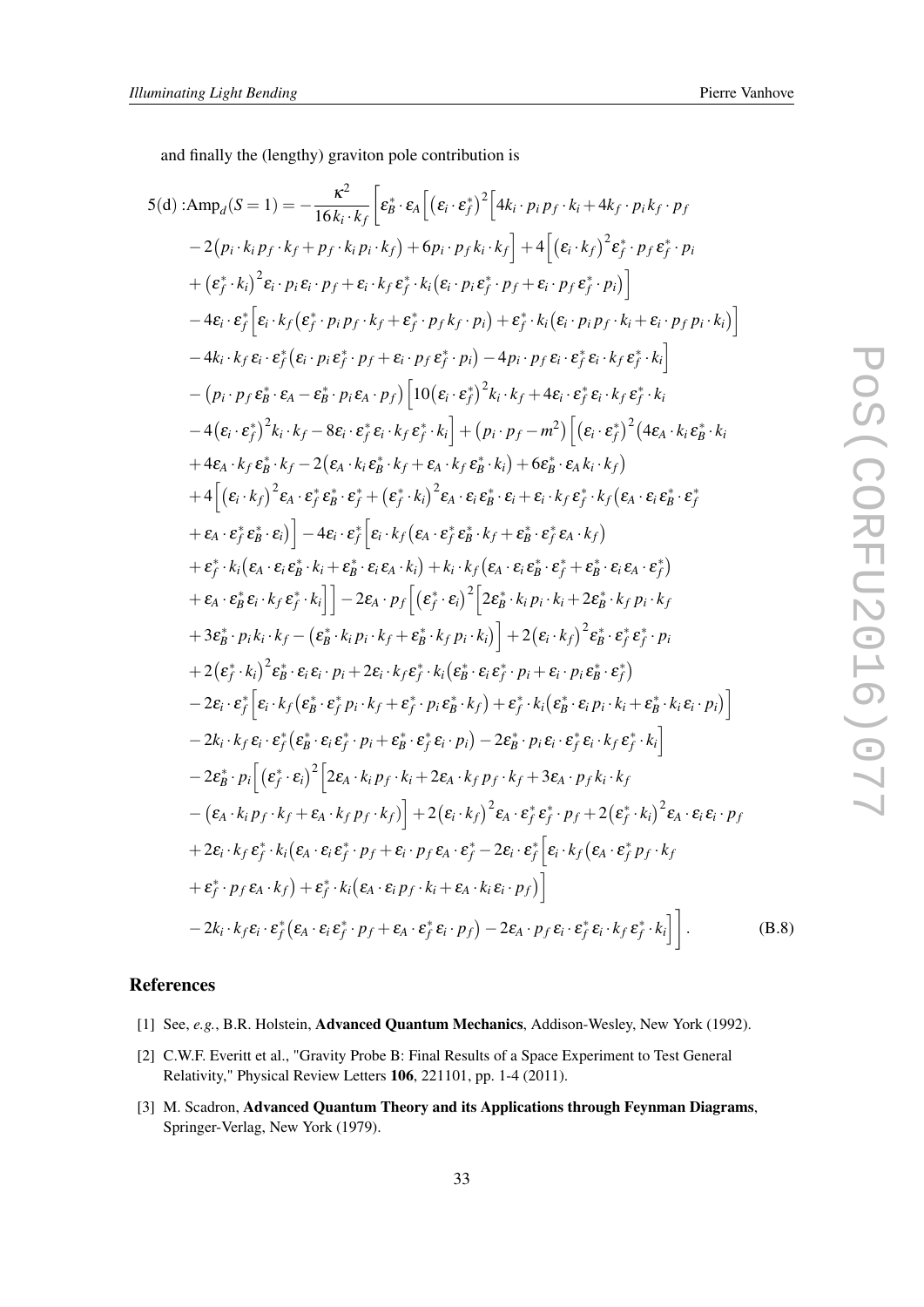and finally the (lengthy) graviton pole contribution is

$$
\begin{aligned}
5(\mathrm{d}) :\mathrm{Amp}_d(S=1) = -\frac{\kappa^2}{16 k_i\cdot k_f}\Big[&\varepsilon_B^*\cdot\varepsilon_A\Big[\big(\varepsilon_i\cdot\varepsilon_f^*\big)^2\Big[4k_i\cdot p_i\, p_f\cdot k_i + 4k_f\cdot p_i\, k_f\cdot p_f \\
&-2\big(p_i\cdot k_i\, p_f\cdot k_f + p_f\cdot k_i\, p_i\cdot k_f\big) + 6p_i\cdot p_f\, k_i\cdot k_f\Big] + 4\Big[\big(\varepsilon_i\cdot k_f\big)^2\varepsilon_f^*\cdot p_f\,\varepsilon_f^*\cdot p_i \\
&+\big(\varepsilon_f^*\cdot k_i\big)^2\varepsilon_i\cdot p_i\,\varepsilon_i\cdot p_f + \varepsilon_i\cdot k_f\,\varepsilon_f^*\cdot k_i\big(\varepsilon_i\cdot p_i\,\varepsilon_f^*\cdot p_f + \varepsilon_i\cdot p_f\,\varepsilon_f^*\cdot p_i\big)\Big] \\
&-4\varepsilon_i\cdot\varepsilon_f^*\Big[\varepsilon_i\cdot k_f\big(\varepsilon_f^*\cdot p_i\, p_f\cdot k_f + \varepsilon_f^*\cdot p_f\, k_f\cdot p_i\big) + \varepsilon_f^*\cdot k_i\big(\varepsilon_i\cdot p_i\, p_f\cdot k_i + \varepsilon_i\cdot p_f\, p_i\cdot k_i\big)\Big] \\
&-4k_i\cdot k_f\,\varepsilon_i\cdot\varepsilon_f^*\big(\varepsilon_i\cdot p_i\,\varepsilon_f^*\cdot p_f + \varepsilon_i\cdot p_f\,\varepsilon_f^*\cdot p_i\big) - 4p_i\cdot p_f\,\varepsilon_i\cdot\varepsilon_f^*\,\varepsilon_i\cdot k_f\,\varepsilon_f^*\cdot k_i\Big] \\
&-\big(p_i\cdot p_f\,\varepsilon_B^*\cdot\varepsilon_A - \varepsilon_B^*\cdot p_i\,\varepsilon_A\cdot p_f\big)\Big[10\big(\varepsilon_i\cdot\varepsilon_f^*\big)^2 k_i\cdot k_f + 4\varepsilon_i\cdot\varepsilon_f^*\,\varepsilon_i\cdot k_f\,\varepsilon_f^*\cdot k_i \\
&-4\big(\varepsilon_i\cdot\varepsilon_f^*\big)^2 k_i\cdot k_f - 8\varepsilon_i\cdot\varepsilon_f^*\,\varepsilon_i\cdot k_f\,\varepsilon_f^*\cdot k_i\Big] + \big(p_i\cdot p_f - m^2\big)\Big[\big(\varepsilon_i\cdot\varepsilon_f^*\big)^2\big(4\varepsilon_A\cdot k_i\,\varepsilon_B^*\cdot k_i \\
&+4\varepsilon_A\cdot k_f\,\varepsilon_B^*\cdot k_f - 2\big(\varepsilon_A\cdot k_i\,\varepsilon_B^*\cdot k_f + \varepsilon_A\cdot k_f\,\varepsilon_B^*\cdot k_i\big) + 6\varepsilon_B^*\cdot\varepsilon_A\, k_i\cdot k_f\big) \\
&+4\Big[\big(\varepsilon_i\cdot k_f\big)^2\varepsilon_A\cdot\varepsilon_f^*\,\varepsilon_B^*\cdot\varepsilon_f^* + \big(\varepsilon_f^*\cdot k_i\big)^2\varepsilon_A\cdot\varepsilon_i\,\varepsilon_B^*\cdot\varepsilon_i + \varepsilon_i\cdot k_f\,\varepsilon_f^*\cdot k_f\big(\varepsilon_A\cdot\varepsilon_i\,\varepsilon_B^*\cdot\varepsilon_f^* \\
&+\varepsilon_A\cdot\varepsilon_f^*\,\varepsilon_B^*\cdot\varepsilon_i\big)\Big] - 4\varepsilon_i\cdot\varepsilon_f^*\Big[\varepsilon_i\cdot k_f\big(\varepsilon_A\cdot\varepsilon_f^*\,\varepsilon_B^*\cdot k_f + \varepsilon_B^*\cdot\varepsilon_f^*\,\varepsilon_A\cdot k_f\big) \\
&+\varepsilon_f^*\cdot k_i\big(\varepsilon_A\cdot\varepsilon_i\,\varepsilon_B^*\cdot k_i + \varepsilon_B^*\cdot\varepsilon_i\,\varepsilon_A\cdot k_i\big) + k_i\cdot k_f\big(\varepsilon_A\cdot\varepsilon_i\,\varepsilon_B^*\cdot\varepsilon_f^* + \varepsilon_B^*\cdot\varepsilon_i\,\varepsilon_A\cdot\varepsilon_f^*\big) \\
&+\varepsilon_A\cdot\varepsilon_B^*\,\varepsilon_i\cdot k_f\,\varepsilon_f^*\cdot k_i\Big]\Big] - 2\varepsilon_A\cdot p_f\Big[\big(\varepsilon_f^*\cdot\varepsilon_i\big)^2\Big[2\varepsilon_B^*\cdot k_i\, p_i\cdot k_i + 2\varepsilon_B^*\cdot k_f\, p_i\cdot k_f \\
&+3\varepsilon_B^*\cdot p_i\, k_i\cdot k_f - \big(\varepsilon_B^*\cdot k_i\, p_i\cdot k_f + \varepsilon_B^*\cdot k_f\, p_i\cdot k_i\big)\Big] + 2\big(\varepsilon_i\cdot k_f\big)^2\varepsilon_B^*\cdot\varepsilon_f^*\,\varepsilon_f^*\cdot p_i \\
&+2\big(\varepsilon_f^*\cdot k_i\big)^2\varepsilon_B^*\cdot\varepsilon_i\,\varepsilon_i\cdot p_i + 2\varepsilon_i\cdot k_f\,\varepsilon_f^*\cdot k_i\big(\varepsilon_B^*\cdot\varepsilon_i\,\varepsilon_f^*\cdot p_i + \varepsilon_i\cdot p_i\,\varepsilon_B^*\cdot\varepsilon_f^*\big) \\
&-2\varepsilon_i\cdot\varepsilon_f^*\Big[\varepsilon_i\cdot k_f\big(\varepsilon_B^*\cdot\varepsilon_f^*\, p_i\cdot k_f + \varepsilon_f^*\cdot p_i\,\varepsilon_B^*\cdot k_f\big) + \varepsilon_f^*\cdot k_i\big(\varepsilon_B^*\cdot\varepsilon_i\, p_i\cdot k_i + \varepsilon_B^*\cdot k_i\,\varepsilon_i\cdot p_i\big)\Big] \\
&-2k_i\cdot k_f\,\varepsilon_i\cdot\varepsilon_f^*\big(\varepsilon_B^*\cdot\varepsilon_i\,\varepsilon_f^*\cdot p_i + \varepsilon_B^*\cdot\varepsilon_f^*\,\varepsilon_i\cdot p_i\big) - 2\varepsilon_B^*\cdot p_i\,\varepsilon_i\cdot\varepsilon_f^*\,\varepsilon_i\cdot k_f\,\varepsilon_f^*\cdot k_i\Big] \\
&-2\varepsilon_B^*\cdot p_i\Big[\big(\varepsilon_f^*\cdot\varepsilon_i\big)^2\Big[2\varepsilon_A\cdot k_i\, p_f\cdot k_i + 2\varepsilon_A\cdot k_f\, p_f\cdot k_f + 3\varepsilon_A\cdot p_f\, k_i\cdot k_f \\
&-\big(\varepsilon_A\cdot k_i\, p_f\cdot k_f + \varepsilon_A\cdot k_f\, p_f\cdot k_f\big)\Big] + 2\big(\varepsilon_i\cdot k_f\big)^2\varepsilon_A\cdot\varepsilon_f^*\,\varepsilon_f^*\cdot p_f + 2\big(\varepsilon_f^*\cdot k_i\big)^2\varepsilon_A\cdot\varepsilon_i\,\varepsilon_i\cdot p_f \\
&+2\varepsilon_i\cdot k_f\,\varepsilon_f^*\cdot k_i\big(\varepsilon_A\cdot\varepsilon_i\,\varepsilon_f^*\cdot p_f + \varepsilon_i\cdot p_f\,\varepsilon_A\cdot\varepsilon_f^* - 2\varepsilon_i\cdot\varepsilon_f^*\Big[\varepsilon_i\cdot k_f\big(\varepsilon_A\cdot\varepsilon_f^*\, p_f\cdot k_f \\
&+\varepsilon_f^*\cdot p_f\,\varepsilon_A\cdot k_f\big) + \varepsilon_f^*\cdot k_i\big(\varepsilon_A\cdot\varepsilon_i\, p_f\cdot k_i + \varepsilon_A\cdot k_i\,\varepsilon_i\cdot p_f\big)\Big] \\
&-2k_i\cdot k_f\,\varepsilon_i\cdot\varepsilon_f^*\big(\varepsilon_A\cdot\varepsilon_i\,\varepsilon_f^*\cdot p_f + \varepsilon_A\cdot\varepsilon_f^*\,\varepsilon_i\cdot p_f\big) - 2\varepsilon_A\cdot p_f\,\varepsilon_i\cdot\varepsilon_f^*\,\varepsilon_i\cdot k_f\,\varepsilon_f^*\cdot k_i\Big]\Big].
\end{aligned}
\tag{B.8}
$$

## References

[1] See, *e.g.*, B.R. Holstein, **Advanced Quantum Mechanics**, Addison-Wesley, New York (1992).

[2] C.W.F. Everitt et al., "Gravity Probe B: Final Results of a Space Experiment to Test General Relativity," Physical Review Letters **106**, 221101, pp. 1-4 (2011).

[3] M. Scadron, **Advanced Quantum Theory and its Applications through Feynman Diagrams**, Springer-Verlag, New York (1979).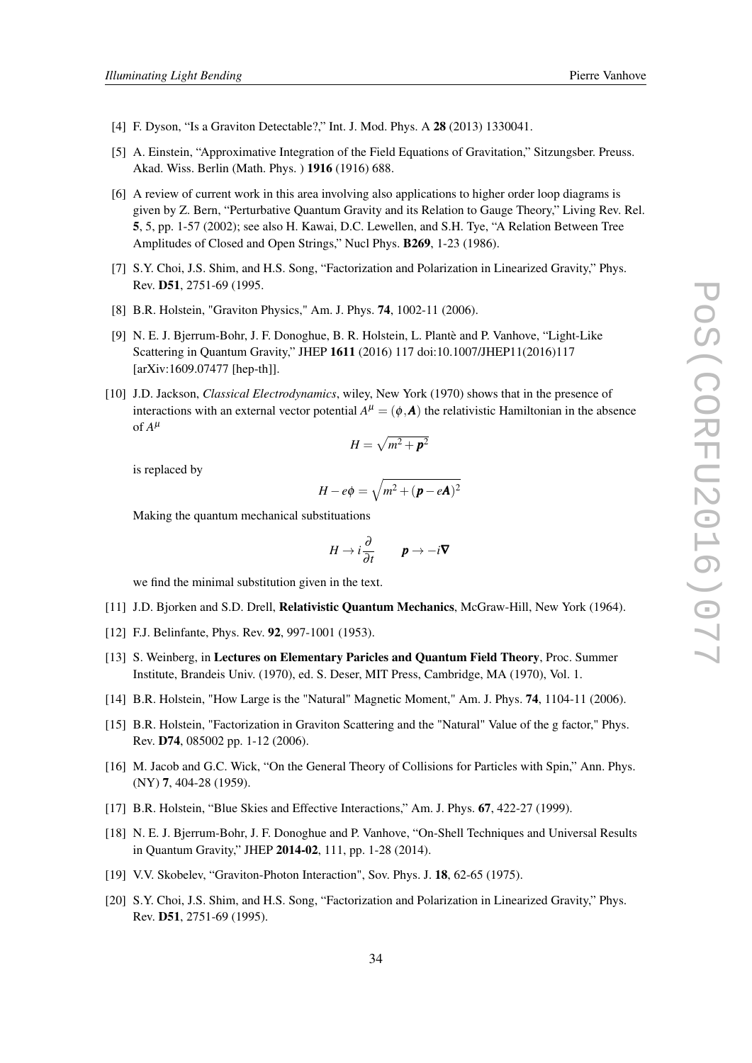[4] F. Dyson, "Is a Graviton Detectable?," Int. J. Mod. Phys. A **28** (2013) 1330041.

[5] A. Einstein, "Approximative Integration of the Field Equations of Gravitation," Sitzungsber. Preuss. Akad. Wiss. Berlin (Math. Phys. ) **1916** (1916) 688.

[6] A review of current work in this area involving also applications to higher order loop diagrams is given by Z. Bern, "Perturbative Quantum Gravity and its Relation to Gauge Theory," Living Rev. Rel. **5**, 5, pp. 1-57 (2002); see also H. Kawai, D.C. Lewellen, and S.H. Tye, "A Relation Between Tree Amplitudes of Closed and Open Strings," Nucl Phys. **B269**, 1-23 (1986).

[7] S.Y. Choi, J.S. Shim, and H.S. Song, "Factorization and Polarization in Linearized Gravity," Phys. Rev. **D51**, 2751-69 (1995.

[8] B.R. Holstein, "Graviton Physics," Am. J. Phys. **74**, 1002-11 (2006).

[9] N. E. J. Bjerrum-Bohr, J. F. Donoghue, B. R. Holstein, L. Plantè and P. Vanhove, "Light-Like Scattering in Quantum Gravity," JHEP **1611** (2016) 117 doi:10.1007/JHEP11(2016)117 [arXiv:1609.07477 [hep-th]].

[10] J.D. Jackson, *Classical Electrodynamics*, wiley, New York (1970) shows that in the presence of interactions with an external vector potential $A^\mu = (\phi, \boldsymbol{A})$ the relativistic Hamiltonian in the absence of $A^\mu$

$$H = \sqrt{m^2 + \boldsymbol{p}^2}$$

is replaced by

$$H - e\phi = \sqrt{m^2 + (\boldsymbol{p} - e\boldsymbol{A})^2}$$

Making the quantum mechanical substituations

$$H \to i\frac{\partial}{\partial t} \qquad \boldsymbol{p} \to -i\boldsymbol{\nabla}$$

we find the minimal substitution given in the text.

[11] J.D. Bjorken and S.D. Drell, **Relativistic Quantum Mechanics**, McGraw-Hill, New York (1964).

[12] F.J. Belinfante, Phys. Rev. **92**, 997-1001 (1953).

[13] S. Weinberg, in **Lectures on Elementary Paricles and Quantum Field Theory**, Proc. Summer Institute, Brandeis Univ. (1970), ed. S. Deser, MIT Press, Cambridge, MA (1970), Vol. 1.

[14] B.R. Holstein, "How Large is the "Natural" Magnetic Moment," Am. J. Phys. **74**, 1104-11 (2006).

[15] B.R. Holstein, "Factorization in Graviton Scattering and the "Natural" Value of the g factor," Phys. Rev. **D74**, 085002 pp. 1-12 (2006).

[16] M. Jacob and G.C. Wick, "On the General Theory of Collisions for Particles with Spin," Ann. Phys. (NY) **7**, 404-28 (1959).

[17] B.R. Holstein, "Blue Skies and Effective Interactions," Am. J. Phys. **67**, 422-27 (1999).

[18] N. E. J. Bjerrum-Bohr, J. F. Donoghue and P. Vanhove, "On-Shell Techniques and Universal Results in Quantum Gravity," JHEP **2014-02**, 111, pp. 1-28 (2014).

[19] V.V. Skobelev, "Graviton-Photon Interaction", Sov. Phys. J. **18**, 62-65 (1975).

[20] S.Y. Choi, J.S. Shim, and H.S. Song, "Factorization and Polarization in Linearized Gravity," Phys. Rev. **D51**, 2751-69 (1995).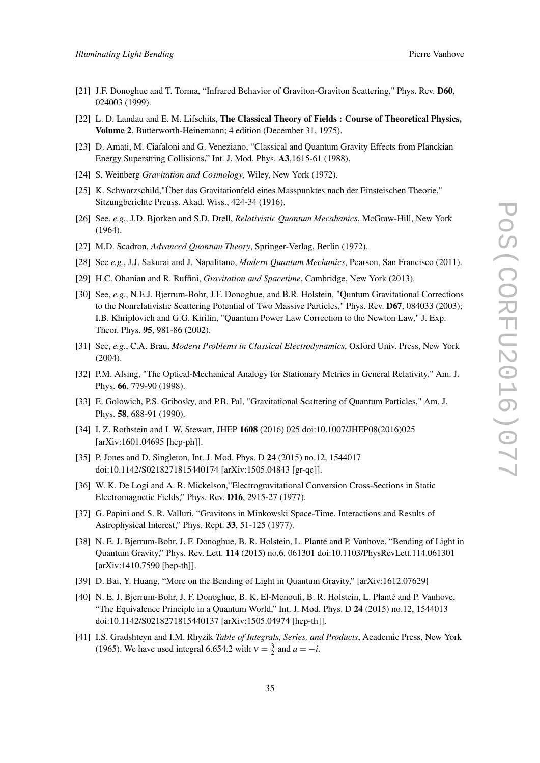[21] J.F. Donoghue and T. Torma, “Infrared Behavior of Graviton-Graviton Scattering," Phys. Rev. **D60**, 024003 (1999).

[22] L. D. Landau and E. M. Lifschits, **The Classical Theory of Fields : Course of Theoretical Physics, Volume 2**, Butterworth-Heinemann; 4 edition (December 31, 1975).

[23] D. Amati, M. Ciafaloni and G. Veneziano, “Classical and Quantum Gravity Effects from Planckian Energy Superstring Collisions,” Int. J. Mod. Phys. **A3**,1615-61 (1988).

[24] S. Weinberg *Gravitation and Cosmology*, Wiley, New York (1972).

[25] K. Schwarzschild,"Über das Gravitationfeld eines Masspunktes nach der Einsteischen Theorie," Sitzungberichte Preuss. Akad. Wiss., 424-34 (1916).

[26] See, *e.g.*, J.D. Bjorken and S.D. Drell, *Relativistic Quantum Mecahanics*, McGraw-Hill, New York (1964).

[27] M.D. Scadron, *Advanced Quantum Theory*, Springer-Verlag, Berlin (1972).

[28] See *e.g.*, J.J. Sakurai and J. Napalitano, *Modern Quantum Mechanics*, Pearson, San Francisco (2011).

[29] H.C. Ohanian and R. Ruffini, *Gravitation and Spacetime*, Cambridge, New York (2013).

[30] See, *e.g.*, N.E.J. Bjerrum-Bohr, J.F. Donoghue, and B.R. Holstein, "Quntum Gravitational Corrections to the Nonrelativistic Scattering Potential of Two Massive Particles," Phys. Rev. **D67**, 084033 (2003); I.B. Khriplovich and G.G. Kirilin, "Quantum Power Law Correction to the Newton Law," J. Exp. Theor. Phys. **95**, 981-86 (2002).

[31] See, *e.g.*, C.A. Brau, *Modern Problems in Classical Electrodynamics*, Oxford Univ. Press, New York (2004).

[32] P.M. Alsing, "The Optical-Mechanical Analogy for Stationary Metrics in General Relativity," Am. J. Phys. **66**, 779-90 (1998).

[33] E. Golowich, P.S. Gribosky, and P.B. Pal, "Gravitational Scattering of Quantum Particles," Am. J. Phys. **58**, 688-91 (1990).

[34] I. Z. Rothstein and I. W. Stewart, JHEP **1608** (2016) 025 doi:10.1007/JHEP08(2016)025 [arXiv:1601.04695 [hep-ph]].

[35] P. Jones and D. Singleton, Int. J. Mod. Phys. D **24** (2015) no.12, 1544017 doi:10.1142/S0218271815440174 [arXiv:1505.04843 [gr-qc]].

[36] W. K. De Logi and A. R. Mickelson,“Electrogravitational Conversion Cross-Sections in Static Electromagnetic Fields,” Phys. Rev. **D16**, 2915-27 (1977).

[37] G. Papini and S. R. Valluri, “Gravitons in Minkowski Space-Time. Interactions and Results of Astrophysical Interest,” Phys. Rept. **33**, 51-125 (1977).

[38] N. E. J. Bjerrum-Bohr, J. F. Donoghue, B. R. Holstein, L. Planté and P. Vanhove, “Bending of Light in Quantum Gravity,” Phys. Rev. Lett. **114** (2015) no.6, 061301 doi:10.1103/PhysRevLett.114.061301 [arXiv:1410.7590 [hep-th]].

[39] D. Bai, Y. Huang, “More on the Bending of Light in Quantum Gravity,” [arXiv:1612.07629]

[40] N. E. J. Bjerrum-Bohr, J. F. Donoghue, B. K. El-Menoufi, B. R. Holstein, L. Planté and P. Vanhove, “The Equivalence Principle in a Quantum World,” Int. J. Mod. Phys. D **24** (2015) no.12, 1544013 doi:10.1142/S0218271815440137 [arXiv:1505.04974 [hep-th]].

[41] I.S. Gradshteyn and I.M. Rhyzik *Table of Integrals, Series, and Products*, Academic Press, New York (1965). We have used integral 6.654.2 with $\nu = \frac{3}{2}$ and $a = -i$.